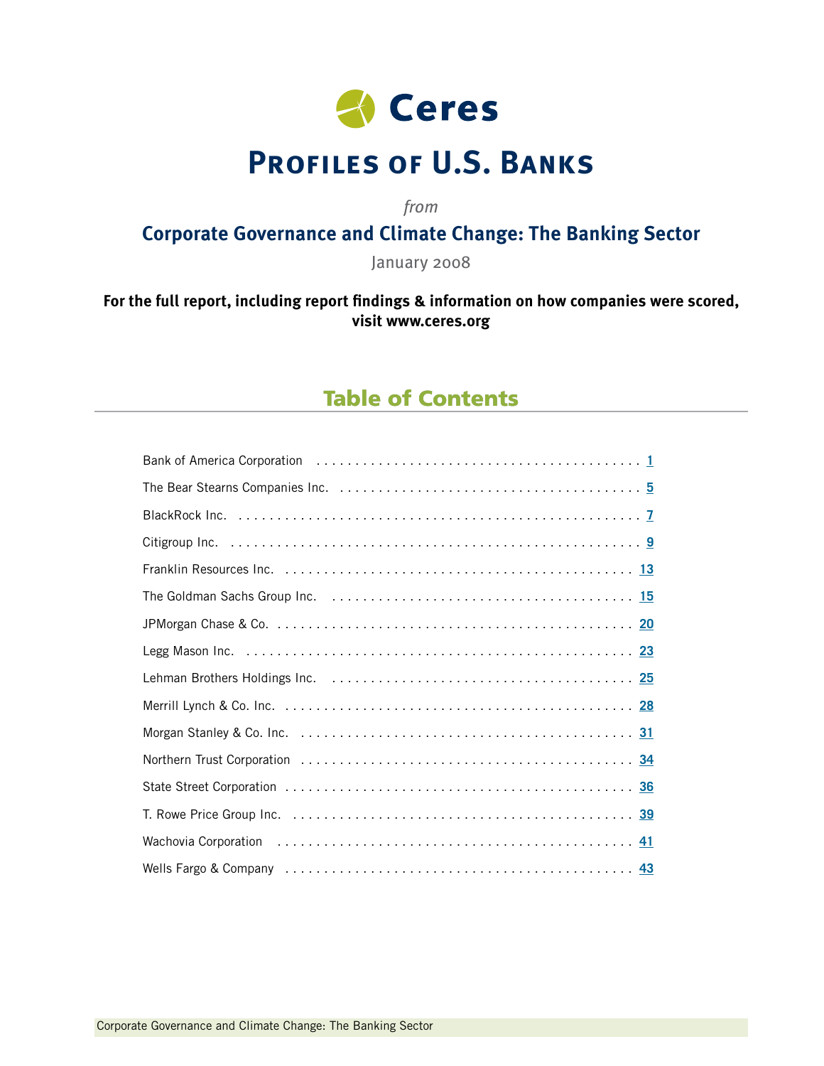# Ceres

# Profiles of U.S. Banks

*from*

## Corporate Governance and Climate Change: The Banking Sector

January 2008

**For the full report, including report findings & information on how companies were scored, visit www.ceres.org**

## Table of Contents

| Company | Page |
| --- | --- |
| Bank of America Corporation | 1 |
| The Bear Stearns Companies Inc. | 5 |
| BlackRock Inc. | 7 |
| Citigroup Inc. | 9 |
| Franklin Resources Inc. | 13 |
| The Goldman Sachs Group Inc. | 15 |
| JPMorgan Chase & Co. | 20 |
| Legg Mason Inc. | 23 |
| Lehman Brothers Holdings Inc. | 25 |
| Merrill Lynch & Co. Inc. | 28 |
| Morgan Stanley & Co. Inc. | 31 |
| Northern Trust Corporation | 34 |
| State Street Corporation | 36 |
| T. Rowe Price Group Inc. | 39 |
| Wachovia Corporation | 41 |
| Wells Fargo & Company | 43 |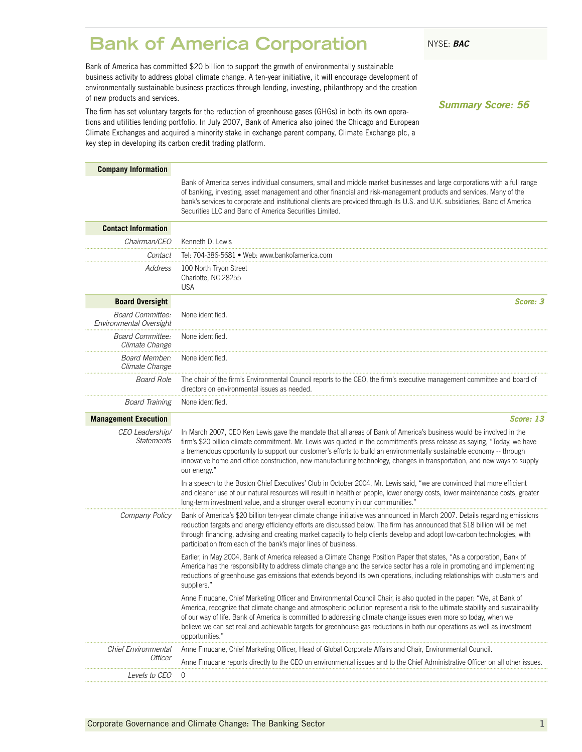# Bank of America Corporation

NYSE: ***BAC***

Bank of America has committed $20 billion to support the growth of environmentally sustainable business activity to address global climate change. A ten-year initiative, it will encourage development of environmentally sustainable business practices through lending, investing, philanthropy and the creation of new products and services.

The firm has set voluntary targets for the reduction of greenhouse gases (GHGs) in both its own operations and utilities lending portfolio. In July 2007, Bank of America also joined the Chicago and European Climate Exchanges and acquired a minority stake in exchange parent company, Climate Exchange plc, a key step in developing its carbon credit trading platform.

***Summary Score: 56***

## Company Information

Bank of America serves individual consumers, small and middle market businesses and large corporations with a full range of banking, investing, asset management and other financial and risk-management products and services. Many of the bank's services to corporate and institutional clients are provided through its U.S. and U.K. subsidiaries, Banc of America Securities LLC and Banc of America Securities Limited.

## Contact Information

| | |
|---|---|
| *Chairman/CEO* | Kenneth D. Lewis |
| *Contact* | Tel: 704-386-5681 • Web: www.bankofamerica.com |
| *Address* | 100 North Tryon Street<br>Charlotte, NC 28255<br>USA |

## Board Oversight

***Score: 3***

| | |
|---|---|
| *Board Committee: Environmental Oversight* | None identified. |
| *Board Committee: Climate Change* | None identified. |
| *Board Member: Climate Change* | None identified. |
| *Board Role* | The chair of the firm's Environmental Council reports to the CEO, the firm's executive management committee and board of directors on environmental issues as needed. |
| *Board Training* | None identified. |

## Management Execution

***Score: 13***

*CEO Leadership/ Statements*

In March 2007, CEO Ken Lewis gave the mandate that all areas of Bank of America's business would be involved in the firm's $20 billion climate commitment. Mr. Lewis was quoted in the commitment's press release as saying, "Today, we have a tremendous opportunity to support our customer's efforts to build an environmentally sustainable economy -- through innovative home and office construction, new manufacturing technology, changes in transportation, and new ways to supply our energy."

In a speech to the Boston Chief Executives' Club in October 2004, Mr. Lewis said, "we are convinced that more efficient and cleaner use of our natural resources will result in healthier people, lower energy costs, lower maintenance costs, greater long-term investment value, and a stronger overall economy in our communities."

*Company Policy*

Bank of America's $20 billion ten-year climate change initiative was announced in March 2007. Details regarding emissions reduction targets and energy efficiency efforts are discussed below. The firm has announced that $18 billion will be met through financing, advising and creating market capacity to help clients develop and adopt low-carbon technologies, with participation from each of the bank's major lines of business.

Earlier, in May 2004, Bank of America released a Climate Change Position Paper that states, "As a corporation, Bank of America has the responsibility to address climate change and the service sector has a role in promoting and implementing reductions of greenhouse gas emissions that extends beyond its own operations, including relationships with customers and suppliers."

Anne Finucane, Chief Marketing Officer and Environmental Council Chair, is also quoted in the paper: "We, at Bank of America, recognize that climate change and atmospheric pollution represent a risk to the ultimate stability and sustainability of our way of life. Bank of America is committed to addressing climate change issues even more so today, when we believe we can set real and achievable targets for greenhouse gas reductions in both our operations as well as investment opportunities."

*Chief Environmental Officer*

Anne Finucane, Chief Marketing Officer, Head of Global Corporate Affairs and Chair, Environmental Council.

Anne Finucane reports directly to the CEO on environmental issues and to the Chief Administrative Officer on all other issues.

*Levels to CEO*

0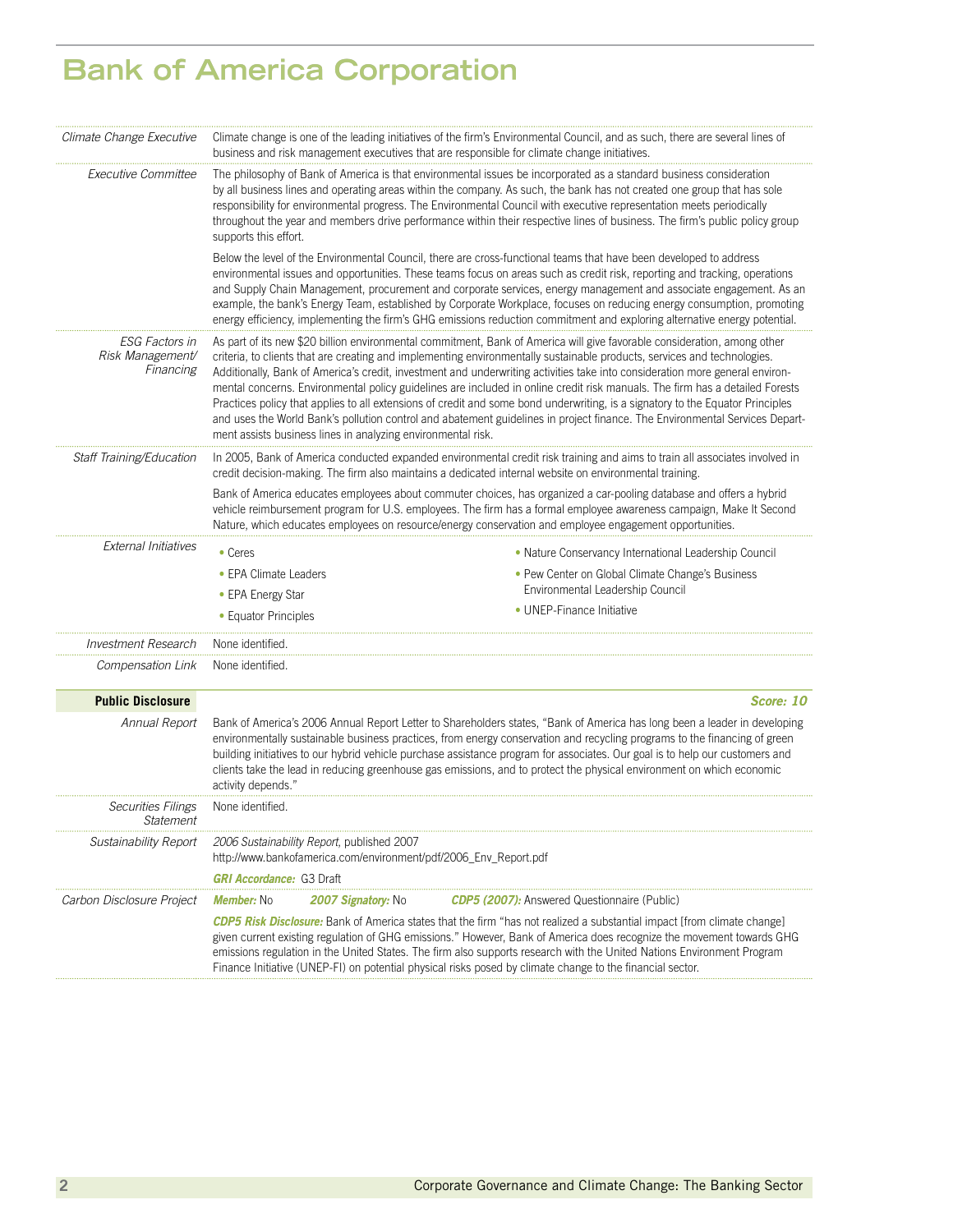# Bank of America Corporation

*Climate Change Executive*

Climate change is one of the leading initiatives of the firm's Environmental Council, and as such, there are several lines of business and risk management executives that are responsible for climate change initiatives.

*Executive Committee*

The philosophy of Bank of America is that environmental issues be incorporated as a standard business consideration by all business lines and operating areas within the company. As such, the bank has not created one group that has sole responsibility for environmental progress. The Environmental Council with executive representation meets periodically throughout the year and members drive performance within their respective lines of business. The firm's public policy group supports this effort.

Below the level of the Environmental Council, there are cross-functional teams that have been developed to address environmental issues and opportunities. These teams focus on areas such as credit risk, reporting and tracking, operations and Supply Chain Management, procurement and corporate services, energy management and associate engagement. As an example, the bank's Energy Team, established by Corporate Workplace, focuses on reducing energy consumption, promoting energy efficiency, implementing the firm's GHG emissions reduction commitment and exploring alternative energy potential.

*ESG Factors in Risk Management/ Financing*

As part of its new $20 billion environmental commitment, Bank of America will give favorable consideration, among other criteria, to clients that are creating and implementing environmentally sustainable products, services and technologies. Additionally, Bank of America's credit, investment and underwriting activities take into consideration more general environmental concerns. Environmental policy guidelines are included in online credit risk manuals. The firm has a detailed Forests Practices policy that applies to all extensions of credit and some bond underwriting, is a signatory to the Equator Principles and uses the World Bank's pollution control and abatement guidelines in project finance. The Environmental Services Department assists business lines in analyzing environmental risk.

*Staff Training/Education*

In 2005, Bank of America conducted expanded environmental credit risk training and aims to train all associates involved in credit decision-making. The firm also maintains a dedicated internal website on environmental training.

Bank of America educates employees about commuter choices, has organized a car-pooling database and offers a hybrid vehicle reimbursement program for U.S. employees. The firm has a formal employee awareness campaign, Make It Second Nature, which educates employees on resource/energy conservation and employee engagement opportunities.

*External Initiatives*

- Ceres
- EPA Climate Leaders
- EPA Energy Star
- Equator Principles
- Nature Conservancy International Leadership Council
- Pew Center on Global Climate Change's Business Environmental Leadership Council
- UNEP-Finance Initiative

*Investment Research*

None identified.

*Compensation Link*

None identified.

## Public Disclosure — *Score: 10*

*Annual Report*

Bank of America's 2006 Annual Report Letter to Shareholders states, "Bank of America has long been a leader in developing environmentally sustainable business practices, from energy conservation and recycling programs to the financing of green building initiatives to our hybrid vehicle purchase assistance program for associates. Our goal is to help our customers and clients take the lead in reducing greenhouse gas emissions, and to protect the physical environment on which economic activity depends."

*Securities Filings Statement*

None identified.

*Sustainability Report*

*2006 Sustainability Report*, published 2007
http://www.bankofamerica.com/environment/pdf/2006_Env_Report.pdf

***GRI Accordance:*** G3 Draft

*Carbon Disclosure Project*

***Member:*** No ***2007 Signatory:*** No ***CDP5 (2007):*** Answered Questionnaire (Public)

***CDP5 Risk Disclosure:*** Bank of America states that the firm "has not realized a substantial impact [from climate change] given current existing regulation of GHG emissions." However, Bank of America does recognize the movement towards GHG emissions regulation in the United States. The firm also supports research with the United Nations Environment Program Finance Initiative (UNEP-FI) on potential physical risks posed by climate change to the financial sector.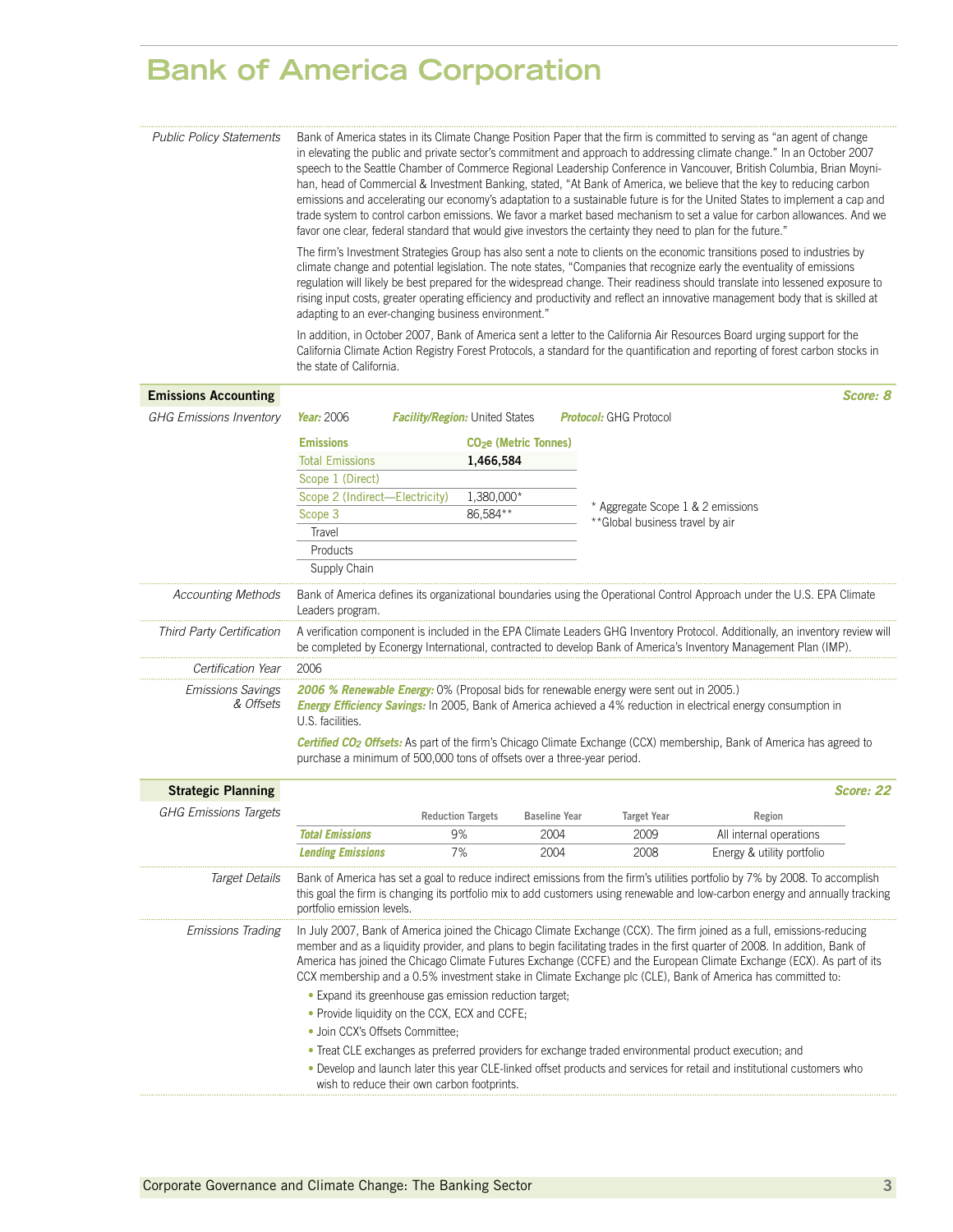# Bank of America Corporation

*Public Policy Statements*

Bank of America states in its Climate Change Position Paper that the firm is committed to serving as "an agent of change in elevating the public and private sector's commitment and approach to addressing climate change." In an October 2007 speech to the Seattle Chamber of Commerce Regional Leadership Conference in Vancouver, British Columbia, Brian Moynihan, head of Commercial & Investment Banking, stated, "At Bank of America, we believe that the key to reducing carbon emissions and accelerating our economy's adaptation to a sustainable future is for the United States to implement a cap and trade system to control carbon emissions. We favor a market based mechanism to set a value for carbon allowances. And we favor one clear, federal standard that would give investors the certainty they need to plan for the future."

The firm's Investment Strategies Group has also sent a note to clients on the economic transitions posed to industries by climate change and potential legislation. The note states, "Companies that recognize early the eventuality of emissions regulation will likely be best prepared for the widespread change. Their readiness should translate into lessened exposure to rising input costs, greater operating efficiency and productivity and reflect an innovative management body that is skilled at adapting to an ever-changing business environment."

In addition, in October 2007, Bank of America sent a letter to the California Air Resources Board urging support for the California Climate Action Registry Forest Protocols, a standard for the quantification and reporting of forest carbon stocks in the state of California.

## Emissions Accounting — *Score: 8*

*GHG Emissions Inventory*

***Year:*** 2006 ***Facility/Region:*** United States ***Protocol:*** GHG Protocol

| Emissions | $CO_2e$ (Metric Tonnes) |
|---|---|
| Total Emissions | **1,466,584** |
| Scope 1 (Direct) | |
| Scope 2 (Indirect—Electricity) | 1,380,000* |
| Scope 3 | 86,584** |
| Travel | |
| Products | |
| Supply Chain | |

\* Aggregate Scope 1 & 2 emissions
\*\*Global business travel by air

*Accounting Methods*

Bank of America defines its organizational boundaries using the Operational Control Approach under the U.S. EPA Climate Leaders program.

*Third Party Certification*

A verification component is included in the EPA Climate Leaders GHG Inventory Protocol. Additionally, an inventory review will be completed by Econergy International, contracted to develop Bank of America's Inventory Management Plan (IMP).

*Certification Year*

2006

*Emissions Savings & Offsets*

***2006 % Renewable Energy:*** 0% (Proposal bids for renewable energy were sent out in 2005.)
***Energy Efficiency Savings:*** In 2005, Bank of America achieved a 4% reduction in electrical energy consumption in U.S. facilities.

***Certified $CO_2$ Offsets:*** As part of the firm's Chicago Climate Exchange (CCX) membership, Bank of America has agreed to purchase a minimum of 500,000 tons of offsets over a three-year period.

## Strategic Planning — *Score: 22*

*GHG Emissions Targets*

| | Reduction Targets | Baseline Year | Target Year | Region |
|---|---|---|---|---|
| ***Total Emissions*** | 9% | 2004 | 2009 | All internal operations |
| ***Lending Emissions*** | 7% | 2004 | 2008 | Energy & utility portfolio |

*Target Details*

Bank of America has set a goal to reduce indirect emissions from the firm's utilities portfolio by 7% by 2008. To accomplish this goal the firm is changing its portfolio mix to add customers using renewable and low-carbon energy and annually tracking portfolio emission levels.

*Emissions Trading*

In July 2007, Bank of America joined the Chicago Climate Exchange (CCX). The firm joined as a full, emissions-reducing member and as a liquidity provider, and plans to begin facilitating trades in the first quarter of 2008. In addition, Bank of America has joined the Chicago Climate Futures Exchange (CCFE) and the European Climate Exchange (ECX). As part of its CCX membership and a 0.5% investment stake in Climate Exchange plc (CLE), Bank of America has committed to:

- Expand its greenhouse gas emission reduction target;
- Provide liquidity on the CCX, ECX and CCFE;
- Join CCX's Offsets Committee;
- Treat CLE exchanges as preferred providers for exchange traded environmental product execution; and
- Develop and launch later this year CLE-linked offset products and services for retail and institutional customers who wish to reduce their own carbon footprints.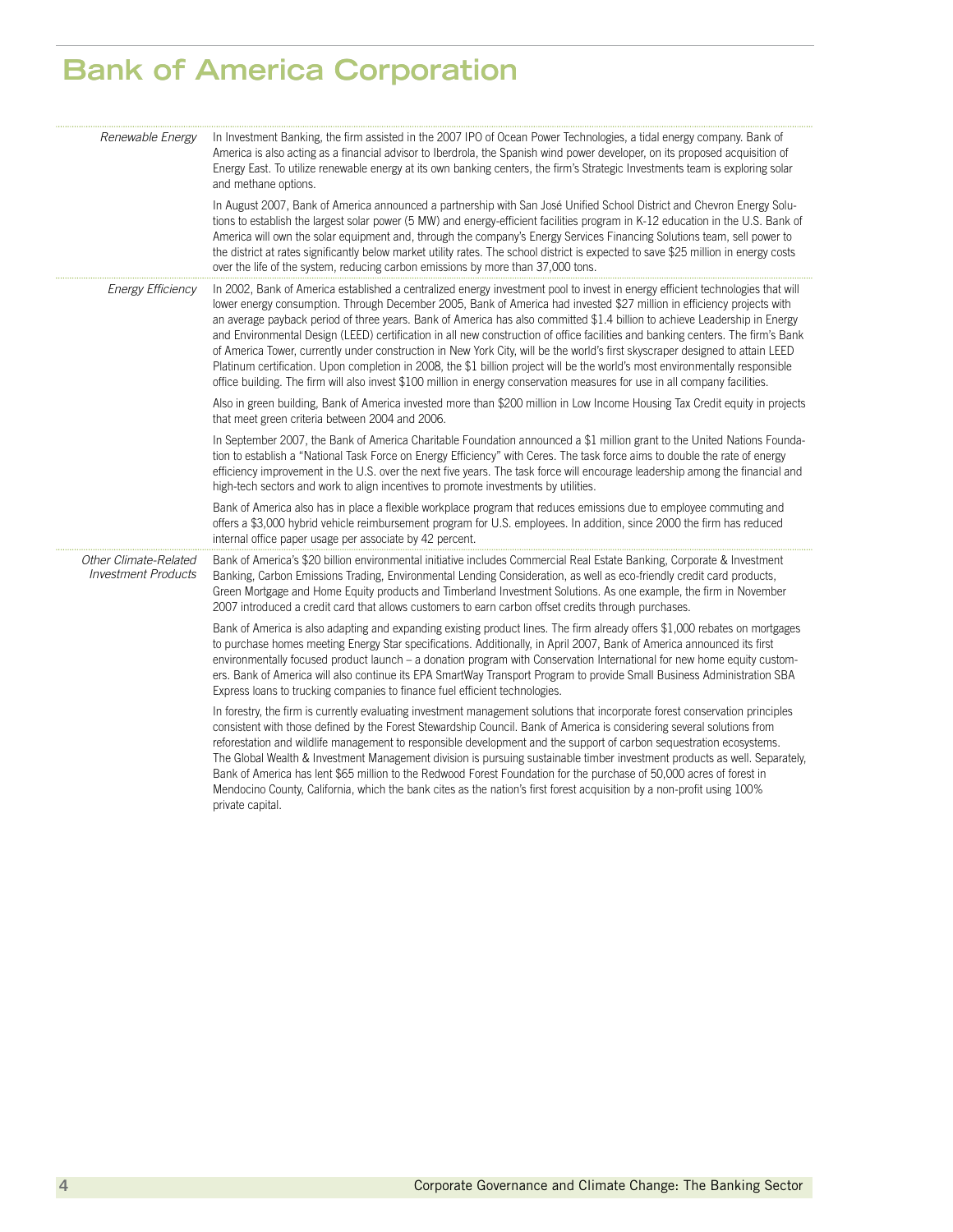# Bank of America Corporation

*Renewable Energy*

In Investment Banking, the firm assisted in the 2007 IPO of Ocean Power Technologies, a tidal energy company. Bank of America is also acting as a financial advisor to Iberdrola, the Spanish wind power developer, on its proposed acquisition of Energy East. To utilize renewable energy at its own banking centers, the firm's Strategic Investments team is exploring solar and methane options.

In August 2007, Bank of America announced a partnership with San José Unified School District and Chevron Energy Solutions to establish the largest solar power (5 MW) and energy-efficient facilities program in K-12 education in the U.S. Bank of America will own the solar equipment and, through the company's Energy Services Financing Solutions team, sell power to the district at rates significantly below market utility rates. The school district is expected to save $25 million in energy costs over the life of the system, reducing carbon emissions by more than 37,000 tons.

*Energy Efficiency*

In 2002, Bank of America established a centralized energy investment pool to invest in energy efficient technologies that will lower energy consumption. Through December 2005, Bank of America had invested $27 million in efficiency projects with an average payback period of three years. Bank of America has also committed $1.4 billion to achieve Leadership in Energy and Environmental Design (LEED) certification in all new construction of office facilities and banking centers. The firm's Bank of America Tower, currently under construction in New York City, will be the world's first skyscraper designed to attain LEED Platinum certification. Upon completion in 2008, the $1 billion project will be the world's most environmentally responsible office building. The firm will also invest $100 million in energy conservation measures for use in all company facilities.

Also in green building, Bank of America invested more than $200 million in Low Income Housing Tax Credit equity in projects that meet green criteria between 2004 and 2006.

In September 2007, the Bank of America Charitable Foundation announced a $1 million grant to the United Nations Foundation to establish a "National Task Force on Energy Efficiency" with Ceres. The task force aims to double the rate of energy efficiency improvement in the U.S. over the next five years. The task force will encourage leadership among the financial and high-tech sectors and work to align incentives to promote investments by utilities.

Bank of America also has in place a flexible workplace program that reduces emissions due to employee commuting and offers a $3,000 hybrid vehicle reimbursement program for U.S. employees. In addition, since 2000 the firm has reduced internal office paper usage per associate by 42 percent.

*Other Climate-Related Investment Products*

Bank of America's $20 billion environmental initiative includes Commercial Real Estate Banking, Corporate & Investment Banking, Carbon Emissions Trading, Environmental Lending Consideration, as well as eco-friendly credit card products, Green Mortgage and Home Equity products and Timberland Investment Solutions. As one example, the firm in November 2007 introduced a credit card that allows customers to earn carbon offset credits through purchases.

Bank of America is also adapting and expanding existing product lines. The firm already offers $1,000 rebates on mortgages to purchase homes meeting Energy Star specifications. Additionally, in April 2007, Bank of America announced its first environmentally focused product launch – a donation program with Conservation International for new home equity customers. Bank of America will also continue its EPA SmartWay Transport Program to provide Small Business Administration SBA Express loans to trucking companies to finance fuel efficient technologies.

In forestry, the firm is currently evaluating investment management solutions that incorporate forest conservation principles consistent with those defined by the Forest Stewardship Council. Bank of America is considering several solutions from reforestation and wildlife management to responsible development and the support of carbon sequestration ecosystems. The Global Wealth & Investment Management division is pursuing sustainable timber investment products as well. Separately, Bank of America has lent $65 million to the Redwood Forest Foundation for the purchase of 50,000 acres of forest in Mendocino County, California, which the bank cites as the nation's first forest acquisition by a non-profit using 100% private capital.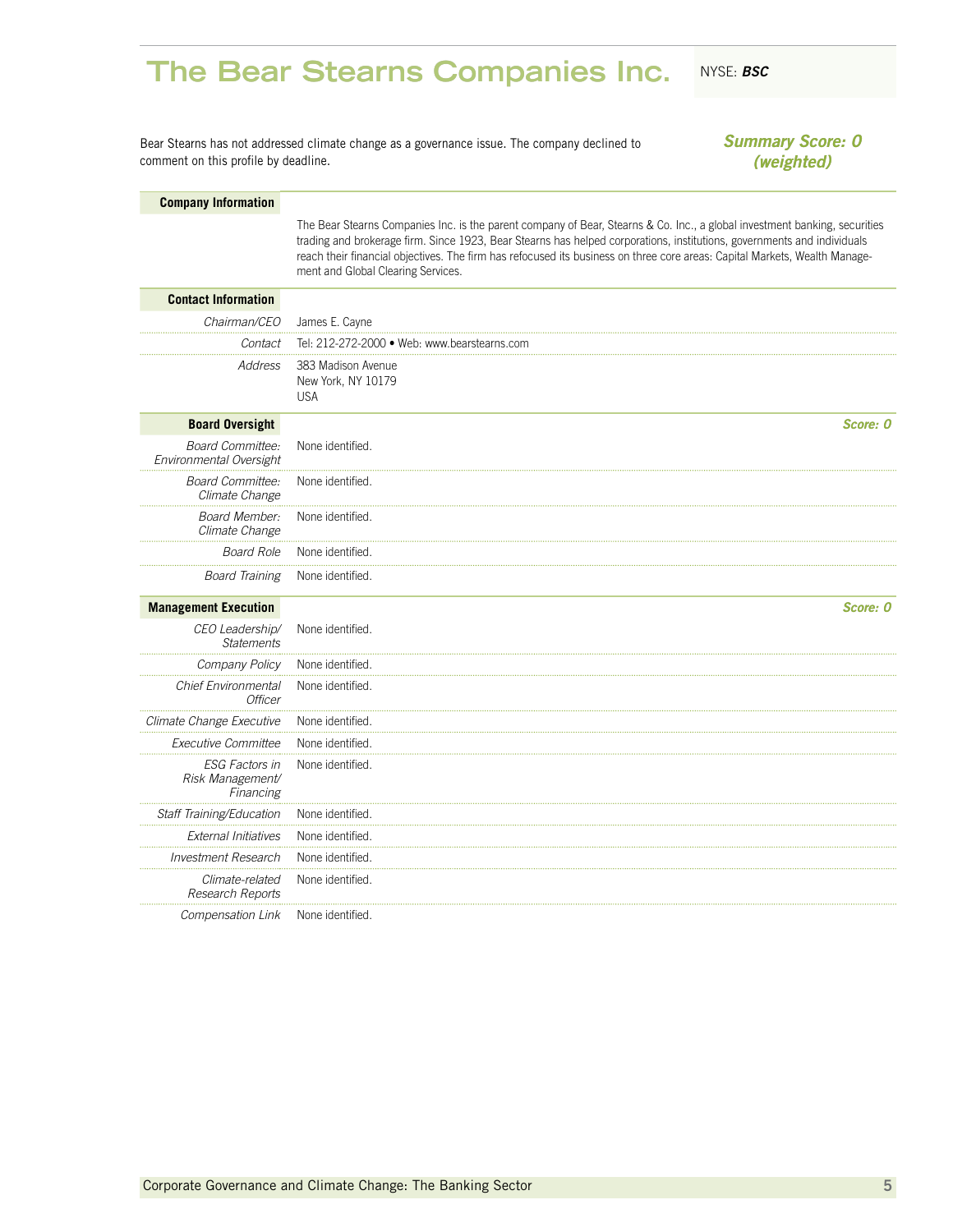# The Bear Stearns Companies Inc.

NYSE: ***BSC***

Bear Stearns has not addressed climate change as a governance issue. The company declined to comment on this profile by deadline.

***Summary Score: 0 (weighted)***

## Company Information

The Bear Stearns Companies Inc. is the parent company of Bear, Stearns & Co. Inc., a global investment banking, securities trading and brokerage firm. Since 1923, Bear Stearns has helped corporations, institutions, governments and individuals reach their financial objectives. The firm has refocused its business on three core areas: Capital Markets, Wealth Management and Global Clearing Services.

## Contact Information

| | |
|---|---|
| *Chairman/CEO* | James E. Cayne |
| *Contact* | Tel: 212-272-2000 • Web: www.bearstearns.com |
| *Address* | 383 Madison Avenue<br>New York, NY 10179<br>USA |

## Board Oversight

***Score: 0***

| | |
|---|---|
| *Board Committee: Environmental Oversight* | None identified. |
| *Board Committee: Climate Change* | None identified. |
| *Board Member: Climate Change* | None identified. |
| *Board Role* | None identified. |
| *Board Training* | None identified. |

## Management Execution

***Score: 0***

| | |
|---|---|
| *CEO Leadership/ Statements* | None identified. |
| *Company Policy* | None identified. |
| *Chief Environmental Officer* | None identified. |
| *Climate Change Executive* | None identified. |
| *Executive Committee* | None identified. |
| *ESG Factors in Risk Management/ Financing* | None identified. |
| *Staff Training/Education* | None identified. |
| *External Initiatives* | None identified. |
| *Investment Research* | None identified. |
| *Climate-related Research Reports* | None identified. |
| *Compensation Link* | None identified. |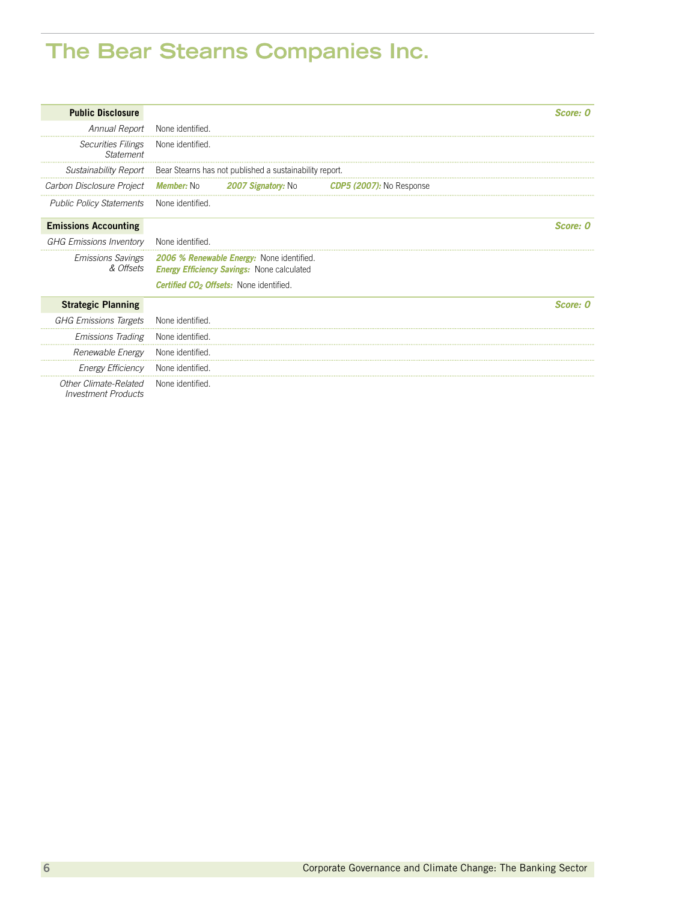# The Bear Stearns Companies Inc.

| **Public Disclosure** | ***Score: 0*** |
|---|---|
| *Annual Report* | None identified. |
| *Securities Filings Statement* | None identified. |
| *Sustainability Report* | Bear Stearns has not published a sustainability report. |
| *Carbon Disclosure Project* | ***Member:*** No ***2007 Signatory:*** No ***CDP5 (2007):*** No Response |
| *Public Policy Statements* | None identified. |

| **Emissions Accounting** | ***Score: 0*** |
|---|---|
| *GHG Emissions Inventory* | None identified. |
| *Emissions Savings & Offsets* | ***2006 % Renewable Energy:*** None identified.<br>***Energy Efficiency Savings:*** None calculated<br>***Certified $CO_2$ Offsets:*** None identified. |

| **Strategic Planning** | ***Score: 0*** |
|---|---|
| *GHG Emissions Targets* | None identified. |
| *Emissions Trading* | None identified. |
| *Renewable Energy* | None identified. |
| *Energy Efficiency* | None identified. |
| *Other Climate-Related Investment Products* | None identified. |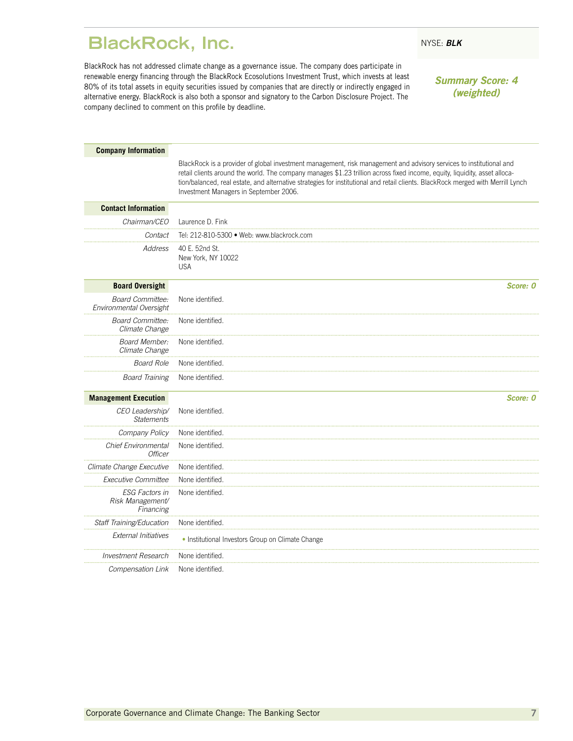# BlackRock, Inc.

NYSE: ***BLK***

BlackRock has not addressed climate change as a governance issue. The company does participate in renewable energy financing through the BlackRock Ecosolutions Investment Trust, which invests at least 80% of its total assets in equity securities issued by companies that are directly or indirectly engaged in alternative energy. BlackRock is also both a sponsor and signatory to the Carbon Disclosure Project. The company declined to comment on this profile by deadline.

***Summary Score: 4 (weighted)***

## Company Information

BlackRock is a provider of global investment management, risk management and advisory services to institutional and retail clients around the world. The company manages $1.23 trillion across fixed income, equity, liquidity, asset allocation/balanced, real estate, and alternative strategies for institutional and retail clients. BlackRock merged with Merrill Lynch Investment Managers in September 2006.

## Contact Information

| | |
|---|---|
| *Chairman/CEO* | Laurence D. Fink |
| *Contact* | Tel: 212-810-5300 • Web: www.blackrock.com |
| *Address* | 40 E. 52nd St.<br>New York, NY 10022<br>USA |

## Board Oversight

***Score: 0***

| | |
|---|---|
| *Board Committee: Environmental Oversight* | None identified. |
| *Board Committee: Climate Change* | None identified. |
| *Board Member: Climate Change* | None identified. |
| *Board Role* | None identified. |
| *Board Training* | None identified. |

## Management Execution

***Score: 0***

| | |
|---|---|
| *CEO Leadership/ Statements* | None identified. |
| *Company Policy* | None identified. |
| *Chief Environmental Officer* | None identified. |
| *Climate Change Executive* | None identified. |
| *Executive Committee* | None identified. |
| *ESG Factors in Risk Management/ Financing* | None identified. |
| *Staff Training/Education* | None identified. |
| *External Initiatives* | • Institutional Investors Group on Climate Change |
| *Investment Research* | None identified. |
| *Compensation Link* | None identified. |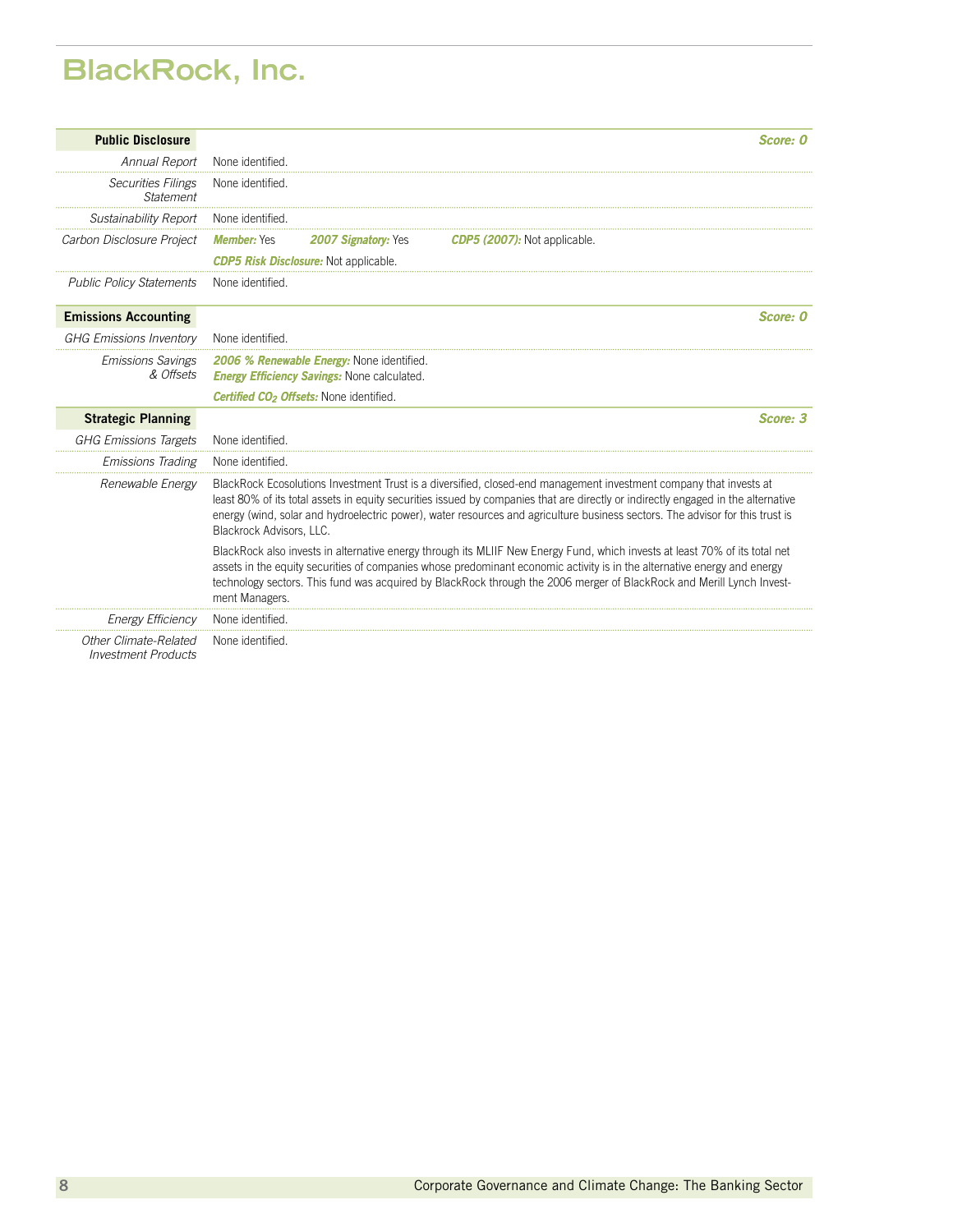# BlackRock, Inc.

## Public Disclosure

***Score: 0***

| | |
|---|---|
| *Annual Report* | None identified. |
| *Securities Filings Statement* | None identified. |
| *Sustainability Report* | None identified. |
| *Carbon Disclosure Project* | ***Member:*** Yes ***2007 Signatory:*** Yes ***CDP5 (2007):*** Not applicable. ***CDP5 Risk Disclosure:*** Not applicable. |
| *Public Policy Statements* | None identified. |

## Emissions Accounting

***Score: 0***

| | |
|---|---|
| *GHG Emissions Inventory* | None identified. |
| *Emissions Savings & Offsets* | ***2006 % Renewable Energy:*** None identified. ***Energy Efficiency Savings:*** None calculated. ***Certified $CO_2$ Offsets:*** None identified. |

## Strategic Planning

***Score: 3***

| | |
|---|---|
| *GHG Emissions Targets* | None identified. |
| *Emissions Trading* | None identified. |
| *Renewable Energy* | BlackRock Ecosolutions Investment Trust is a diversified, closed-end management investment company that invests at least 80% of its total assets in equity securities issued by companies that are directly or indirectly engaged in the alternative energy (wind, solar and hydroelectric power), water resources and agriculture business sectors. The advisor for this trust is Blackrock Advisors, LLC. <br><br> BlackRock also invests in alternative energy through its MLIIF New Energy Fund, which invests at least 70% of its total net assets in the equity securities of companies whose predominant economic activity is in the alternative energy and energy technology sectors. This fund was acquired by BlackRock through the 2006 merger of BlackRock and Merill Lynch Investment Managers. |
| *Energy Efficiency* | None identified. |
| *Other Climate-Related Investment Products* | None identified. |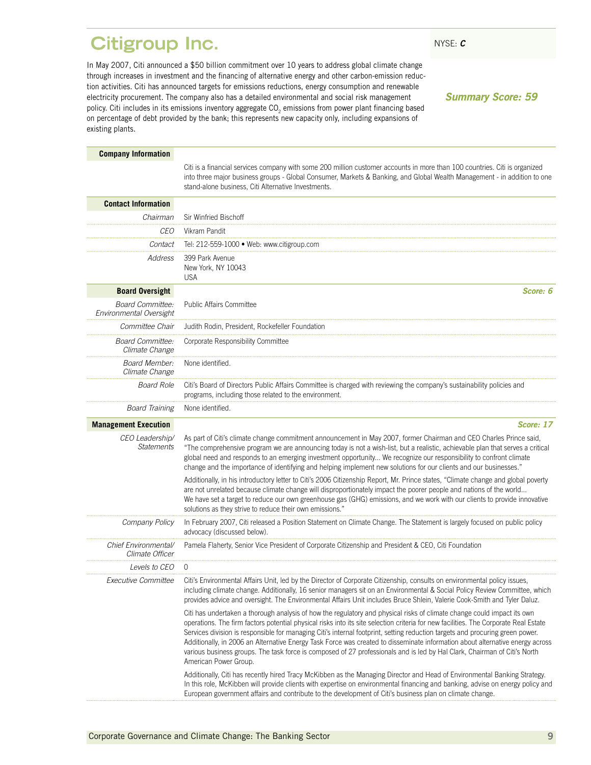# Citigroup Inc.

NYSE: ***C***

In May 2007, Citi announced a $50 billion commitment over 10 years to address global climate change through increases in investment and the financing of alternative energy and other carbon-emission reduction activities. Citi has announced targets for emissions reductions, energy consumption and renewable electricity procurement. The company also has a detailed environmental and social risk management policy. Citi includes in its emissions inventory aggregate $CO_2$ emissions from power plant financing based on percentage of debt provided by the bank; this represents new capacity only, including expansions of existing plants.

***Summary Score: 59***

## Company Information

Citi is a financial services company with some 200 million customer accounts in more than 100 countries. Citi is organized into three major business groups - Global Consumer, Markets & Banking, and Global Wealth Management - in addition to one stand-alone business, Citi Alternative Investments.

## Contact Information

| | |
|---|---|
| *Chairman* | Sir Winfried Bischoff |
| *CEO* | Vikram Pandit |
| *Contact* | Tel: 212-559-1000 • Web: www.citigroup.com |
| *Address* | 399 Park Avenue<br>New York, NY 10043<br>USA |

## Board Oversight

***Score: 6***

| | |
|---|---|
| *Board Committee: Environmental Oversight* | Public Affairs Committee |
| *Committee Chair* | Judith Rodin, President, Rockefeller Foundation |
| *Board Committee: Climate Change* | Corporate Responsibility Committee |
| *Board Member: Climate Change* | None identified. |
| *Board Role* | Citi's Board of Directors Public Affairs Committee is charged with reviewing the company's sustainability policies and programs, including those related to the environment. |
| *Board Training* | None identified. |

## Management Execution

***Score: 17***

*CEO Leadership/ Statements*

As part of Citi's climate change commitment announcement in May 2007, former Chairman and CEO Charles Prince said, "The comprehensive program we are announcing today is not a wish-list, but a realistic, achievable plan that serves a critical global need and responds to an emerging investment opportunity... We recognize our responsibility to confront climate change and the importance of identifying and helping implement new solutions for our clients and our businesses."

Additionally, in his introductory letter to Citi's 2006 Citizenship Report, Mr. Prince states, "Climate change and global poverty are not unrelated because climate change will disproportionately impact the poorer people and nations of the world... We have set a target to reduce our own greenhouse gas (GHG) emissions, and we work with our clients to provide innovative solutions as they strive to reduce their own emissions."

*Company Policy*

In February 2007, Citi released a Position Statement on Climate Change. The Statement is largely focused on public policy advocacy (discussed below).

*Chief Environmental/ Climate Officer*

Pamela Flaherty, Senior Vice President of Corporate Citizenship and President & CEO, Citi Foundation

*Levels to CEO*

0

*Executive Committee*

Citi's Environmental Affairs Unit, led by the Director of Corporate Citizenship, consults on environmental policy issues, including climate change. Additionally, 16 senior managers sit on an Environmental & Social Policy Review Committee, which provides advice and oversight. The Environmental Affairs Unit includes Bruce Shlein, Valerie Cook-Smith and Tyler Daluz.

Citi has undertaken a thorough analysis of how the regulatory and physical risks of climate change could impact its own operations. The firm factors potential physical risks into its site selection criteria for new facilities. The Corporate Real Estate Services division is responsible for managing Citi's internal footprint, setting reduction targets and procuring green power. Additionally, in 2006 an Alternative Energy Task Force was created to disseminate information about alternative energy across various business groups. The task force is composed of 27 professionals and is led by Hal Clark, Chairman of Citi's North American Power Group.

Additionally, Citi has recently hired Tracy McKibben as the Managing Director and Head of Environmental Banking Strategy. In this role, McKibben will provide clients with expertise on environmental financing and banking, advise on energy policy and European government affairs and contribute to the development of Citi's business plan on climate change.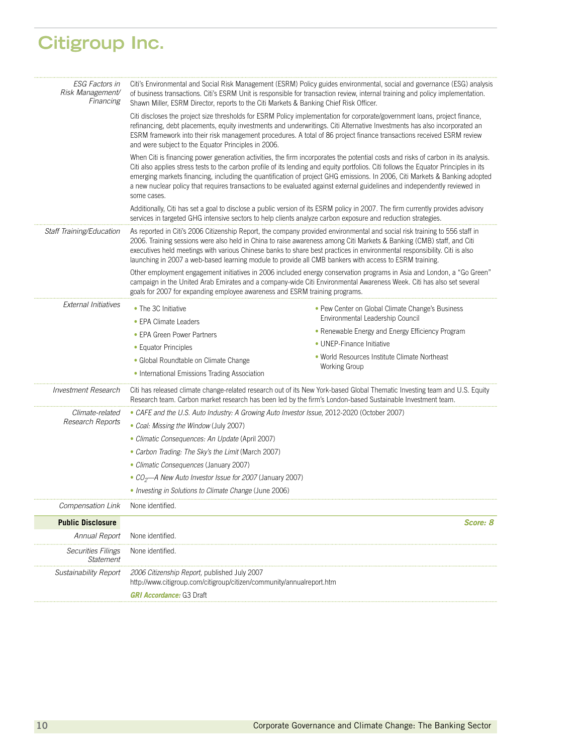# Citigroup Inc.

*ESG Factors in Risk Management/ Financing*

Citi's Environmental and Social Risk Management (ESRM) Policy guides environmental, social and governance (ESG) analysis of business transactions. Citi's ESRM Unit is responsible for transaction review, internal training and policy implementation. Shawn Miller, ESRM Director, reports to the Citi Markets & Banking Chief Risk Officer.

Citi discloses the project size thresholds for ESRM Policy implementation for corporate/government loans, project finance, refinancing, debt placements, equity investments and underwritings. Citi Alternative Investments has also incorporated an ESRM framework into their risk management procedures. A total of 86 project finance transactions received ESRM review and were subject to the Equator Principles in 2006.

When Citi is financing power generation activities, the firm incorporates the potential costs and risks of carbon in its analysis. Citi also applies stress tests to the carbon profile of its lending and equity portfolios. Citi follows the Equator Principles in its emerging markets financing, including the quantification of project GHG emissions. In 2006, Citi Markets & Banking adopted a new nuclear policy that requires transactions to be evaluated against external guidelines and independently reviewed in some cases.

Additionally, Citi has set a goal to disclose a public version of its ESRM policy in 2007. The firm currently provides advisory services in targeted GHG intensive sectors to help clients analyze carbon exposure and reduction strategies.

*Staff Training/Education*

As reported in Citi's 2006 Citizenship Report, the company provided environmental and social risk training to 556 staff in 2006. Training sessions were also held in China to raise awareness among Citi Markets & Banking (CMB) staff, and Citi executives held meetings with various Chinese banks to share best practices in environmental responsibility. Citi is also launching in 2007 a web-based learning module to provide all CMB bankers with access to ESRM training.

Other employment engagement initiatives in 2006 included energy conservation programs in Asia and London, a "Go Green" campaign in the United Arab Emirates and a company-wide Citi Environmental Awareness Week. Citi has also set several goals for 2007 for expanding employee awareness and ESRM training programs.

*External Initiatives*

- The 3C Initiative
- EPA Climate Leaders
- EPA Green Power Partners
- Equator Principles
- Global Roundtable on Climate Change
- International Emissions Trading Association
- Pew Center on Global Climate Change's Business Environmental Leadership Council
- Renewable Energy and Energy Efficiency Program
- UNEP-Finance Initiative
- World Resources Institute Climate Northeast Working Group

*Investment Research*

Citi has released climate change-related research out of its New York-based Global Thematic Investing team and U.S. Equity Research team. Carbon market research has been led by the firm's London-based Sustainable Investment team.

*Climate-related Research Reports*

- *CAFE and the U.S. Auto Industry: A Growing Auto Investor Issue*, 2012-2020 (October 2007)
- *Coal: Missing the Window* (July 2007)
- *Climatic Consequences: An Update* (April 2007)
- *Carbon Trading: The Sky's the Limit* (March 2007)
- *Climatic Consequences* (January 2007)
- *$CO_2$—A New Auto Investor Issue for 2007* (January 2007)
- *Investing in Solutions to Climate Change* (June 2006)

*Compensation Link*

None identified.

**Public Disclosure** — ***Score: 8***

*Annual Report*

None identified.

*Securities Filings Statement*

None identified.

*Sustainability Report*

*2006 Citizenship Report*, published July 2007
http://www.citigroup.com/citigroup/citizen/community/annualreport.htm

***GRI Accordance:*** G3 Draft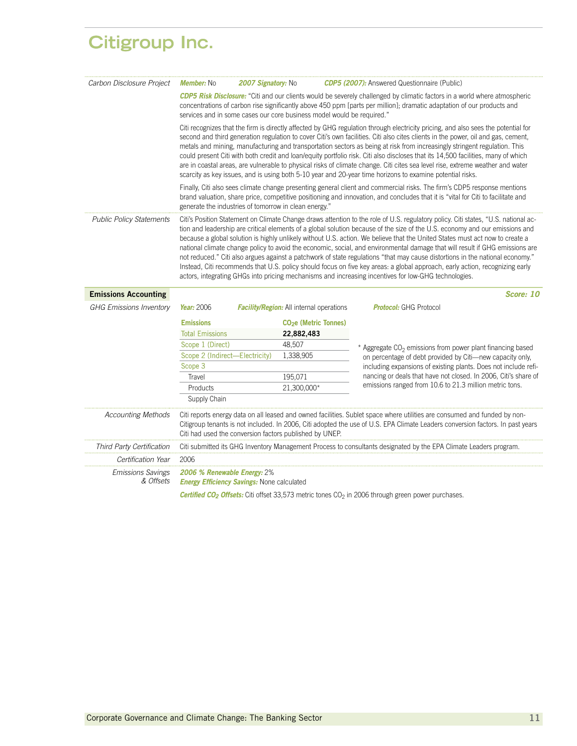# Citigroup Inc.

*Carbon Disclosure Project*

***Member:*** No ***2007 Signatory:*** No ***CDP5 (2007):*** Answered Questionnaire (Public)

***CDP5 Risk Disclosure:*** "Citi and our clients would be severely challenged by climatic factors in a world where atmospheric concentrations of carbon rise significantly above 450 ppm [parts per million]; dramatic adaptation of our products and services and in some cases our core business model would be required."

Citi recognizes that the firm is directly affected by GHG regulation through electricity pricing, and also sees the potential for second and third generation regulation to cover Citi's own facilities. Citi also cites clients in the power, oil and gas, cement, metals and mining, manufacturing and transportation sectors as being at risk from increasingly stringent regulation. This could present Citi with both credit and loan/equity portfolio risk. Citi also discloses that its 14,500 facilities, many of which are in coastal areas, are vulnerable to physical risks of climate change. Citi cites sea level rise, extreme weather and water scarcity as key issues, and is using both 5-10 year and 20-year time horizons to examine potential risks.

Finally, Citi also sees climate change presenting general client and commercial risks. The firm's CDP5 response mentions brand valuation, share price, competitive positioning and innovation, and concludes that it is "vital for Citi to facilitate and generate the industries of tomorrow in clean energy."

*Public Policy Statements*

Citi's Position Statement on Climate Change draws attention to the role of U.S. regulatory policy. Citi states, "U.S. national action and leadership are critical elements of a global solution because of the size of the U.S. economy and our emissions and because a global solution is highly unlikely without U.S. action. We believe that the United States must act now to create a national climate change policy to avoid the economic, social, and environmental damage that will result if GHG emissions are not reduced." Citi also argues against a patchwork of state regulations "that may cause distortions in the national economy." Instead, Citi recommends that U.S. policy should focus on five key areas: a global approach, early action, recognizing early actors, integrating GHGs into pricing mechanisms and increasing incentives for low-GHG technologies.

## Emissions Accounting

***Score: 10***

*GHG Emissions Inventory*

***Year:*** 2006 ***Facility/Region:*** All internal operations ***Protocol:*** GHG Protocol

| Emissions | $CO_2e$ (Metric Tonnes) |
|---|---|
| Total Emissions | **22,882,483** |
| Scope 1 (Direct) | 48,507 |
| Scope 2 (Indirect—Electricity) | 1,338,905 |
| Scope 3 | |
| Travel | 195,071 |
| Products | 21,300,000* |
| Supply Chain | |

\* Aggregate $CO_2$ emissions from power plant financing based on percentage of debt provided by Citi—new capacity only, including expansions of existing plants. Does not include refinancing or deals that have not closed. In 2006, Citi's share of emissions ranged from 10.6 to 21.3 million metric tons.

*Accounting Methods*

Citi reports energy data on all leased and owned facilities. Sublet space where utilities are consumed and funded by non-Citigroup tenants is not included. In 2006, Citi adopted the use of U.S. EPA Climate Leaders conversion factors. In past years Citi had used the conversion factors published by UNEP.

*Third Party Certification*

Citi submitted its GHG Inventory Management Process to consultants designated by the EPA Climate Leaders program.

*Certification Year*

2006

*Emissions Savings & Offsets*

***2006 % Renewable Energy:*** 2%
***Energy Efficiency Savings:*** None calculated

***Certified $CO_2$ Offsets:*** Citi offset 33,573 metric tones $CO_2$ in 2006 through green power purchases.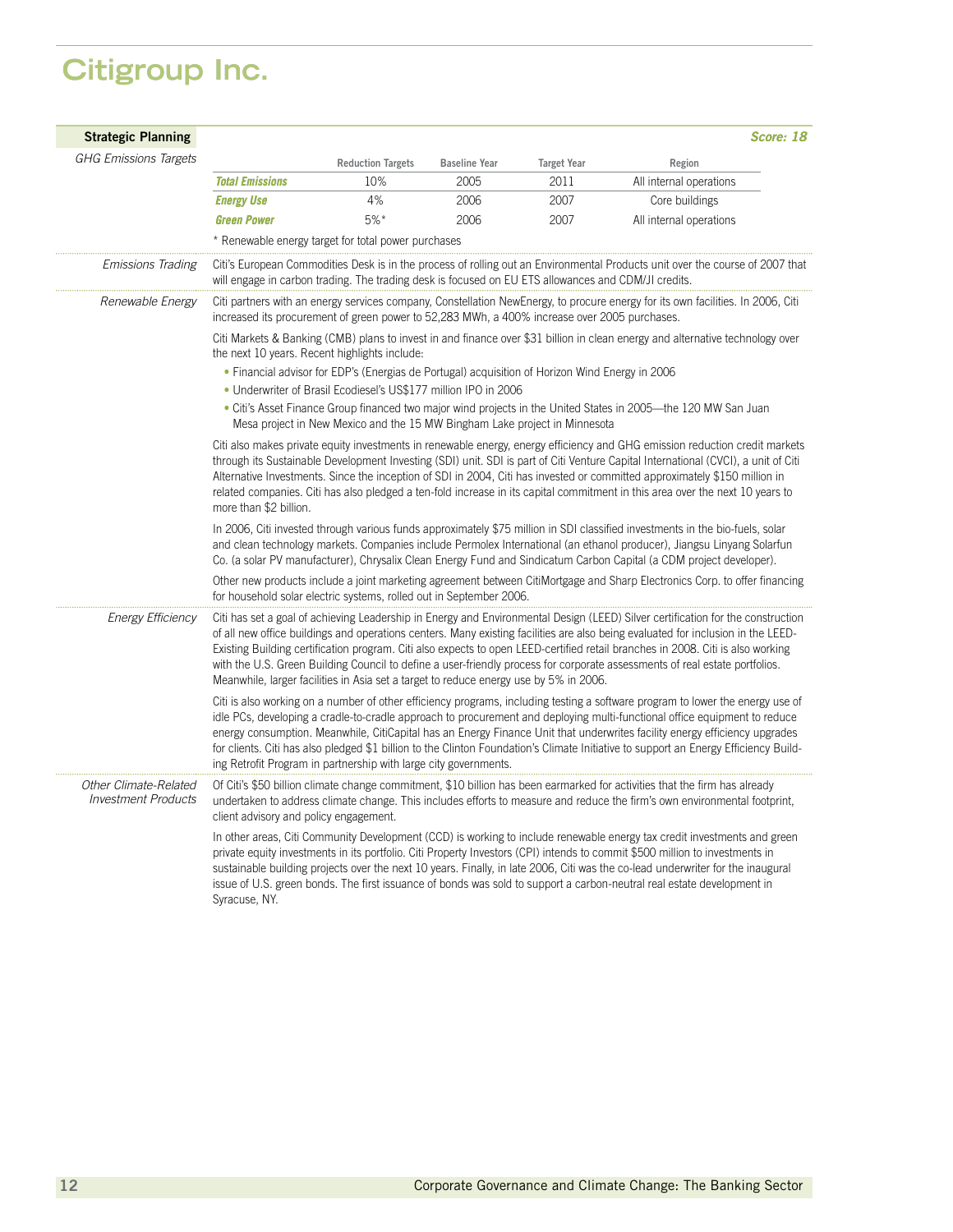# Citigroup Inc.

## Strategic Planning

**Score: 18**

*GHG Emissions Targets*

| | Reduction Targets | Baseline Year | Target Year | Region |
|---|---|---|---|---|
| ***Total Emissions*** | 10% | 2005 | 2011 | All internal operations |
| ***Energy Use*** | 4% | 2006 | 2007 | Core buildings |
| ***Green Power*** | 5%* | 2006 | 2007 | All internal operations |

\* Renewable energy target for total power purchases

*Emissions Trading*

Citi's European Commodities Desk is in the process of rolling out an Environmental Products unit over the course of 2007 that will engage in carbon trading. The trading desk is focused on EU ETS allowances and CDM/JI credits.

*Renewable Energy*

Citi partners with an energy services company, Constellation NewEnergy, to procure energy for its own facilities. In 2006, Citi increased its procurement of green power to 52,283 MWh, a 400% increase over 2005 purchases.

Citi Markets & Banking (CMB) plans to invest in and finance over $31 billion in clean energy and alternative technology over the next 10 years. Recent highlights include:

- Financial advisor for EDP's (Energias de Portugal) acquisition of Horizon Wind Energy in 2006
- Underwriter of Brasil Ecodiesel's US$177 million IPO in 2006
- Citi's Asset Finance Group financed two major wind projects in the United States in 2005—the 120 MW San Juan Mesa project in New Mexico and the 15 MW Bingham Lake project in Minnesota

Citi also makes private equity investments in renewable energy, energy efficiency and GHG emission reduction credit markets through its Sustainable Development Investing (SDI) unit. SDI is part of Citi Venture Capital International (CVCI), a unit of Citi Alternative Investments. Since the inception of SDI in 2004, Citi has invested or committed approximately $150 million in related companies. Citi has also pledged a ten-fold increase in its capital commitment in this area over the next 10 years to more than $2 billion.

In 2006, Citi invested through various funds approximately $75 million in SDI classified investments in the bio-fuels, solar and clean technology markets. Companies include Permolex International (an ethanol producer), Jiangsu Linyang Solarfun Co. (a solar PV manufacturer), Chrysalix Clean Energy Fund and Sindicatum Carbon Capital (a CDM project developer).

Other new products include a joint marketing agreement between CitiMortgage and Sharp Electronics Corp. to offer financing for household solar electric systems, rolled out in September 2006.

*Energy Efficiency*

Citi has set a goal of achieving Leadership in Energy and Environmental Design (LEED) Silver certification for the construction of all new office buildings and operations centers. Many existing facilities are also being evaluated for inclusion in the LEED-Existing Building certification program. Citi also expects to open LEED-certified retail branches in 2008. Citi is also working with the U.S. Green Building Council to define a user-friendly process for corporate assessments of real estate portfolios. Meanwhile, larger facilities in Asia set a target to reduce energy use by 5% in 2006.

Citi is also working on a number of other efficiency programs, including testing a software program to lower the energy use of idle PCs, developing a cradle-to-cradle approach to procurement and deploying multi-functional office equipment to reduce energy consumption. Meanwhile, CitiCapital has an Energy Finance Unit that underwrites facility energy efficiency upgrades for clients. Citi has also pledged $1 billion to the Clinton Foundation's Climate Initiative to support an Energy Efficiency Building Retrofit Program in partnership with large city governments.

*Other Climate-Related Investment Products*

Of Citi's $50 billion climate change commitment, $10 billion has been earmarked for activities that the firm has already undertaken to address climate change. This includes efforts to measure and reduce the firm's own environmental footprint, client advisory and policy engagement.

In other areas, Citi Community Development (CCD) is working to include renewable energy tax credit investments and green private equity investments in its portfolio. Citi Property Investors (CPI) intends to commit $500 million to investments in sustainable building projects over the next 10 years. Finally, in late 2006, Citi was the co-lead underwriter for the inaugural issue of U.S. green bonds. The first issuance of bonds was sold to support a carbon-neutral real estate development in Syracuse, NY.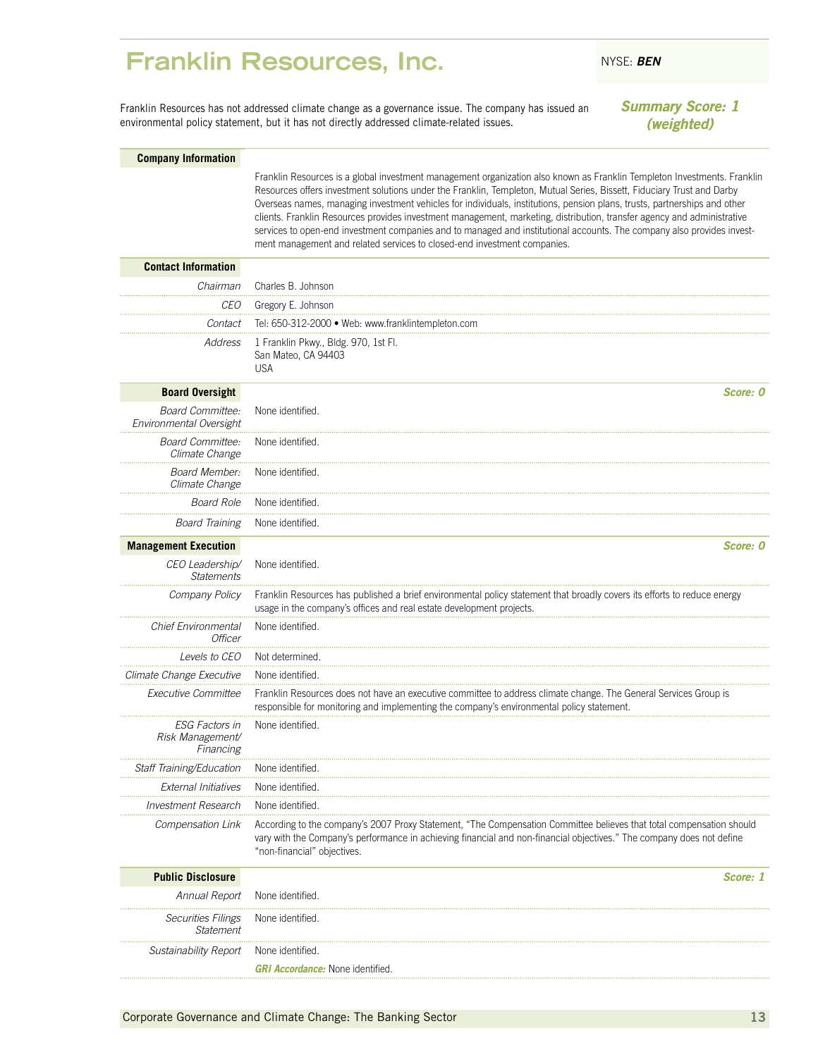# Franklin Resources, Inc.

NYSE: ***BEN***

Franklin Resources has not addressed climate change as a governance issue. The company has issued an environmental policy statement, but it has not directly addressed climate-related issues.

***Summary Score: 1 (weighted)***

## Company Information

Franklin Resources is a global investment management organization also known as Franklin Templeton Investments. Franklin Resources offers investment solutions under the Franklin, Templeton, Mutual Series, Bissett, Fiduciary Trust and Darby Overseas names, managing investment vehicles for individuals, institutions, pension plans, trusts, partnerships and other clients. Franklin Resources provides investment management, marketing, distribution, transfer agency and administrative services to open-end investment companies and to managed and institutional accounts. The company also provides investment management and related services to closed-end investment companies.

## Contact Information

| | |
|---|---|
| *Chairman* | Charles B. Johnson |
| *CEO* | Gregory E. Johnson |
| *Contact* | Tel: 650-312-2000 • Web: www.franklintempleton.com |
| *Address* | 1 Franklin Pkwy., Bldg. 970, 1st Fl.<br>San Mateo, CA 94403<br>USA |

## Board Oversight

***Score: 0***

| | |
|---|---|
| *Board Committee: Environmental Oversight* | None identified. |
| *Board Committee: Climate Change* | None identified. |
| *Board Member: Climate Change* | None identified. |
| *Board Role* | None identified. |
| *Board Training* | None identified. |

## Management Execution

***Score: 0***

| | |
|---|---|
| *CEO Leadership/ Statements* | None identified. |
| *Company Policy* | Franklin Resources has published a brief environmental policy statement that broadly covers its efforts to reduce energy usage in the company's offices and real estate development projects. |
| *Chief Environmental Officer* | None identified. |
| *Levels to CEO* | Not determined. |
| *Climate Change Executive* | None identified. |
| *Executive Committee* | Franklin Resources does not have an executive committee to address climate change. The General Services Group is responsible for monitoring and implementing the company's environmental policy statement. |
| *ESG Factors in Risk Management/ Financing* | None identified. |
| *Staff Training/Education* | None identified. |
| *External Initiatives* | None identified. |
| *Investment Research* | None identified. |
| *Compensation Link* | According to the company's 2007 Proxy Statement, "The Compensation Committee believes that total compensation should vary with the Company's performance in achieving financial and non-financial objectives." The company does not define "non-financial" objectives. |

## Public Disclosure

***Score: 1***

| | |
|---|---|
| *Annual Report* | None identified. |
| *Securities Filings Statement* | None identified. |
| *Sustainability Report* | None identified.<br>***GRI Accordance:*** None identified. |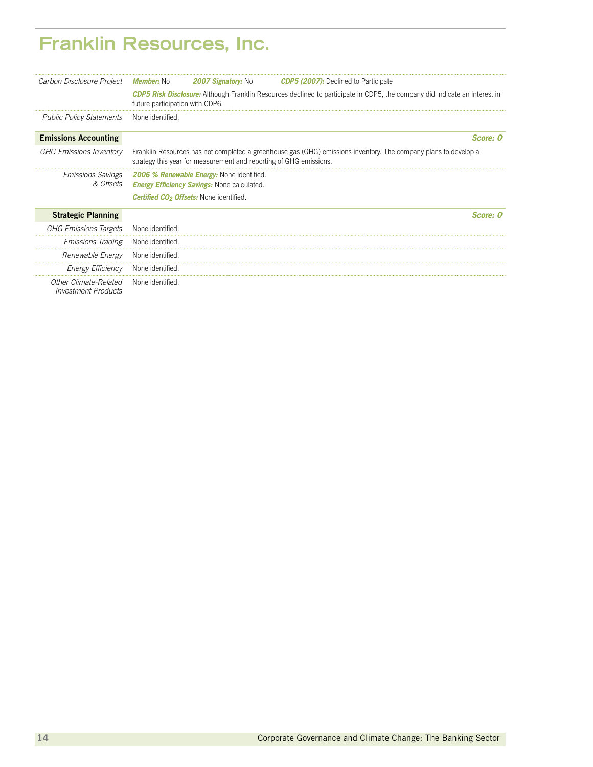# Franklin Resources, Inc.

| | |
|---|---|
| *Carbon Disclosure Project* | ***Member:*** No ***2007 Signatory:*** No ***CDP5 (2007):*** Declined to Participate |
| | ***CDP5 Risk Disclosure:*** Although Franklin Resources declined to participate in CDP5, the company did indicate an interest in future participation with CDP6. |
| *Public Policy Statements* | None identified. |

## Emissions Accounting

***Score: 0***

| | |
|---|---|
| *GHG Emissions Inventory* | Franklin Resources has not completed a greenhouse gas (GHG) emissions inventory. The company plans to develop a strategy this year for measurement and reporting of GHG emissions. |
| *Emissions Savings & Offsets* | ***2006 % Renewable Energy:*** None identified.<br>***Energy Efficiency Savings:*** None calculated.<br>***Certified $CO_2$ Offsets:*** None identified. |

## Strategic Planning

***Score: 0***

| | |
|---|---|
| *GHG Emissions Targets* | None identified. |
| *Emissions Trading* | None identified. |
| *Renewable Energy* | None identified. |
| *Energy Efficiency* | None identified. |
| *Other Climate-Related Investment Products* | None identified. |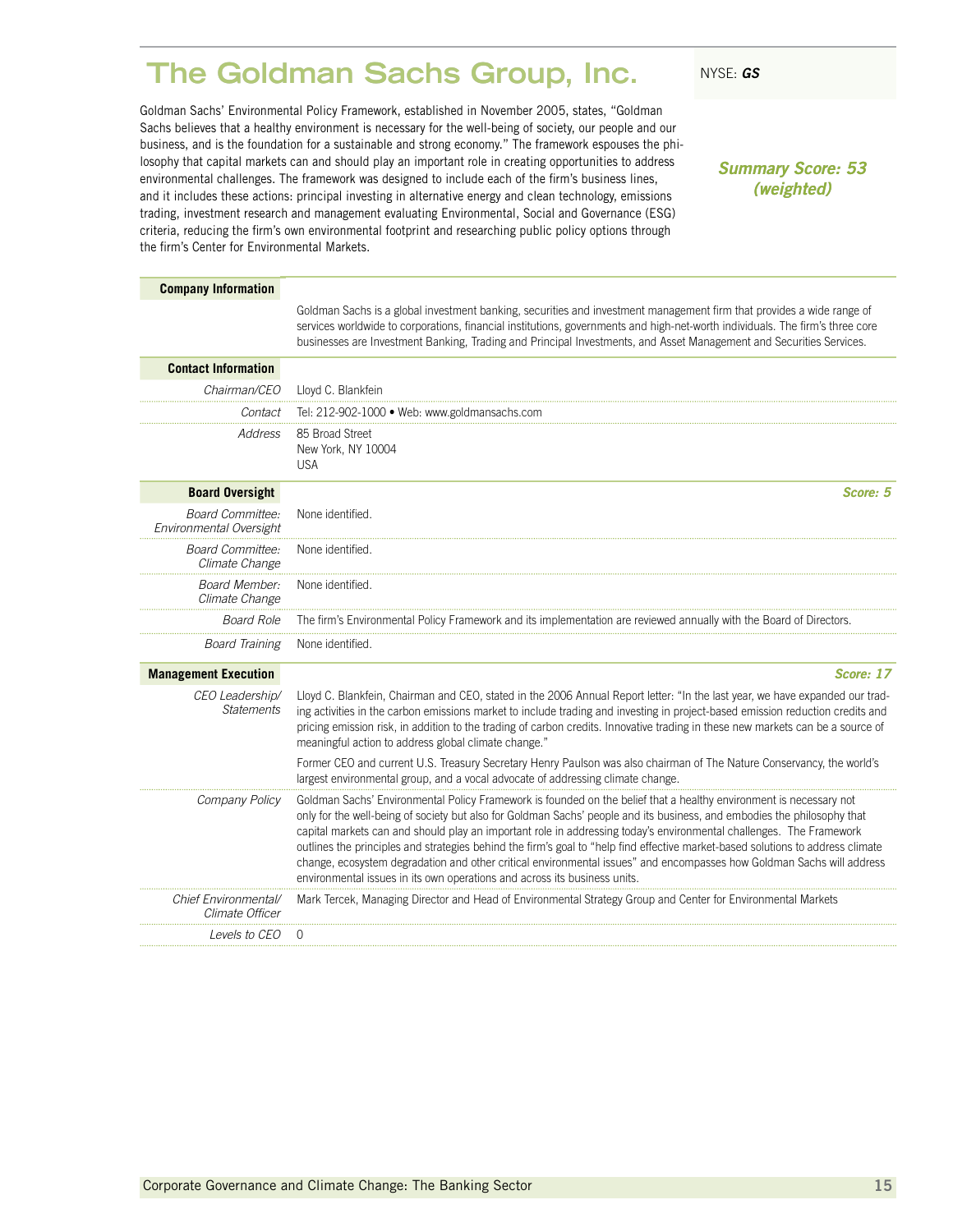# The Goldman Sachs Group, Inc.

NYSE: ***GS***

***Summary Score: 53 (weighted)***

Goldman Sachs' Environmental Policy Framework, established in November 2005, states, "Goldman Sachs believes that a healthy environment is necessary for the well-being of society, our people and our business, and is the foundation for a sustainable and strong economy." The framework espouses the philosophy that capital markets can and should play an important role in creating opportunities to address environmental challenges. The framework was designed to include each of the firm's business lines, and it includes these actions: principal investing in alternative energy and clean technology, emissions trading, investment research and management evaluating Environmental, Social and Governance (ESG) criteria, reducing the firm's own environmental footprint and researching public policy options through the firm's Center for Environmental Markets.

## Company Information

Goldman Sachs is a global investment banking, securities and investment management firm that provides a wide range of services worldwide to corporations, financial institutions, governments and high-net-worth individuals. The firm's three core businesses are Investment Banking, Trading and Principal Investments, and Asset Management and Securities Services.

## Contact Information

| | |
|---|---|
| *Chairman/CEO* | Lloyd C. Blankfein |
| *Contact* | Tel: 212-902-1000 • Web: www.goldmansachs.com |
| *Address* | 85 Broad Street<br>New York, NY 10004<br>USA |

## Board Oversight

***Score: 5***

| | |
|---|---|
| *Board Committee: Environmental Oversight* | None identified. |
| *Board Committee: Climate Change* | None identified. |
| *Board Member: Climate Change* | None identified. |
| *Board Role* | The firm's Environmental Policy Framework and its implementation are reviewed annually with the Board of Directors. |
| *Board Training* | None identified. |

## Management Execution

***Score: 17***

| | |
|---|---|
| *CEO Leadership/ Statements* | Lloyd C. Blankfein, Chairman and CEO, stated in the 2006 Annual Report letter: "In the last year, we have expanded our trading activities in the carbon emissions market to include trading and investing in project-based emission reduction credits and pricing emission risk, in addition to the trading of carbon credits. Innovative trading in these new markets can be a source of meaningful action to address global climate change."<br><br>Former CEO and current U.S. Treasury Secretary Henry Paulson was also chairman of The Nature Conservancy, the world's largest environmental group, and a vocal advocate of addressing climate change. |
| *Company Policy* | Goldman Sachs' Environmental Policy Framework is founded on the belief that a healthy environment is necessary not only for the well-being of society but also for Goldman Sachs' people and its business, and embodies the philosophy that capital markets can and should play an important role in addressing today's environmental challenges. The Framework outlines the principles and strategies behind the firm's goal to "help find effective market-based solutions to address climate change, ecosystem degradation and other critical environmental issues" and encompasses how Goldman Sachs will address environmental issues in its own operations and across its business units. |
| *Chief Environmental/ Climate Officer* | Mark Tercek, Managing Director and Head of Environmental Strategy Group and Center for Environmental Markets |
| *Levels to CEO* | 0 |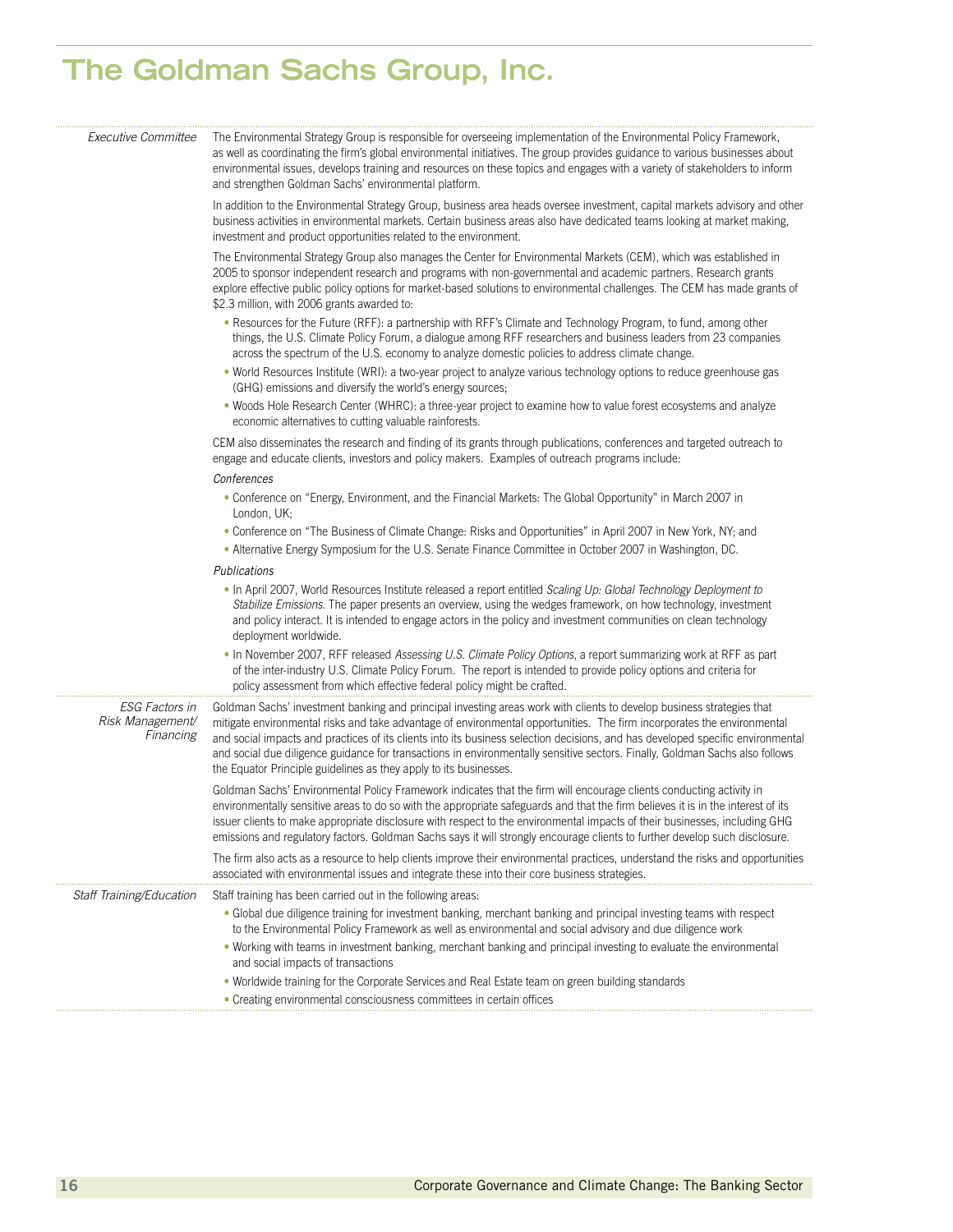# The Goldman Sachs Group, Inc.

*Executive Committee*

The Environmental Strategy Group is responsible for overseeing implementation of the Environmental Policy Framework, as well as coordinating the firm's global environmental initiatives. The group provides guidance to various businesses about environmental issues, develops training and resources on these topics and engages with a variety of stakeholders to inform and strengthen Goldman Sachs' environmental platform.

In addition to the Environmental Strategy Group, business area heads oversee investment, capital markets advisory and other business activities in environmental markets. Certain business areas also have dedicated teams looking at market making, investment and product opportunities related to the environment.

The Environmental Strategy Group also manages the Center for Environmental Markets (CEM), which was established in 2005 to sponsor independent research and programs with non-governmental and academic partners. Research grants explore effective public policy options for market-based solutions to environmental challenges. The CEM has made grants of $2.3 million, with 2006 grants awarded to:

- Resources for the Future (RFF): a partnership with RFF's Climate and Technology Program, to fund, among other things, the U.S. Climate Policy Forum, a dialogue among RFF researchers and business leaders from 23 companies across the spectrum of the U.S. economy to analyze domestic policies to address climate change.
- World Resources Institute (WRI): a two-year project to analyze various technology options to reduce greenhouse gas (GHG) emissions and diversify the world's energy sources;
- Woods Hole Research Center (WHRC): a three-year project to examine how to value forest ecosystems and analyze economic alternatives to cutting valuable rainforests.

CEM also disseminates the research and finding of its grants through publications, conferences and targeted outreach to engage and educate clients, investors and policy makers. Examples of outreach programs include:

*Conferences*

- Conference on "Energy, Environment, and the Financial Markets: The Global Opportunity" in March 2007 in London, UK;
- Conference on "The Business of Climate Change: Risks and Opportunities" in April 2007 in New York, NY; and
- Alternative Energy Symposium for the U.S. Senate Finance Committee in October 2007 in Washington, DC.

*Publications*

- In April 2007, World Resources Institute released a report entitled *Scaling Up: Global Technology Deployment to Stabilize Emissions*. The paper presents an overview, using the wedges framework, on how technology, investment and policy interact. It is intended to engage actors in the policy and investment communities on clean technology deployment worldwide.
- In November 2007, RFF released *Assessing U.S. Climate Policy Options*, a report summarizing work at RFF as part of the inter-industry U.S. Climate Policy Forum. The report is intended to provide policy options and criteria for policy assessment from which effective federal policy might be crafted.

*ESG Factors in Risk Management/ Financing*

Goldman Sachs' investment banking and principal investing areas work with clients to develop business strategies that mitigate environmental risks and take advantage of environmental opportunities. The firm incorporates the environmental and social impacts and practices of its clients into its business selection decisions, and has developed specific environmental and social due diligence guidance for transactions in environmentally sensitive sectors. Finally, Goldman Sachs also follows the Equator Principle guidelines as they apply to its businesses.

Goldman Sachs' Environmental Policy Framework indicates that the firm will encourage clients conducting activity in environmentally sensitive areas to do so with the appropriate safeguards and that the firm believes it is in the interest of its issuer clients to make appropriate disclosure with respect to the environmental impacts of their businesses, including GHG emissions and regulatory factors. Goldman Sachs says it will strongly encourage clients to further develop such disclosure.

The firm also acts as a resource to help clients improve their environmental practices, understand the risks and opportunities associated with environmental issues and integrate these into their core business strategies.

*Staff Training/Education*

Staff training has been carried out in the following areas:

- Global due diligence training for investment banking, merchant banking and principal investing teams with respect to the Environmental Policy Framework as well as environmental and social advisory and due diligence work
- Working with teams in investment banking, merchant banking and principal investing to evaluate the environmental and social impacts of transactions
- Worldwide training for the Corporate Services and Real Estate team on green building standards
- Creating environmental consciousness committees in certain offices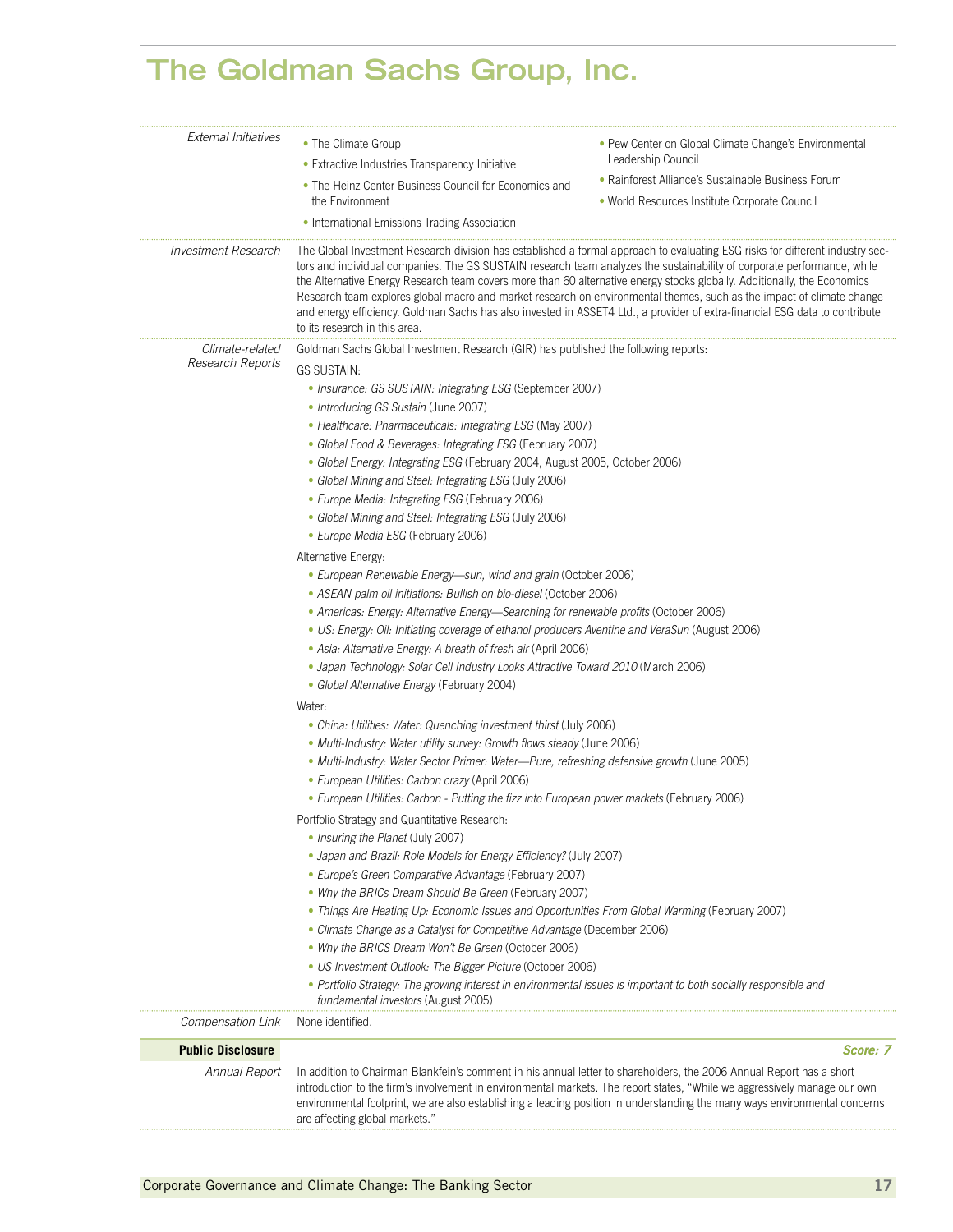# The Goldman Sachs Group, Inc.

*External Initiatives*

- The Climate Group
- Extractive Industries Transparency Initiative
- The Heinz Center Business Council for Economics and the Environment
- International Emissions Trading Association
- Pew Center on Global Climate Change's Environmental Leadership Council
- Rainforest Alliance's Sustainable Business Forum
- World Resources Institute Corporate Council

*Investment Research*

The Global Investment Research division has established a formal approach to evaluating ESG risks for different industry sectors and individual companies. The GS SUSTAIN research team analyzes the sustainability of corporate performance, while the Alternative Energy Research team covers more than 60 alternative energy stocks globally. Additionally, the Economics Research team explores global macro and market research on environmental themes, such as the impact of climate change and energy efficiency. Goldman Sachs has also invested in ASSET4 Ltd., a provider of extra-financial ESG data to contribute to its research in this area.

*Climate-related Research Reports*

Goldman Sachs Global Investment Research (GIR) has published the following reports:

GS SUSTAIN:

- *Insurance: GS SUSTAIN: Integrating ESG* (September 2007)
- *Introducing GS Sustain* (June 2007)
- *Healthcare: Pharmaceuticals: Integrating ESG* (May 2007)
- *Global Food & Beverages: Integrating ESG* (February 2007)
- *Global Energy: Integrating ESG* (February 2004, August 2005, October 2006)
- *Global Mining and Steel: Integrating ESG* (July 2006)
- *Europe Media: Integrating ESG* (February 2006)
- *Global Mining and Steel: Integrating ESG* (July 2006)
- *Europe Media ESG* (February 2006)

Alternative Energy:

- *European Renewable Energy—sun, wind and grain* (October 2006)
- *ASEAN palm oil initiations: Bullish on bio-diesel* (October 2006)
- *Americas: Energy: Alternative Energy—Searching for renewable profits* (October 2006)
- *US: Energy: Oil: Initiating coverage of ethanol producers Aventine and VeraSun* (August 2006)
- *Asia: Alternative Energy: A breath of fresh air* (April 2006)
- *Japan Technology: Solar Cell Industry Looks Attractive Toward 2010* (March 2006)
- *Global Alternative Energy* (February 2004)

Water:

- *China: Utilities: Water: Quenching investment thirst* (July 2006)
- *Multi-Industry: Water utility survey: Growth flows steady* (June 2006)
- *Multi-Industry: Water Sector Primer: Water—Pure, refreshing defensive growth* (June 2005)
- *European Utilities: Carbon crazy* (April 2006)
- *European Utilities: Carbon - Putting the fizz into European power markets* (February 2006)

Portfolio Strategy and Quantitative Research:

- *Insuring the Planet* (July 2007)
- *Japan and Brazil: Role Models for Energy Efficiency?* (July 2007)
- *Europe's Green Comparative Advantage* (February 2007)
- *Why the BRICs Dream Should Be Green* (February 2007)
- *Things Are Heating Up: Economic Issues and Opportunities From Global Warming* (February 2007)
- *Climate Change as a Catalyst for Competitive Advantage* (December 2006)
- *Why the BRICS Dream Won't Be Green* (October 2006)
- *US Investment Outlook: The Bigger Picture* (October 2006)
- *Portfolio Strategy: The growing interest in environmental issues is important to both socially responsible and fundamental investors* (August 2005)

*Compensation Link*

None identified.

## Public Disclosure — Score: 7

*Annual Report*

In addition to Chairman Blankfein's comment in his annual letter to shareholders, the 2006 Annual Report has a short introduction to the firm's involvement in environmental markets. The report states, "While we aggressively manage our own environmental footprint, we are also establishing a leading position in understanding the many ways environmental concerns are affecting global markets."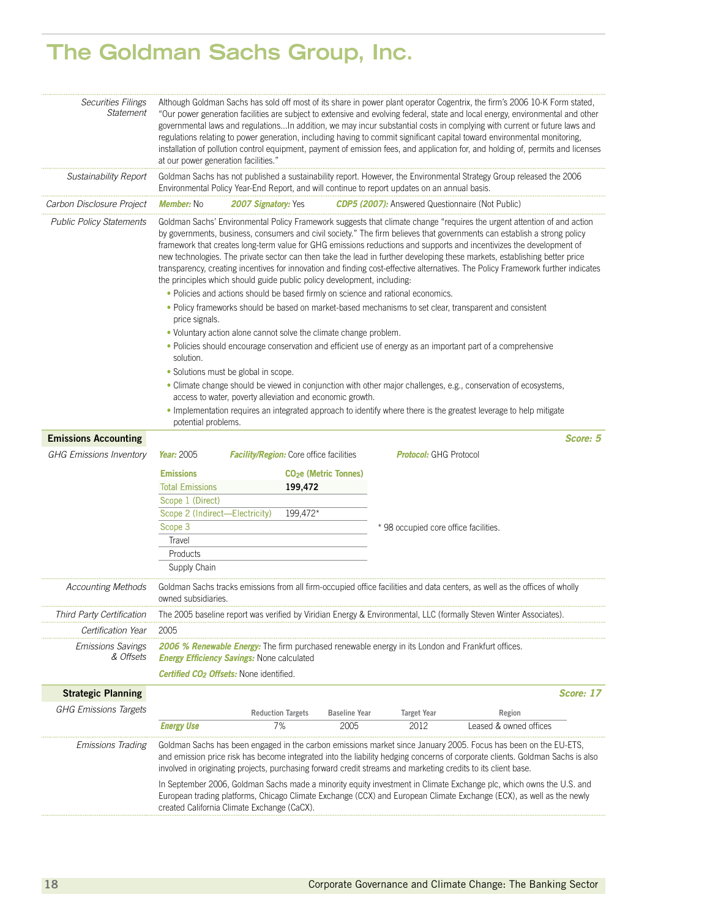# The Goldman Sachs Group, Inc.

*Securities Filings Statement*

Although Goldman Sachs has sold off most of its share in power plant operator Cogentrix, the firm's 2006 10-K Form stated, "Our power generation facilities are subject to extensive and evolving federal, state and local energy, environmental and other governmental laws and regulations…In addition, we may incur substantial costs in complying with current or future laws and regulations relating to power generation, including having to commit significant capital toward environmental monitoring, installation of pollution control equipment, payment of emission fees, and application for, and holding of, permits and licenses at our power generation facilities."

*Sustainability Report*

Goldman Sachs has not published a sustainability report. However, the Environmental Strategy Group released the 2006 Environmental Policy Year-End Report, and will continue to report updates on an annual basis.

*Carbon Disclosure Project*

***Member:*** No ***2007 Signatory:*** Yes ***CDP5 (2007):*** Answered Questionnaire (Not Public)

*Public Policy Statements*

Goldman Sachs' Environmental Policy Framework suggests that climate change "requires the urgent attention of and action by governments, business, consumers and civil society." The firm believes that governments can establish a strong policy framework that creates long-term value for GHG emissions reductions and supports and incentivizes the development of new technologies. The private sector can then take the lead in further developing these markets, establishing better price transparency, creating incentives for innovation and finding cost-effective alternatives. The Policy Framework further indicates the principles which should guide public policy development, including:

- Policies and actions should be based firmly on science and rational economics.
- Policy frameworks should be based on market-based mechanisms to set clear, transparent and consistent price signals.
- Voluntary action alone cannot solve the climate change problem.
- Policies should encourage conservation and efficient use of energy as an important part of a comprehensive solution.
- Solutions must be global in scope.
- Climate change should be viewed in conjunction with other major challenges, e.g., conservation of ecosystems, access to water, poverty alleviation and economic growth.
- Implementation requires an integrated approach to identify where there is the greatest leverage to help mitigate potential problems.

## Emissions Accounting — *Score: 5*

*GHG Emissions Inventory*

***Year:*** 2005 ***Facility/Region:*** Core office facilities ***Protocol:*** GHG Protocol

| Emissions | $CO_2e$ (Metric Tonnes) |
|---|---|
| Total Emissions | **199,472** |
| Scope 1 (Direct) | |
| Scope 2 (Indirect—Electricity) | 199,472* |
| Scope 3 | |
| Travel | |
| Products | |
| Supply Chain | |

\* 98 occupied core office facilities.

*Accounting Methods*

Goldman Sachs tracks emissions from all firm-occupied office facilities and data centers, as well as the offices of wholly owned subsidiaries.

*Third Party Certification*

The 2005 baseline report was verified by Viridian Energy & Environmental, LLC (formally Steven Winter Associates).

*Certification Year*

2005

*Emissions Savings & Offsets*

***2006 % Renewable Energy:*** The firm purchased renewable energy in its London and Frankfurt offices.
***Energy Efficiency Savings:*** None calculated

***Certified $CO_2$ Offsets:*** None identified.

## Strategic Planning — *Score: 17*

*GHG Emissions Targets*

| | Reduction Targets | Baseline Year | Target Year | Region |
|---|---|---|---|---|
| ***Energy Use*** | 7% | 2005 | 2012 | Leased & owned offices |

*Emissions Trading*

Goldman Sachs has been engaged in the carbon emissions market since January 2005. Focus has been on the EU-ETS, and emission price risk has become integrated into the liability hedging concerns of corporate clients. Goldman Sachs is also involved in originating projects, purchasing forward credit streams and marketing credits to its client base.

In September 2006, Goldman Sachs made a minority equity investment in Climate Exchange plc, which owns the U.S. and European trading platforms, Chicago Climate Exchange (CCX) and European Climate Exchange (ECX), as well as the newly created California Climate Exchange (CaCX).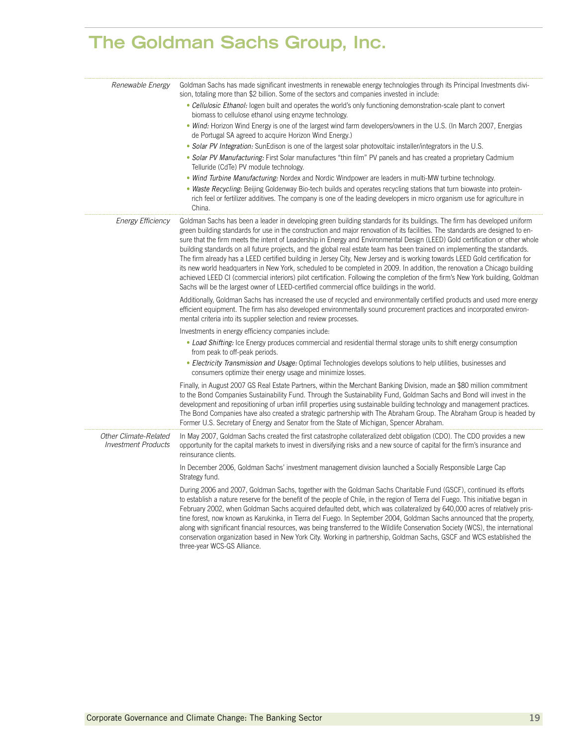# The Goldman Sachs Group, Inc.

*Renewable Energy*

Goldman Sachs has made significant investments in renewable energy technologies through its Principal Investments division, totaling more than $2 billion. Some of the sectors and companies invested in include:

- *Cellulosic Ethanol:* Iogen built and operates the world's only functioning demonstration-scale plant to convert biomass to cellulose ethanol using enzyme technology.
- *Wind:* Horizon Wind Energy is one of the largest wind farm developers/owners in the U.S. (In March 2007, Energias de Portugal SA agreed to acquire Horizon Wind Energy.)
- *Solar PV Integration:* SunEdison is one of the largest solar photovoltaic installer/integrators in the U.S.
- *Solar PV Manufacturing:* First Solar manufactures "thin film" PV panels and has created a proprietary Cadmium Telluride (CdTe) PV module technology.
- *Wind Turbine Manufacturing:* Nordex and Nordic Windpower are leaders in multi-MW turbine technology.
- *Waste Recycling:* Beijing Goldenway Bio-tech builds and operates recycling stations that turn biowaste into protein-rich feel or fertilizer additives. The company is one of the leading developers in micro organism use for agriculture in China.

*Energy Efficiency*

Goldman Sachs has been a leader in developing green building standards for its buildings. The firm has developed uniform green building standards for use in the construction and major renovation of its facilities. The standards are designed to ensure that the firm meets the intent of Leadership in Energy and Environmental Design (LEED) Gold certification or other whole building standards on all future projects, and the global real estate team has been trained on implementing the standards. The firm already has a LEED certified building in Jersey City, New Jersey and is working towards LEED Gold certification for its new world headquarters in New York, scheduled to be completed in 2009. In addition, the renovation a Chicago building achieved LEED CI (commercial interiors) pilot certification. Following the completion of the firm's New York building, Goldman Sachs will be the largest owner of LEED-certified commercial office buildings in the world.

Additionally, Goldman Sachs has increased the use of recycled and environmentally certified products and used more energy efficient equipment. The firm has also developed environmentally sound procurement practices and incorporated environmental criteria into its supplier selection and review processes.

Investments in energy efficiency companies include:

- *Load Shifting:* Ice Energy produces commercial and residential thermal storage units to shift energy consumption from peak to off-peak periods.
- *Electricity Transmission and Usage:* Optimal Technologies develops solutions to help utilities, businesses and consumers optimize their energy usage and minimize losses.

Finally, in August 2007 GS Real Estate Partners, within the Merchant Banking Division, made an $80 million commitment to the Bond Companies Sustainability Fund. Through the Sustainability Fund, Goldman Sachs and Bond will invest in the development and repositioning of urban infill properties using sustainable building technology and management practices. The Bond Companies have also created a strategic partnership with The Abraham Group. The Abraham Group is headed by Former U.S. Secretary of Energy and Senator from the State of Michigan, Spencer Abraham.

*Other Climate-Related Investment Products*

In May 2007, Goldman Sachs created the first catastrophe collateralized debt obligation (CDO). The CDO provides a new opportunity for the capital markets to invest in diversifying risks and a new source of capital for the firm's insurance and reinsurance clients.

In December 2006, Goldman Sachs' investment management division launched a Socially Responsible Large Cap Strategy fund.

During 2006 and 2007, Goldman Sachs, together with the Goldman Sachs Charitable Fund (GSCF), continued its efforts to establish a nature reserve for the benefit of the people of Chile, in the region of Tierra del Fuego. This initiative began in February 2002, when Goldman Sachs acquired defaulted debt, which was collateralized by 640,000 acres of relatively pristine forest, now known as Karukinka, in Tierra del Fuego. In September 2004, Goldman Sachs announced that the property, along with significant financial resources, was being transferred to the Wildlife Conservation Society (WCS), the international conservation organization based in New York City. Working in partnership, Goldman Sachs, GSCF and WCS established the three-year WCS-GS Alliance.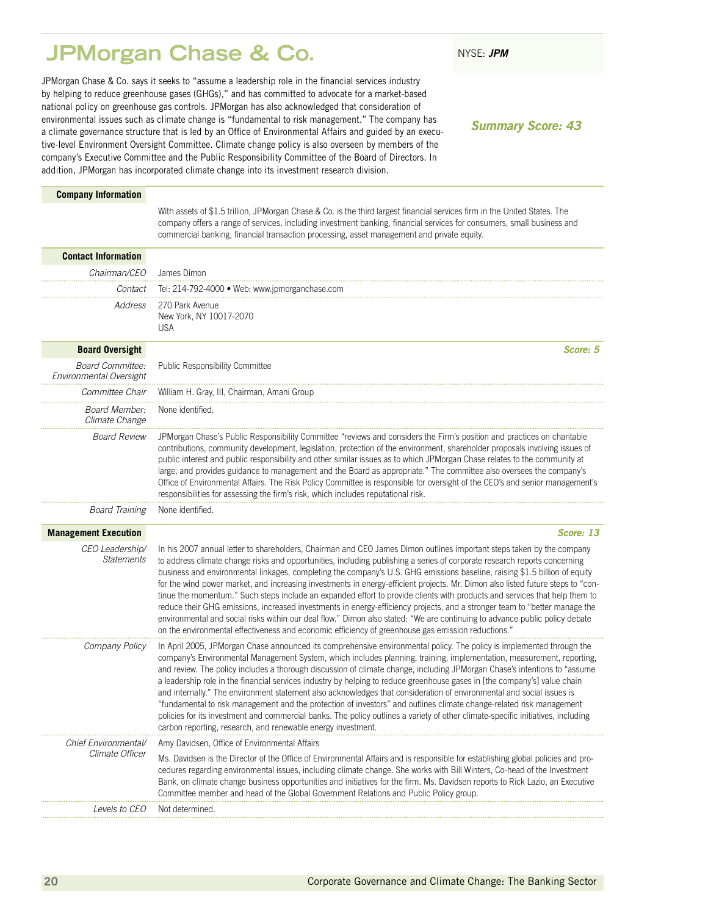# JPMorgan Chase & Co.

NYSE: ***JPM***

JPMorgan Chase & Co. says it seeks to "assume a leadership role in the financial services industry by helping to reduce greenhouse gases (GHGs)," and has committed to advocate for a market-based national policy on greenhouse gas controls. JPMorgan has also acknowledged that consideration of environmental issues such as climate change is "fundamental to risk management." The company has a climate governance structure that is led by an Office of Environmental Affairs and guided by an executive-level Environment Oversight Committee. Climate change policy is also overseen by members of the company's Executive Committee and the Public Responsibility Committee of the Board of Directors. In addition, JPMorgan has incorporated climate change into its investment research division.

***Summary Score: 43***

## Company Information

With assets of $1.5 trillion, JPMorgan Chase & Co. is the third largest financial services firm in the United States. The company offers a range of services, including investment banking, financial services for consumers, small business and commercial banking, financial transaction processing, asset management and private equity.

## Contact Information

| | |
|---|---|
| *Chairman/CEO* | James Dimon |
| *Contact* | Tel: 214-792-4000 • Web: www.jpmorganchase.com |
| *Address* | 270 Park Avenue<br>New York, NY 10017-2070<br>USA |

## Board Oversight

***Score: 5***

| | |
|---|---|
| *Board Committee: Environmental Oversight* | Public Responsibility Committee |
| *Committee Chair* | William H. Gray, III, Chairman, Amani Group |
| *Board Member: Climate Change* | None identified. |
| *Board Review* | JPMorgan Chase's Public Responsibility Committee "reviews and considers the Firm's position and practices on charitable contributions, community development, legislation, protection of the environment, shareholder proposals involving issues of public interest and public responsibility and other similar issues as to which JPMorgan Chase relates to the community at large, and provides guidance to management and the Board as appropriate." The committee also oversees the company's Office of Environmental Affairs. The Risk Policy Committee is responsible for oversight of the CEO's and senior management's responsibilities for assessing the firm's risk, which includes reputational risk. |
| *Board Training* | None identified. |

## Management Execution

***Score: 13***

| | |
|---|---|
| *CEO Leadership/ Statements* | In his 2007 annual letter to shareholders, Chairman and CEO James Dimon outlines important steps taken by the company to address climate change risks and opportunities, including publishing a series of corporate research reports concerning business and environmental linkages, completing the company's U.S. GHG emissions baseline, raising $1.5 billion of equity for the wind power market, and increasing investments in energy-efficient projects. Mr. Dimon also listed future steps to "continue the momentum." Such steps include an expanded effort to provide clients with products and services that help them to reduce their GHG emissions, increased investments in energy-efficiency projects, and a stronger team to "better manage the environmental and social risks within our deal flow." Dimon also stated: "We are continuing to advance public policy debate on the environmental effectiveness and economic efficiency of greenhouse gas emission reductions." |
| *Company Policy* | In April 2005, JPMorgan Chase announced its comprehensive environmental policy. The policy is implemented through the company's Environmental Management System, which includes planning, training, implementation, measurement, reporting, and review. The policy includes a thorough discussion of climate change, including JPMorgan Chase's intentions to "assume a leadership role in the financial services industry by helping to reduce greenhouse gases in [the company's] value chain and internally." The environment statement also acknowledges that consideration of environmental and social issues is "fundamental to risk management and the protection of investors" and outlines climate change-related risk management policies for its investment and commercial banks. The policy outlines a variety of other climate-specific initiatives, including carbon reporting, research, and renewable energy investment. |
| *Chief Environmental/ Climate Officer* | Amy Davidsen, Office of Environmental Affairs<br><br>Ms. Davidsen is the Director of the Office of Environmental Affairs and is responsible for establishing global policies and procedures regarding environmental issues, including climate change. She works with Bill Winters, Co-head of the Investment Bank, on climate change business opportunities and initiatives for the firm. Ms. Davidsen reports to Rick Lazio, an Executive Committee member and head of the Global Government Relations and Public Policy group. |
| *Levels to CEO* | Not determined. |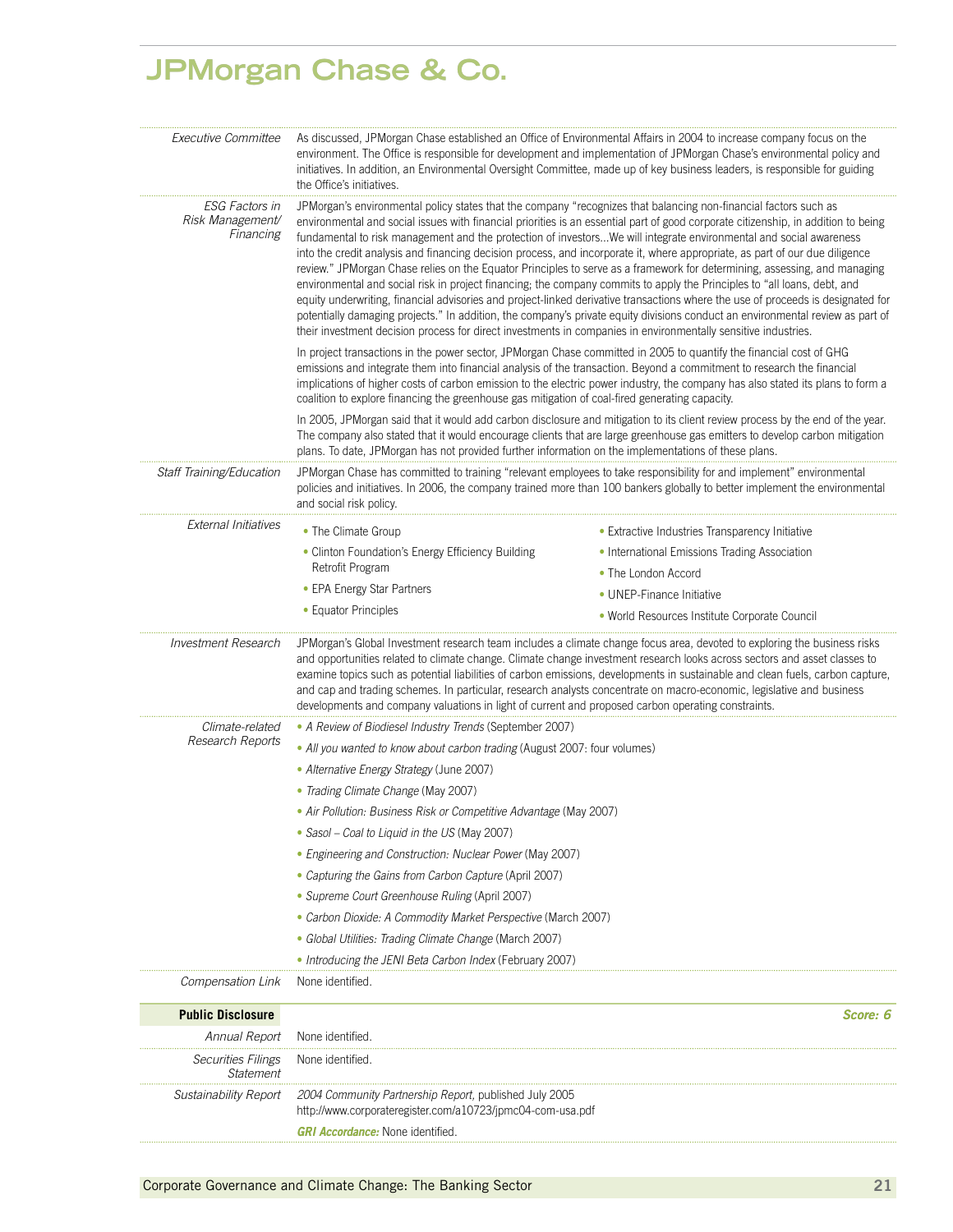# JPMorgan Chase & Co.

| | |
|---|---|
| *Executive Committee* | As discussed, JPMorgan Chase established an Office of Environmental Affairs in 2004 to increase company focus on the environment. The Office is responsible for development and implementation of JPMorgan Chase's environmental policy and initiatives. In addition, an Environmental Oversight Committee, made up of key business leaders, is responsible for guiding the Office's initiatives. |
| *ESG Factors in Risk Management/ Financing* | JPMorgan's environmental policy states that the company "recognizes that balancing non-financial factors such as environmental and social issues with financial priorities is an essential part of good corporate citizenship, in addition to being fundamental to risk management and the protection of investors...We will integrate environmental and social awareness into the credit analysis and financing decision process, and incorporate it, where appropriate, as part of our due diligence review." JPMorgan Chase relies on the Equator Principles to serve as a framework for determining, assessing, and managing environmental and social risk in project financing; the company commits to apply the Principles to "all loans, debt, and equity underwriting, financial advisories and project-linked derivative transactions where the use of proceeds is designated for potentially damaging projects." In addition, the company's private equity divisions conduct an environmental review as part of their investment decision process for direct investments in companies in environmentally sensitive industries.<br><br>In project transactions in the power sector, JPMorgan Chase committed in 2005 to quantify the financial cost of GHG emissions and integrate them into financial analysis of the transaction. Beyond a commitment to research the financial implications of higher costs of carbon emission to the electric power industry, the company has also stated its plans to form a coalition to explore financing the greenhouse gas mitigation of coal-fired generating capacity.<br><br>In 2005, JPMorgan said that it would add carbon disclosure and mitigation to its client review process by the end of the year. The company also stated that it would encourage clients that are large greenhouse gas emitters to develop carbon mitigation plans. To date, JPMorgan has not provided further information on the implementations of these plans. |
| *Staff Training/Education* | JPMorgan Chase has committed to training "relevant employees to take responsibility for and implement" environmental policies and initiatives. In 2006, the company trained more than 100 bankers globally to better implement the environmental and social risk policy. |
| *External Initiatives* | • The Climate Group<br>• Clinton Foundation's Energy Efficiency Building Retrofit Program<br>• EPA Energy Star Partners<br>• Equator Principles<br>• Extractive Industries Transparency Initiative<br>• International Emissions Trading Association<br>• The London Accord<br>• UNEP-Finance Initiative<br>• World Resources Institute Corporate Council |
| *Investment Research* | JPMorgan's Global Investment research team includes a climate change focus area, devoted to exploring the business risks and opportunities related to climate change. Climate change investment research looks across sectors and asset classes to examine topics such as potential liabilities of carbon emissions, developments in sustainable and clean fuels, carbon capture, and cap and trading schemes. In particular, research analysts concentrate on macro-economic, legislative and business developments and company valuations in light of current and proposed carbon operating constraints. |
| *Climate-related Research Reports* | • *A Review of Biodiesel Industry Trends* (September 2007)<br>• *All you wanted to know about carbon trading* (August 2007: four volumes)<br>• *Alternative Energy Strategy* (June 2007)<br>• *Trading Climate Change* (May 2007)<br>• *Air Pollution: Business Risk or Competitive Advantage* (May 2007)<br>• *Sasol – Coal to Liquid in the US* (May 2007)<br>• *Engineering and Construction: Nuclear Power* (May 2007)<br>• *Capturing the Gains from Carbon Capture* (April 2007)<br>• *Supreme Court Greenhouse Ruling* (April 2007)<br>• *Carbon Dioxide: A Commodity Market Perspective* (March 2007)<br>• *Global Utilities: Trading Climate Change* (March 2007)<br>• *Introducing the JENI Beta Carbon Index* (February 2007) |
| *Compensation Link* | None identified. |

| **Public Disclosure** | ***Score: 6*** |
|---|---|
| *Annual Report* | None identified. |
| *Securities Filings Statement* | None identified. |
| *Sustainability Report* | *2004 Community Partnership Report,* published July 2005<br>http://www.corporateregister.com/a10723/jpmc04-com-usa.pdf<br><br>***GRI Accordance:*** None identified. |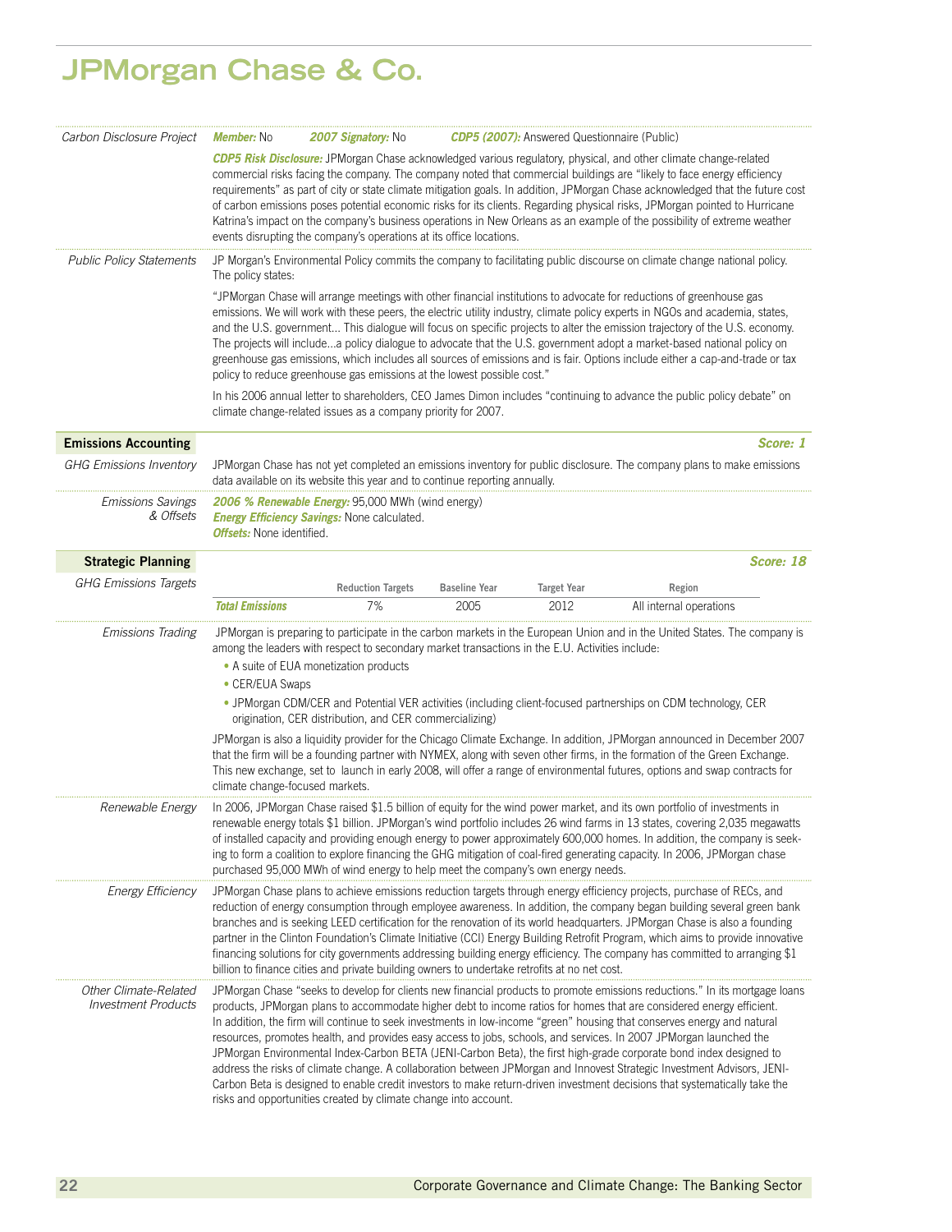# JPMorgan Chase & Co.

*Carbon Disclosure Project*

***Member:*** No ***2007 Signatory:*** No ***CDP5 (2007):*** Answered Questionnaire (Public)

***CDP5 Risk Disclosure:*** JPMorgan Chase acknowledged various regulatory, physical, and other climate change-related commercial risks facing the company. The company noted that commercial buildings are "likely to face energy efficiency requirements" as part of city or state climate mitigation goals. In addition, JPMorgan Chase acknowledged that the future cost of carbon emissions poses potential economic risks for its clients. Regarding physical risks, JPMorgan pointed to Hurricane Katrina's impact on the company's business operations in New Orleans as an example of the possibility of extreme weather events disrupting the company's operations at its office locations.

*Public Policy Statements*

JP Morgan's Environmental Policy commits the company to facilitating public discourse on climate change national policy. The policy states:

"JPMorgan Chase will arrange meetings with other financial institutions to advocate for reductions of greenhouse gas emissions. We will work with these peers, the electric utility industry, climate policy experts in NGOs and academia, states, and the U.S. government... This dialogue will focus on specific projects to alter the emission trajectory of the U.S. economy. The projects will include...a policy dialogue to advocate that the U.S. government adopt a market-based national policy on greenhouse gas emissions, which includes all sources of emissions and is fair. Options include either a cap-and-trade or tax policy to reduce greenhouse gas emissions at the lowest possible cost."

In his 2006 annual letter to shareholders, CEO James Dimon includes "continuing to advance the public policy debate" on climate change-related issues as a company priority for 2007.

## Emissions Accounting — *Score: 1*

*GHG Emissions Inventory*

JPMorgan Chase has not yet completed an emissions inventory for public disclosure. The company plans to make emissions data available on its website this year and to continue reporting annually.

*Emissions Savings & Offsets*

***2006 % Renewable Energy:*** 95,000 MWh (wind energy)
***Energy Efficiency Savings:*** None calculated.
***Offsets:*** None identified.

## Strategic Planning — *Score: 18*

*GHG Emissions Targets*

| | Reduction Targets | Baseline Year | Target Year | Region |
|---|---|---|---|---|
| ***Total Emissions*** | 7% | 2005 | 2012 | All internal operations |

*Emissions Trading*

JPMorgan is preparing to participate in the carbon markets in the European Union and in the United States. The company is among the leaders with respect to secondary market transactions in the E.U. Activities include:

- A suite of EUA monetization products
- CER/EUA Swaps
- JPMorgan CDM/CER and Potential VER activities (including client-focused partnerships on CDM technology, CER origination, CER distribution, and CER commercializing)

JPMorgan is also a liquidity provider for the Chicago Climate Exchange. In addition, JPMorgan announced in December 2007 that the firm will be a founding partner with NYMEX, along with seven other firms, in the formation of the Green Exchange. This new exchange, set to launch in early 2008, will offer a range of environmental futures, options and swap contracts for climate change-focused markets.

*Renewable Energy*

In 2006, JPMorgan Chase raised $1.5 billion of equity for the wind power market, and its own portfolio of investments in renewable energy totals $1 billion. JPMorgan's wind portfolio includes 26 wind farms in 13 states, covering 2,035 megawatts of installed capacity and providing enough energy to power approximately 600,000 homes. In addition, the company is seeking to form a coalition to explore financing the GHG mitigation of coal-fired generating capacity. In 2006, JPMorgan chase purchased 95,000 MWh of wind energy to help meet the company's own energy needs.

*Energy Efficiency*

JPMorgan Chase plans to achieve emissions reduction targets through energy efficiency projects, purchase of RECs, and reduction of energy consumption through employee awareness. In addition, the company began building several green bank branches and is seeking LEED certification for the renovation of its world headquarters. JPMorgan Chase is also a founding partner in the Clinton Foundation's Climate Initiative (CCI) Energy Building Retrofit Program, which aims to provide innovative financing solutions for city governments addressing building energy efficiency. The company has committed to arranging $1 billion to finance cities and private building owners to undertake retrofits at no net cost.

*Other Climate-Related Investment Products*

JPMorgan Chase "seeks to develop for clients new financial products to promote emissions reductions." In its mortgage loans products, JPMorgan plans to accommodate higher debt to income ratios for homes that are considered energy efficient. In addition, the firm will continue to seek investments in low-income "green" housing that conserves energy and natural resources, promotes health, and provides easy access to jobs, schools, and services. In 2007 JPMorgan launched the JPMorgan Environmental Index-Carbon BETA (JENI-Carbon Beta), the first high-grade corporate bond index designed to address the risks of climate change. A collaboration between JPMorgan and Innovest Strategic Investment Advisors, JENI-Carbon Beta is designed to enable credit investors to make return-driven investment decisions that systematically take the risks and opportunities created by climate change into account.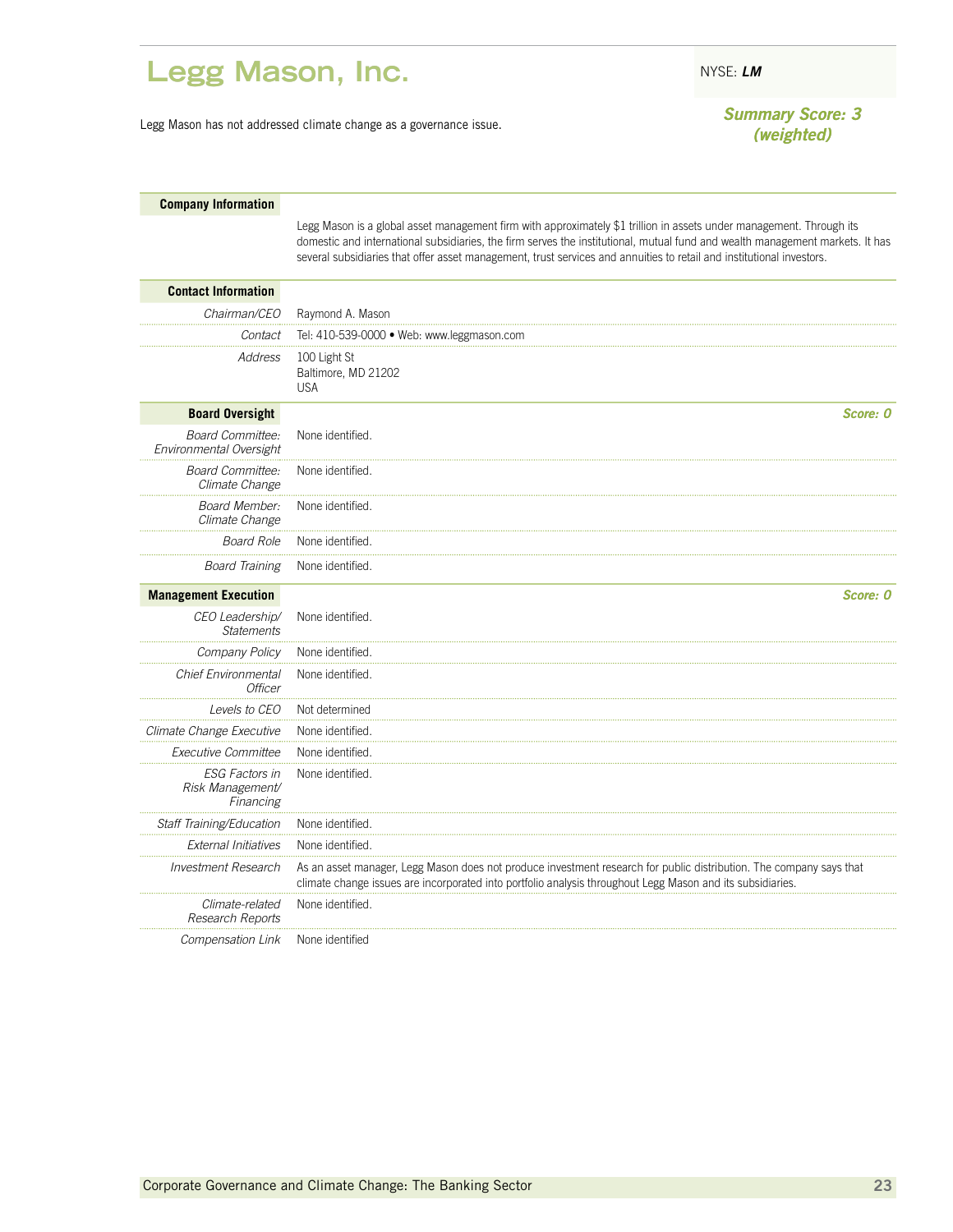# Legg Mason, Inc.

NYSE: ***LM***

Legg Mason has not addressed climate change as a governance issue.

***Summary Score: 3 (weighted)***

## Company Information

Legg Mason is a global asset management firm with approximately $1 trillion in assets under management. Through its domestic and international subsidiaries, the firm serves the institutional, mutual fund and wealth management markets. It has several subsidiaries that offer asset management, trust services and annuities to retail and institutional investors.

## Contact Information

| | |
|---|---|
| *Chairman/CEO* | Raymond A. Mason |
| *Contact* | Tel: 410-539-0000 • Web: www.leggmason.com |
| *Address* | 100 Light St<br>Baltimore, MD 21202<br>USA |

## Board Oversight

***Score: 0***

| | |
|---|---|
| *Board Committee: Environmental Oversight* | None identified. |
| *Board Committee: Climate Change* | None identified. |
| *Board Member: Climate Change* | None identified. |
| *Board Role* | None identified. |
| *Board Training* | None identified. |

## Management Execution

***Score: 0***

| | |
|---|---|
| *CEO Leadership/ Statements* | None identified. |
| *Company Policy* | None identified. |
| *Chief Environmental Officer* | None identified. |
| *Levels to CEO* | Not determined |
| *Climate Change Executive* | None identified. |
| *Executive Committee* | None identified. |
| *ESG Factors in Risk Management/ Financing* | None identified. |
| *Staff Training/Education* | None identified. |
| *External Initiatives* | None identified. |
| *Investment Research* | As an asset manager, Legg Mason does not produce investment research for public distribution. The company says that climate change issues are incorporated into portfolio analysis throughout Legg Mason and its subsidiaries. |
| *Climate-related Research Reports* | None identified. |
| *Compensation Link* | None identified |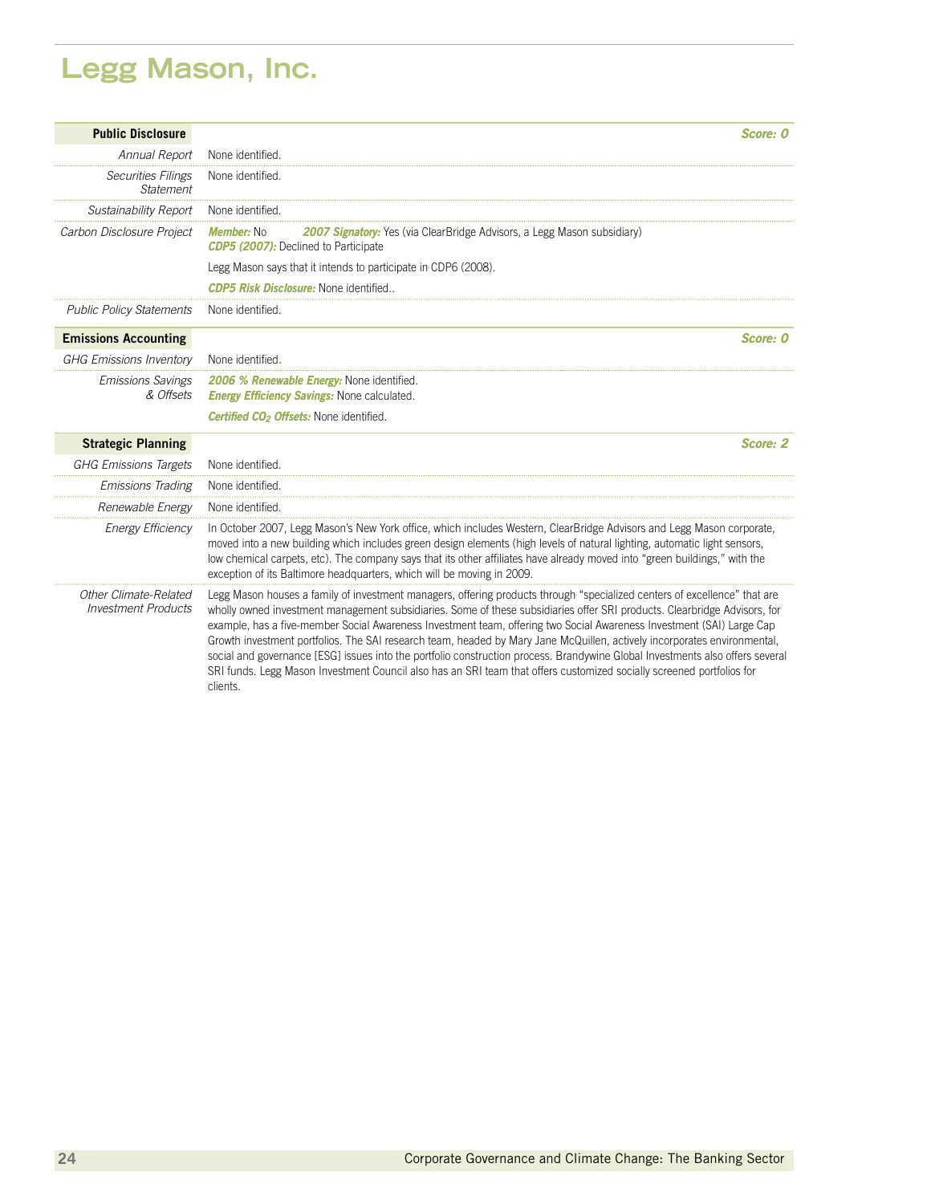# Legg Mason, Inc.

## Public Disclosure

*Score: 0*

| | |
|---|---|
| *Annual Report* | None identified. |
| *Securities Filings Statement* | None identified. |
| *Sustainability Report* | None identified. |
| *Carbon Disclosure Project* | ***Member:*** No ***2007 Signatory:*** Yes (via ClearBridge Advisors, a Legg Mason subsidiary) ***CDP5 (2007):*** Declined to Participate<br><br>Legg Mason says that it intends to participate in CDP6 (2008).<br><br>***CDP5 Risk Disclosure:*** None identified.. |
| *Public Policy Statements* | None identified. |

## Emissions Accounting

*Score: 0*

| | |
|---|---|
| *GHG Emissions Inventory* | None identified. |
| *Emissions Savings & Offsets* | ***2006 % Renewable Energy:*** None identified.<br>***Energy Efficiency Savings:*** None calculated.<br><br>***Certified $CO_2$ Offsets:*** None identified. |

## Strategic Planning

*Score: 2*

| | |
|---|---|
| *GHG Emissions Targets* | None identified. |
| *Emissions Trading* | None identified. |
| *Renewable Energy* | None identified. |
| *Energy Efficiency* | In October 2007, Legg Mason's New York office, which includes Western, ClearBridge Advisors and Legg Mason corporate, moved into a new building which includes green design elements (high levels of natural lighting, automatic light sensors, low chemical carpets, etc). The company says that its other affiliates have already moved into "green buildings," with the exception of its Baltimore headquarters, which will be moving in 2009. |
| *Other Climate-Related Investment Products* | Legg Mason houses a family of investment managers, offering products through "specialized centers of excellence" that are wholly owned investment management subsidiaries. Some of these subsidiaries offer SRI products. Clearbridge Advisors, for example, has a five-member Social Awareness Investment team, offering two Social Awareness Investment (SAI) Large Cap Growth investment portfolios. The SAI research team, headed by Mary Jane McQuillen, actively incorporates environmental, social and governance [ESG] issues into the portfolio construction process. Brandywine Global Investments also offers several SRI funds. Legg Mason Investment Council also has an SRI team that offers customized socially screened portfolios for clients. |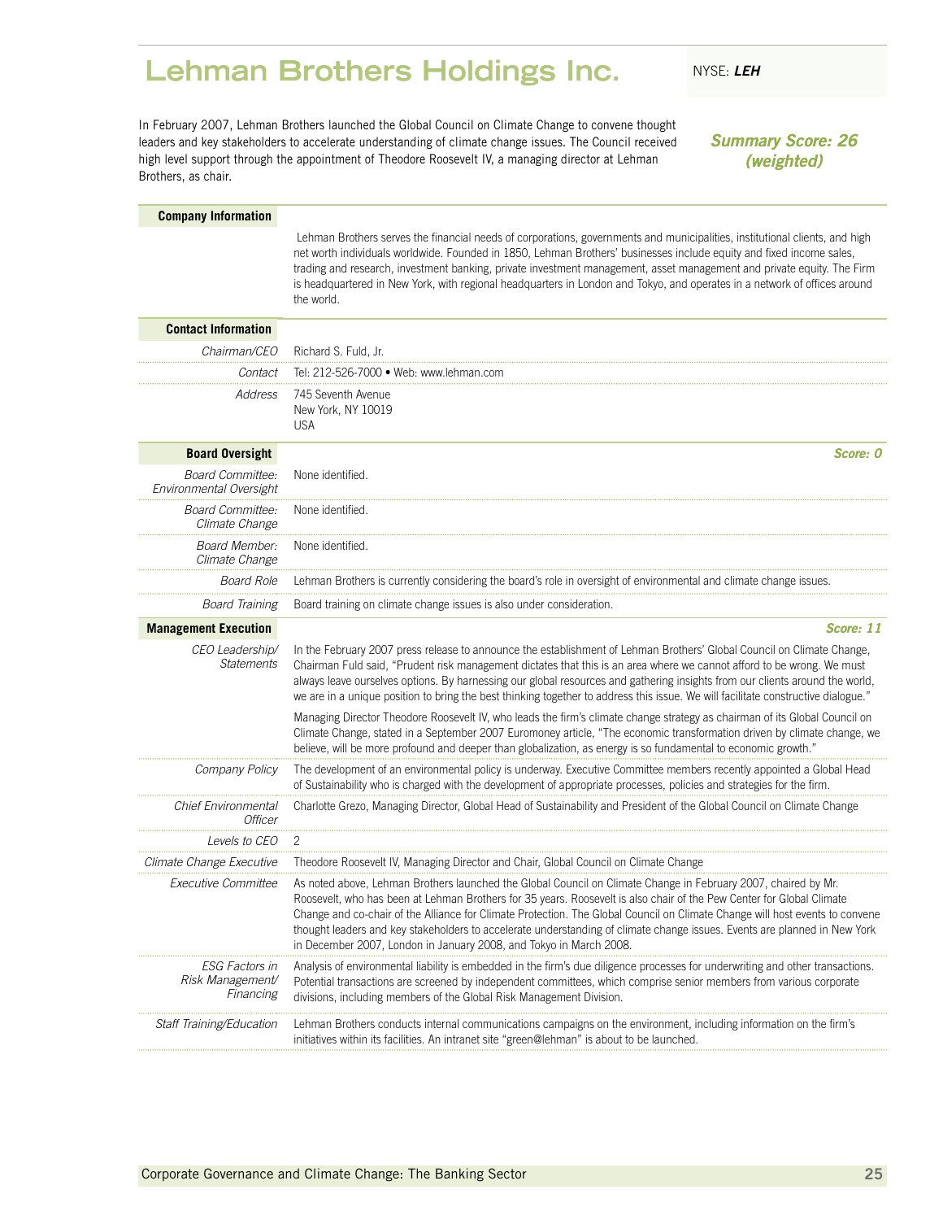# Lehman Brothers Holdings Inc.

NYSE: ***LEH***

In February 2007, Lehman Brothers launched the Global Council on Climate Change to convene thought leaders and key stakeholders to accelerate understanding of climate change issues. The Council received high level support through the appointment of Theodore Roosevelt IV, a managing director at Lehman Brothers, as chair.

***Summary Score: 26 (weighted)***

## Company Information

Lehman Brothers serves the financial needs of corporations, governments and municipalities, institutional clients, and high net worth individuals worldwide. Founded in 1850, Lehman Brothers' businesses include equity and fixed income sales, trading and research, investment banking, private investment management, asset management and private equity. The Firm is headquartered in New York, with regional headquarters in London and Tokyo, and operates in a network of offices around the world.

## Contact Information

| | |
|---|---|
| *Chairman/CEO* | Richard S. Fuld, Jr. |
| *Contact* | Tel: 212-526-7000 • Web: www.lehman.com |
| *Address* | 745 Seventh Avenue<br>New York, NY 10019<br>USA |

## Board Oversight

***Score: 0***

| | |
|---|---|
| *Board Committee: Environmental Oversight* | None identified. |
| *Board Committee: Climate Change* | None identified. |
| *Board Member: Climate Change* | None identified. |
| *Board Role* | Lehman Brothers is currently considering the board's role in oversight of environmental and climate change issues. |
| *Board Training* | Board training on climate change issues is also under consideration. |

## Management Execution

***Score: 11***

| | |
|---|---|
| *CEO Leadership/ Statements* | In the February 2007 press release to announce the establishment of Lehman Brothers' Global Council on Climate Change, Chairman Fuld said, "Prudent risk management dictates that this is an area where we cannot afford to be wrong. We must always leave ourselves options. By harnessing our global resources and gathering insights from our clients around the world, we are in a unique position to bring the best thinking together to address this issue. We will facilitate constructive dialogue."<br><br>Managing Director Theodore Roosevelt IV, who leads the firm's climate change strategy as chairman of its Global Council on Climate Change, stated in a September 2007 Euromoney article, "The economic transformation driven by climate change, we believe, will be more profound and deeper than globalization, as energy is so fundamental to economic growth." |
| *Company Policy* | The development of an environmental policy is underway. Executive Committee members recently appointed a Global Head of Sustainability who is charged with the development of appropriate processes, policies and strategies for the firm. |
| *Chief Environmental Officer* | Charlotte Grezo, Managing Director, Global Head of Sustainability and President of the Global Council on Climate Change |
| *Levels to CEO* | 2 |
| *Climate Change Executive* | Theodore Roosevelt IV, Managing Director and Chair, Global Council on Climate Change |
| *Executive Committee* | As noted above, Lehman Brothers launched the Global Council on Climate Change in February 2007, chaired by Mr. Roosevelt, who has been at Lehman Brothers for 35 years. Roosevelt is also chair of the Pew Center for Global Climate Change and co-chair of the Alliance for Climate Protection. The Global Council on Climate Change will host events to convene thought leaders and key stakeholders to accelerate understanding of climate change issues. Events are planned in New York in December 2007, London in January 2008, and Tokyo in March 2008. |
| *ESG Factors in Risk Management/ Financing* | Analysis of environmental liability is embedded in the firm's due diligence processes for underwriting and other transactions. Potential transactions are screened by independent committees, which comprise senior members from various corporate divisions, including members of the Global Risk Management Division. |
| *Staff Training/Education* | Lehman Brothers conducts internal communications campaigns on the environment, including information on the firm's initiatives within its facilities. An intranet site "green@lehman" is about to be launched. |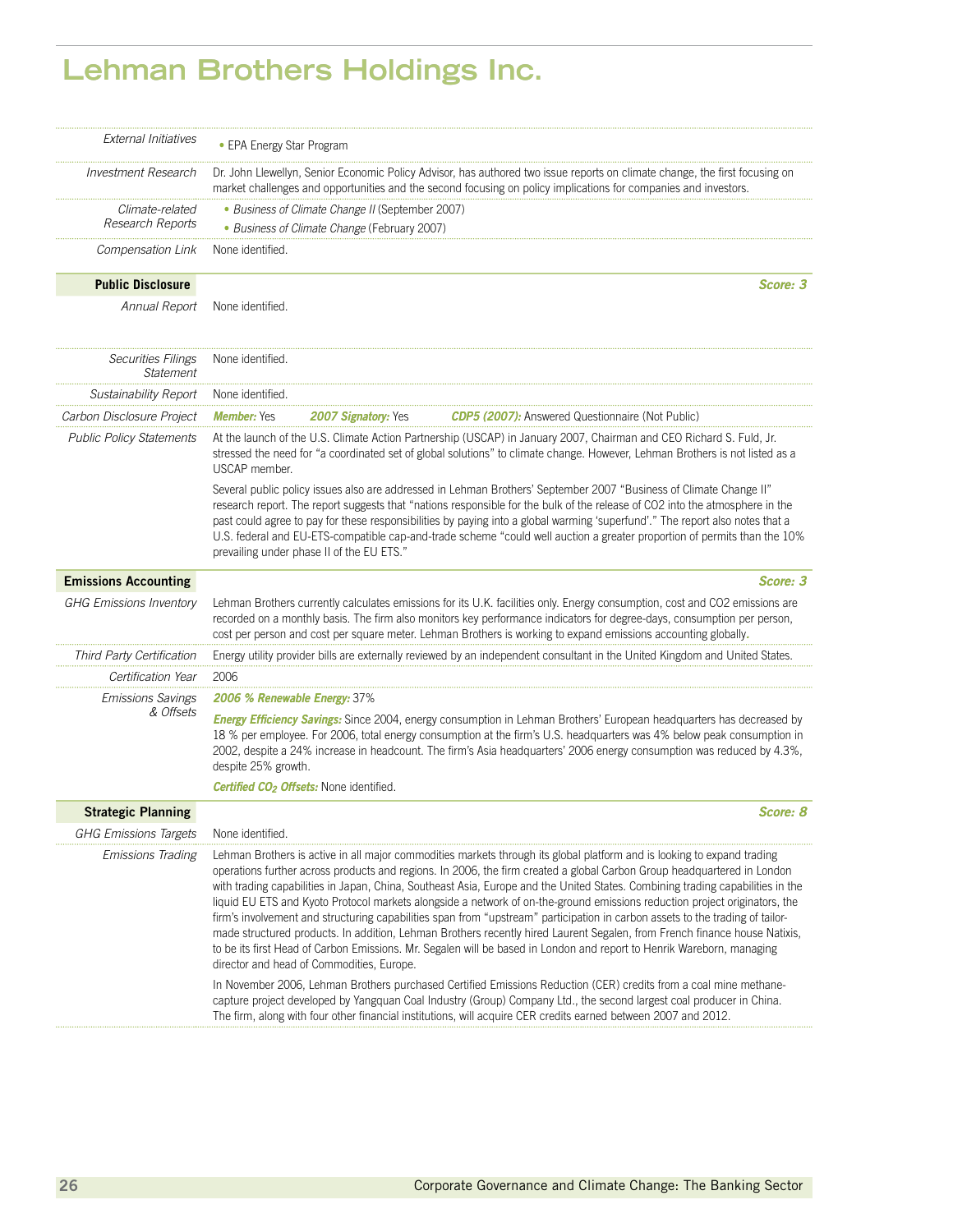# Lehman Brothers Holdings Inc.

| | |
|---|---|
| *External Initiatives* | • EPA Energy Star Program |
| *Investment Research* | Dr. John Llewellyn, Senior Economic Policy Advisor, has authored two issue reports on climate change, the first focusing on market challenges and opportunities and the second focusing on policy implications for companies and investors. |
| *Climate-related Research Reports* | • *Business of Climate Change II* (September 2007)<br>• *Business of Climate Change* (February 2007) |
| *Compensation Link* | None identified. |

## Public Disclosure — *Score: 3*

| | |
|---|---|
| *Annual Report* | None identified. |
| *Securities Filings Statement* | None identified. |
| *Sustainability Report* | None identified. |
| *Carbon Disclosure Project* | ***Member:*** Yes ***2007 Signatory:*** Yes ***CDP5 (2007):*** Answered Questionnaire (Not Public) |
| *Public Policy Statements* | At the launch of the U.S. Climate Action Partnership (USCAP) in January 2007, Chairman and CEO Richard S. Fuld, Jr. stressed the need for "a coordinated set of global solutions" to climate change. However, Lehman Brothers is not listed as a USCAP member.<br><br>Several public policy issues also are addressed in Lehman Brothers' September 2007 "Business of Climate Change II" research report. The report suggests that "nations responsible for the bulk of the release of CO2 into the atmosphere in the past could agree to pay for these responsibilities by paying into a global warming 'superfund'." The report also notes that a U.S. federal and EU-ETS-compatible cap-and-trade scheme "could well auction a greater proportion of permits than the 10% prevailing under phase II of the EU ETS." |

## Emissions Accounting — *Score: 3*

| | |
|---|---|
| *GHG Emissions Inventory* | Lehman Brothers currently calculates emissions for its U.K. facilities only. Energy consumption, cost and CO2 emissions are recorded on a monthly basis. The firm also monitors key performance indicators for degree-days, consumption per person, cost per person and cost per square meter. Lehman Brothers is working to expand emissions accounting globally. |
| *Third Party Certification* | Energy utility provider bills are externally reviewed by an independent consultant in the United Kingdom and United States. |
| *Certification Year* | 2006 |
| *Emissions Savings & Offsets* | ***2006 % Renewable Energy:*** 37%<br><br>***Energy Efficiency Savings:*** Since 2004, energy consumption in Lehman Brothers' European headquarters has decreased by 18 % per employee. For 2006, total energy consumption at the firm's U.S. headquarters was 4% below peak consumption in 2002, despite a 24% increase in headcount. The firm's Asia headquarters' 2006 energy consumption was reduced by 4.3%, despite 25% growth.<br><br>***Certified $CO_2$ Offsets:*** None identified. |

## Strategic Planning — *Score: 8*

| | |
|---|---|
| *GHG Emissions Targets* | None identified. |
| *Emissions Trading* | Lehman Brothers is active in all major commodities markets through its global platform and is looking to expand trading operations further across products and regions. In 2006, the firm created a global Carbon Group headquartered in London with trading capabilities in Japan, China, Southeast Asia, Europe and the United States. Combining trading capabilities in the liquid EU ETS and Kyoto Protocol markets alongside a network of on-the-ground emissions reduction project originators, the firm's involvement and structuring capabilities span from "upstream" participation in carbon assets to the trading of tailor-made structured products. In addition, Lehman Brothers recently hired Laurent Segalen, from French finance house Natixis, to be its first Head of Carbon Emissions. Mr. Segalen will be based in London and report to Henrik Wareborn, managing director and head of Commodities, Europe.<br><br>In November 2006, Lehman Brothers purchased Certified Emissions Reduction (CER) credits from a coal mine methane-capture project developed by Yangquan Coal Industry (Group) Company Ltd., the second largest coal producer in China. The firm, along with four other financial institutions, will acquire CER credits earned between 2007 and 2012. |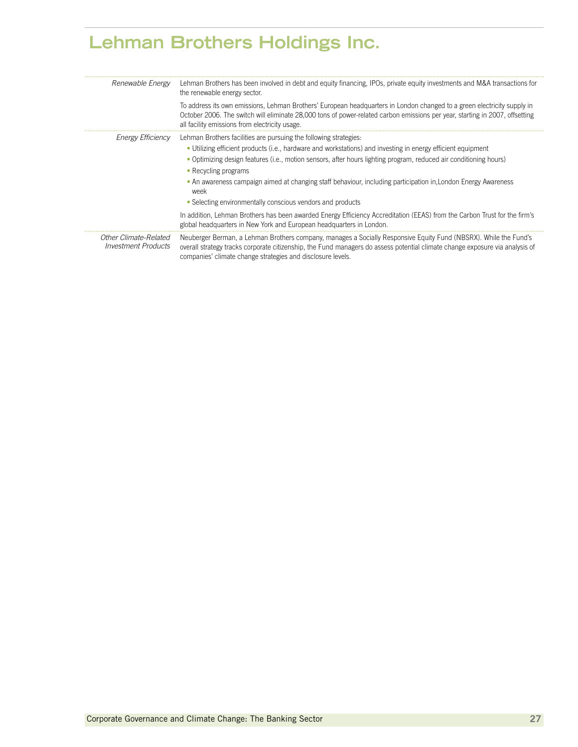# Lehman Brothers Holdings Inc.

| | |
|---|---|
| *Renewable Energy* | Lehman Brothers has been involved in debt and equity financing, IPOs, private equity investments and M&A transactions for the renewable energy sector.<br><br>To address its own emissions, Lehman Brothers' European headquarters in London changed to a green electricity supply in October 2006. The switch will eliminate 28,000 tons of power-related carbon emissions per year, starting in 2007, offsetting all facility emissions from electricity usage. |
| *Energy Efficiency* | Lehman Brothers facilities are pursuing the following strategies:<br>• Utilizing efficient products (i.e., hardware and workstations) and investing in energy efficient equipment<br>• Optimizing design features (i.e., motion sensors, after hours lighting program, reduced air conditioning hours)<br>• Recycling programs<br>• An awareness campaign aimed at changing staff behaviour, including participation in,London Energy Awareness week<br>• Selecting environmentally conscious vendors and products<br><br>In addition, Lehman Brothers has been awarded Energy Efficiency Accreditation (EEAS) from the Carbon Trust for the firm's global headquarters in New York and European headquarters in London. |
| *Other Climate-Related Investment Products* | Neuberger Berman, a Lehman Brothers company, manages a Socially Responsive Equity Fund (NBSRX). While the Fund's overall strategy tracks corporate citizenship, the Fund managers do assess potential climate change exposure via analysis of companies' climate change strategies and disclosure levels. |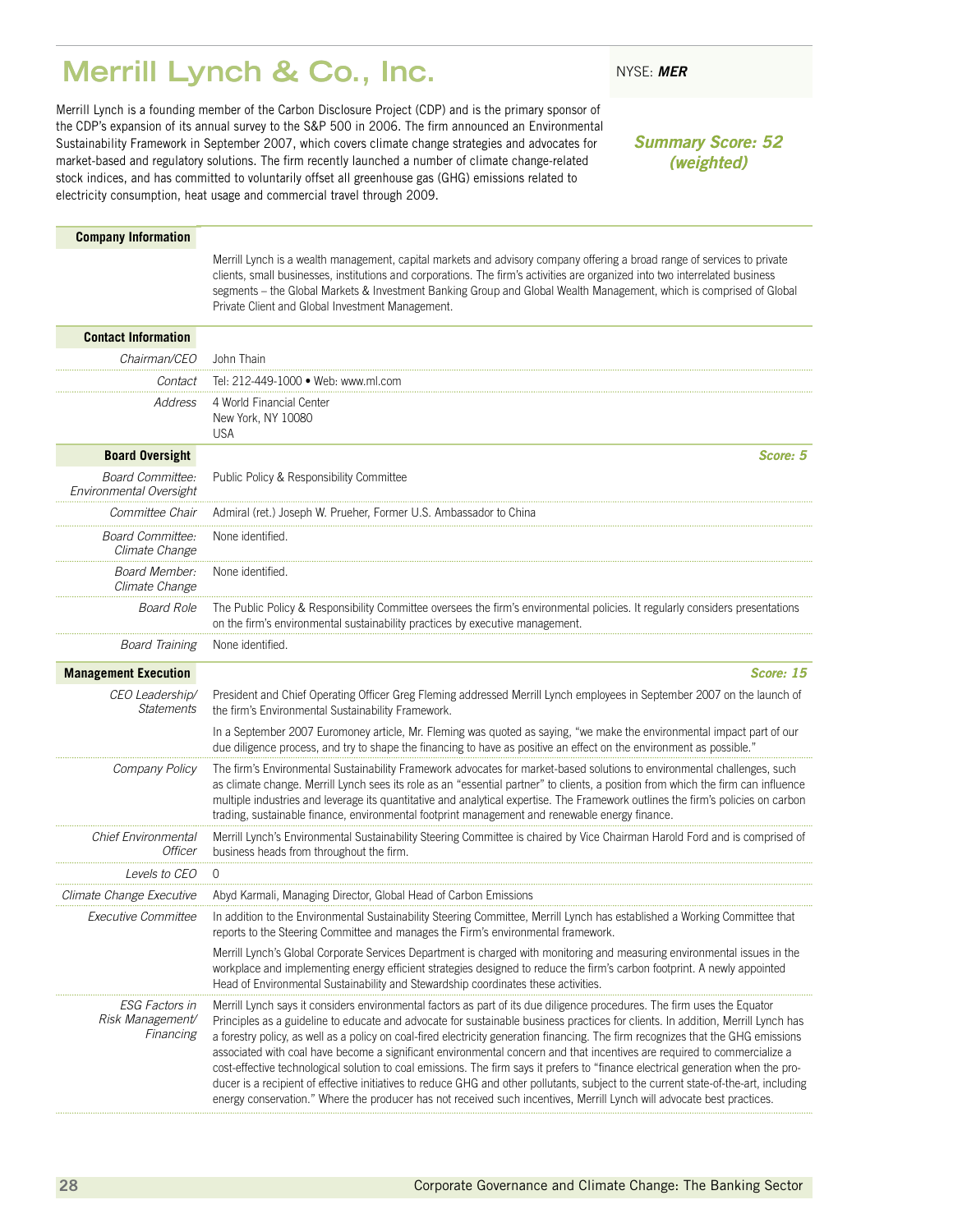# Merrill Lynch & Co., Inc.

NYSE: ***MER***

Merrill Lynch is a founding member of the Carbon Disclosure Project (CDP) and is the primary sponsor of the CDP's expansion of its annual survey to the S&P 500 in 2006. The firm announced an Environmental Sustainability Framework in September 2007, which covers climate change strategies and advocates for market-based and regulatory solutions. The firm recently launched a number of climate change-related stock indices, and has committed to voluntarily offset all greenhouse gas (GHG) emissions related to electricity consumption, heat usage and commercial travel through 2009.

***Summary Score: 52 (weighted)***

## Company Information

Merrill Lynch is a wealth management, capital markets and advisory company offering a broad range of services to private clients, small businesses, institutions and corporations. The firm's activities are organized into two interrelated business segments – the Global Markets & Investment Banking Group and Global Wealth Management, which is comprised of Global Private Client and Global Investment Management.

## Contact Information

| | |
|---|---|
| *Chairman/CEO* | John Thain |
| *Contact* | Tel: 212-449-1000 • Web: www.ml.com |
| *Address* | 4 World Financial Center<br>New York, NY 10080<br>USA |

## Board Oversight

***Score: 5***

| | |
|---|---|
| *Board Committee: Environmental Oversight* | Public Policy & Responsibility Committee |
| *Committee Chair* | Admiral (ret.) Joseph W. Prueher, Former U.S. Ambassador to China |
| *Board Committee: Climate Change* | None identified. |
| *Board Member: Climate Change* | None identified. |
| *Board Role* | The Public Policy & Responsibility Committee oversees the firm's environmental policies. It regularly considers presentations on the firm's environmental sustainability practices by executive management. |
| *Board Training* | None identified. |

## Management Execution

***Score: 15***

| | |
|---|---|
| *CEO Leadership/ Statements* | President and Chief Operating Officer Greg Fleming addressed Merrill Lynch employees in September 2007 on the launch of the firm's Environmental Sustainability Framework.<br><br>In a September 2007 Euromoney article, Mr. Fleming was quoted as saying, "we make the environmental impact part of our due diligence process, and try to shape the financing to have as positive an effect on the environment as possible." |
| *Company Policy* | The firm's Environmental Sustainability Framework advocates for market-based solutions to environmental challenges, such as climate change. Merrill Lynch sees its role as an "essential partner" to clients, a position from which the firm can influence multiple industries and leverage its quantitative and analytical expertise. The Framework outlines the firm's policies on carbon trading, sustainable finance, environmental footprint management and renewable energy finance. |
| *Chief Environmental Officer* | Merrill Lynch's Environmental Sustainability Steering Committee is chaired by Vice Chairman Harold Ford and is comprised of business heads from throughout the firm. |
| *Levels to CEO* | 0 |
| *Climate Change Executive* | Abyd Karmali, Managing Director, Global Head of Carbon Emissions |
| *Executive Committee* | In addition to the Environmental Sustainability Steering Committee, Merrill Lynch has established a Working Committee that reports to the Steering Committee and manages the Firm's environmental framework.<br><br>Merrill Lynch's Global Corporate Services Department is charged with monitoring and measuring environmental issues in the workplace and implementing energy efficient strategies designed to reduce the firm's carbon footprint. A newly appointed Head of Environmental Sustainability and Stewardship coordinates these activities. |
| *ESG Factors in Risk Management/ Financing* | Merrill Lynch says it considers environmental factors as part of its due diligence procedures. The firm uses the Equator Principles as a guideline to educate and advocate for sustainable business practices for clients. In addition, Merrill Lynch has a forestry policy, as well as a policy on coal-fired electricity generation financing. The firm recognizes that the GHG emissions associated with coal have become a significant environmental concern and that incentives are required to commercialize a cost-effective technological solution to coal emissions. The firm says it prefers to "finance electrical generation when the producer is a recipient of effective initiatives to reduce GHG and other pollutants, subject to the current state-of-the-art, including energy conservation." Where the producer has not received such incentives, Merrill Lynch will advocate best practices. |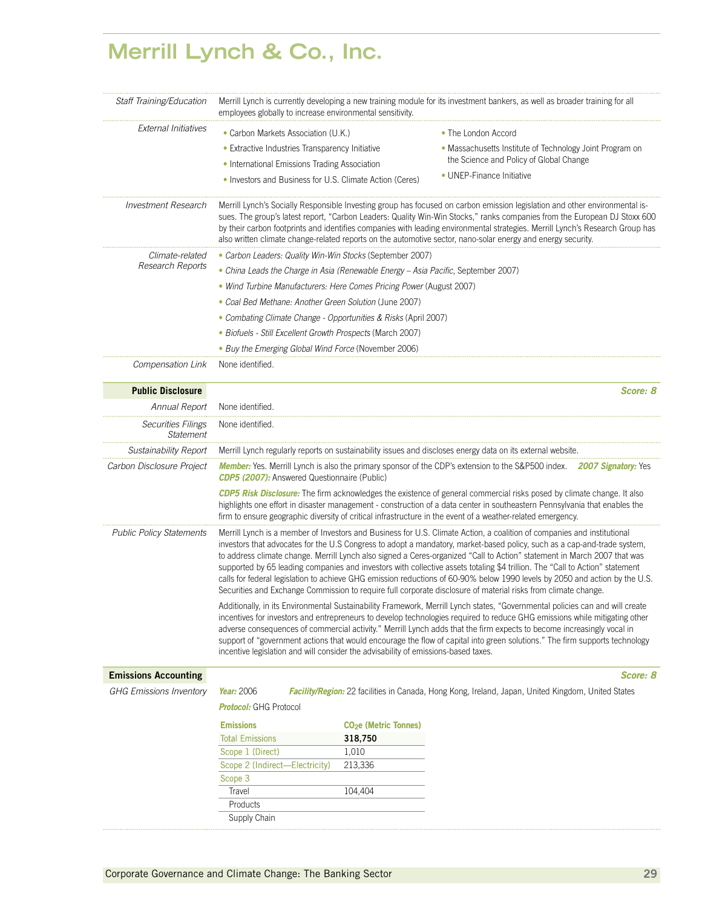# Merrill Lynch & Co., Inc.

*Staff Training/Education*
Merrill Lynch is currently developing a new training module for its investment bankers, as well as broader training for all employees globally to increase environmental sensitivity.

*External Initiatives*
- Carbon Markets Association (U.K.)
- Extractive Industries Transparency Initiative
- International Emissions Trading Association
- Investors and Business for U.S. Climate Action (Ceres)
- The London Accord
- Massachusetts Institute of Technology Joint Program on the Science and Policy of Global Change
- UNEP-Finance Initiative

*Investment Research*
Merrill Lynch's Socially Responsible Investing group has focused on carbon emission legislation and other environmental issues. The group's latest report, "Carbon Leaders: Quality Win-Win Stocks," ranks companies from the European DJ Stoxx 600 by their carbon footprints and identifies companies with leading environmental strategies. Merrill Lynch's Research Group has also written climate change-related reports on the automotive sector, nano-solar energy and energy security.

*Climate-related Research Reports*
- *Carbon Leaders: Quality Win-Win Stocks* (September 2007)
- *China Leads the Charge in Asia (Renewable Energy – Asia Pacific*, September 2007)
- *Wind Turbine Manufacturers: Here Comes Pricing Power* (August 2007)
- *Coal Bed Methane: Another Green Solution* (June 2007)
- *Combating Climate Change - Opportunities & Risks* (April 2007)
- *Biofuels - Still Excellent Growth Prospects* (March 2007)
- *Buy the Emerging Global Wind Force* (November 2006)

*Compensation Link*
None identified.

## Public Disclosure

***Score: 8***

*Annual Report*
None identified.

*Securities Filings Statement*
None identified.

*Sustainability Report*
Merrill Lynch regularly reports on sustainability issues and discloses energy data on its external website.

*Carbon Disclosure Project*
***Member:*** Yes. Merrill Lynch is also the primary sponsor of the CDP's extension to the S&P500 index. ***2007 Signatory:*** Yes
***CDP5 (2007):*** Answered Questionnaire (Public)

***CDP5 Risk Disclosure:*** The firm acknowledges the existence of general commercial risks posed by climate change. It also highlights one effort in disaster management - construction of a data center in southeastern Pennsylvania that enables the firm to ensure geographic diversity of critical infrastructure in the event of a weather-related emergency.

*Public Policy Statements*
Merrill Lynch is a member of Investors and Business for U.S. Climate Action, a coalition of companies and institutional investors that advocates for the U.S Congress to adopt a mandatory, market-based policy, such as a cap-and-trade system, to address climate change. Merrill Lynch also signed a Ceres-organized "Call to Action" statement in March 2007 that was supported by 65 leading companies and investors with collective assets totaling $4 trillion. The "Call to Action" statement calls for federal legislation to achieve GHG emission reductions of 60-90% below 1990 levels by 2050 and action by the U.S. Securities and Exchange Commission to require full corporate disclosure of material risks from climate change.

Additionally, in its Environmental Sustainability Framework, Merrill Lynch states, "Governmental policies can and will create incentives for investors and entrepreneurs to develop technologies required to reduce GHG emissions while mitigating other adverse consequences of commercial activity." Merrill Lynch adds that the firm expects to become increasingly vocal in support of "government actions that would encourage the flow of capital into green solutions." The firm supports technology incentive legislation and will consider the advisability of emissions-based taxes.

## Emissions Accounting

***Score: 8***

*GHG Emissions Inventory*
***Year:*** 2006 ***Facility/Region:*** 22 facilities in Canada, Hong Kong, Ireland, Japan, United Kingdom, United States
***Protocol:*** GHG Protocol

| Emissions | $CO_2e$ (Metric Tonnes) |
|---|---|
| Total Emissions | **318,750** |
| Scope 1 (Direct) | 1,010 |
| Scope 2 (Indirect—Electricity) | 213,336 |
| Scope 3 | |
| Travel | 104,404 |
| Products | |
| Supply Chain | |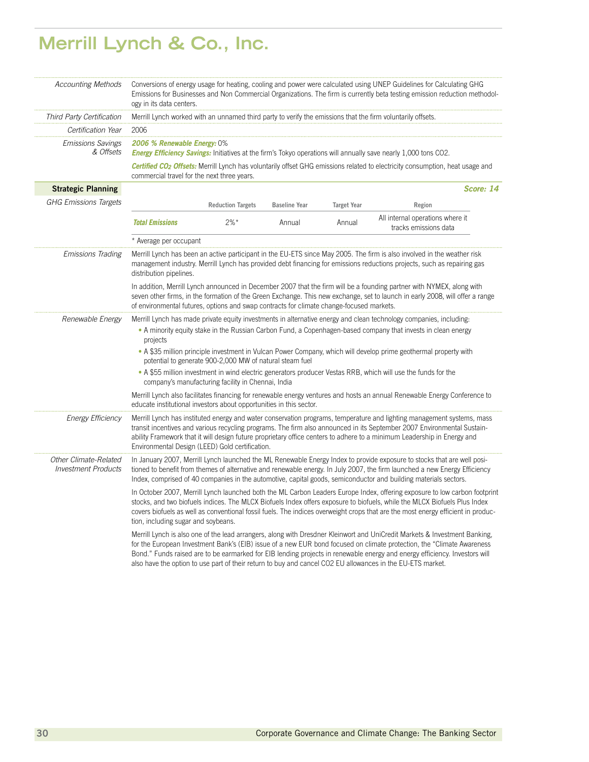# Merrill Lynch & Co., Inc.

*Accounting Methods*

Conversions of energy usage for heating, cooling and power were calculated using UNEP Guidelines for Calculating GHG Emissions for Businesses and Non Commercial Organizations. The firm is currently beta testing emission reduction methodology in its data centers.

*Third Party Certification*

Merrill Lynch worked with an unnamed third party to verify the emissions that the firm voluntarily offsets.

*Certification Year*

2006

*Emissions Savings & Offsets*

***2006 % Renewable Energy:*** 0%
***Energy Efficiency Savings:*** Initiatives at the firm's Tokyo operations will annually save nearly 1,000 tons CO2.

***Certified $CO_2$ Offsets:*** Merrill Lynch has voluntarily offset GHG emissions related to electricity consumption, heat usage and commercial travel for the next three years.

## Strategic Planning

***Score: 14***

*GHG Emissions Targets*

| | Reduction Targets | Baseline Year | Target Year | Region |
|---|---|---|---|---|
| ***Total Emissions*** | 2%* | Annual | Annual | All internal operations where it tracks emissions data |

\* Average per occupant

*Emissions Trading*

Merrill Lynch has been an active participant in the EU-ETS since May 2005. The firm is also involved in the weather risk management industry. Merrill Lynch has provided debt financing for emissions reductions projects, such as repairing gas distribution pipelines.

In addition, Merrill Lynch announced in December 2007 that the firm will be a founding partner with NYMEX, along with seven other firms, in the formation of the Green Exchange. This new exchange, set to launch in early 2008, will offer a range of environmental futures, options and swap contracts for climate change-focused markets.

*Renewable Energy*

Merrill Lynch has made private equity investments in alternative energy and clean technology companies, including:

- A minority equity stake in the Russian Carbon Fund, a Copenhagen-based company that invests in clean energy projects
- A $35 million principle investment in Vulcan Power Company, which will develop prime geothermal property with potential to generate 900-2,000 MW of natural steam fuel
- A $55 million investment in wind electric generators producer Vestas RRB, which will use the funds for the company's manufacturing facility in Chennai, India

Merrill Lynch also facilitates financing for renewable energy ventures and hosts an annual Renewable Energy Conference to educate institutional investors about opportunities in this sector.

*Energy Efficiency*

Merrill Lynch has instituted energy and water conservation programs, temperature and lighting management systems, mass transit incentives and various recycling programs. The firm also announced in its September 2007 Environmental Sustainability Framework that it will design future proprietary office centers to adhere to a minimum Leadership in Energy and Environmental Design (LEED) Gold certification.

*Other Climate-Related Investment Products*

In January 2007, Merrill Lynch launched the ML Renewable Energy Index to provide exposure to stocks that are well positioned to benefit from themes of alternative and renewable energy. In July 2007, the firm launched a new Energy Efficiency Index, comprised of 40 companies in the automotive, capital goods, semiconductor and building materials sectors.

In October 2007, Merrill Lynch launched both the ML Carbon Leaders Europe Index, offering exposure to low carbon footprint stocks, and two biofuels indices. The MLCX Biofuels Index offers exposure to biofuels, while the MLCX Biofuels Plus Index covers biofuels as well as conventional fossil fuels. The indices overweight crops that are the most energy efficient in production, including sugar and soybeans.

Merrill Lynch is also one of the lead arrangers, along with Dresdner Kleinwort and UniCredit Markets & Investment Banking, for the European Investment Bank's (EIB) issue of a new EUR bond focused on climate protection, the "Climate Awareness Bond." Funds raised are to be earmarked for EIB lending projects in renewable energy and energy efficiency. Investors will also have the option to use part of their return to buy and cancel CO2 EU allowances in the EU-ETS market.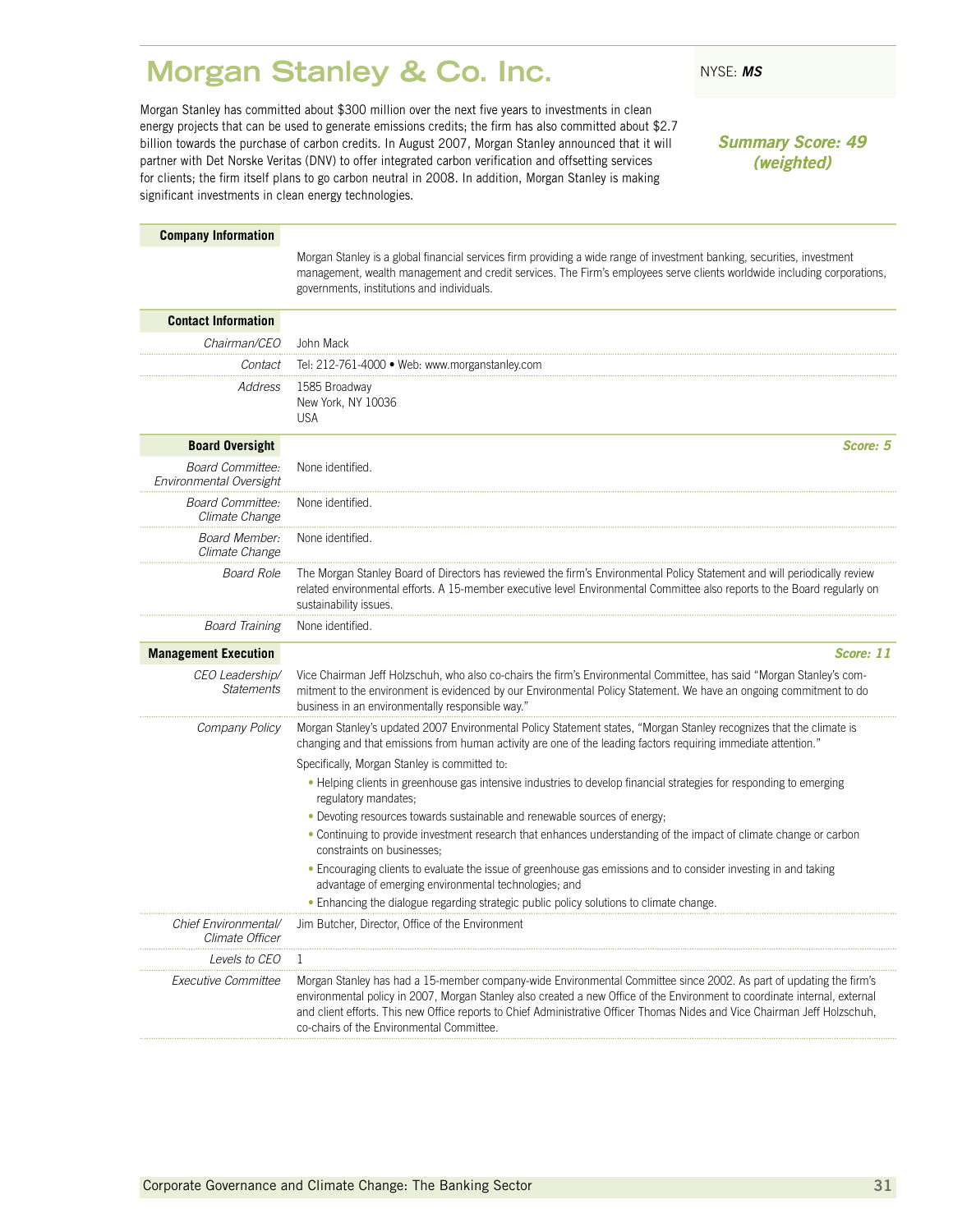# Morgan Stanley & Co. Inc.

NYSE: ***MS***

Morgan Stanley has committed about $300 million over the next five years to investments in clean energy projects that can be used to generate emissions credits; the firm has also committed about $2.7 billion towards the purchase of carbon credits. In August 2007, Morgan Stanley announced that it will partner with Det Norske Veritas (DNV) to offer integrated carbon verification and offsetting services for clients; the firm itself plans to go carbon neutral in 2008. In addition, Morgan Stanley is making significant investments in clean energy technologies.

***Summary Score: 49 (weighted)***

## Company Information

Morgan Stanley is a global financial services firm providing a wide range of investment banking, securities, investment management, wealth management and credit services. The Firm's employees serve clients worldwide including corporations, governments, institutions and individuals.

## Contact Information

| | |
|---|---|
| *Chairman/CEO* | John Mack |
| *Contact* | Tel: 212-761-4000 • Web: www.morganstanley.com |
| *Address* | 1585 Broadway<br>New York, NY 10036<br>USA |

## Board Oversight

***Score: 5***

| | |
|---|---|
| *Board Committee: Environmental Oversight* | None identified. |
| *Board Committee: Climate Change* | None identified. |
| *Board Member: Climate Change* | None identified. |
| *Board Role* | The Morgan Stanley Board of Directors has reviewed the firm's Environmental Policy Statement and will periodically review related environmental efforts. A 15-member executive level Environmental Committee also reports to the Board regularly on sustainability issues. |
| *Board Training* | None identified. |

## Management Execution

***Score: 11***

*CEO Leadership/ Statements*

Vice Chairman Jeff Holzschuh, who also co-chairs the firm's Environmental Committee, has said "Morgan Stanley's commitment to the environment is evidenced by our Environmental Policy Statement. We have an ongoing commitment to do business in an environmentally responsible way."

*Company Policy*

Morgan Stanley's updated 2007 Environmental Policy Statement states, "Morgan Stanley recognizes that the climate is changing and that emissions from human activity are one of the leading factors requiring immediate attention."

Specifically, Morgan Stanley is committed to:

- Helping clients in greenhouse gas intensive industries to develop financial strategies for responding to emerging regulatory mandates;
- Devoting resources towards sustainable and renewable sources of energy;
- Continuing to provide investment research that enhances understanding of the impact of climate change or carbon constraints on businesses;
- Encouraging clients to evaluate the issue of greenhouse gas emissions and to consider investing in and taking advantage of emerging environmental technologies; and
- Enhancing the dialogue regarding strategic public policy solutions to climate change.

| | |
|---|---|
| *Chief Environmental/ Climate Officer* | Jim Butcher, Director, Office of the Environment |
| *Levels to CEO* | 1 |
| *Executive Committee* | Morgan Stanley has had a 15-member company-wide Environmental Committee since 2002. As part of updating the firm's environmental policy in 2007, Morgan Stanley also created a new Office of the Environment to coordinate internal, external and client efforts. This new Office reports to Chief Administrative Officer Thomas Nides and Vice Chairman Jeff Holzschuh, co-chairs of the Environmental Committee. |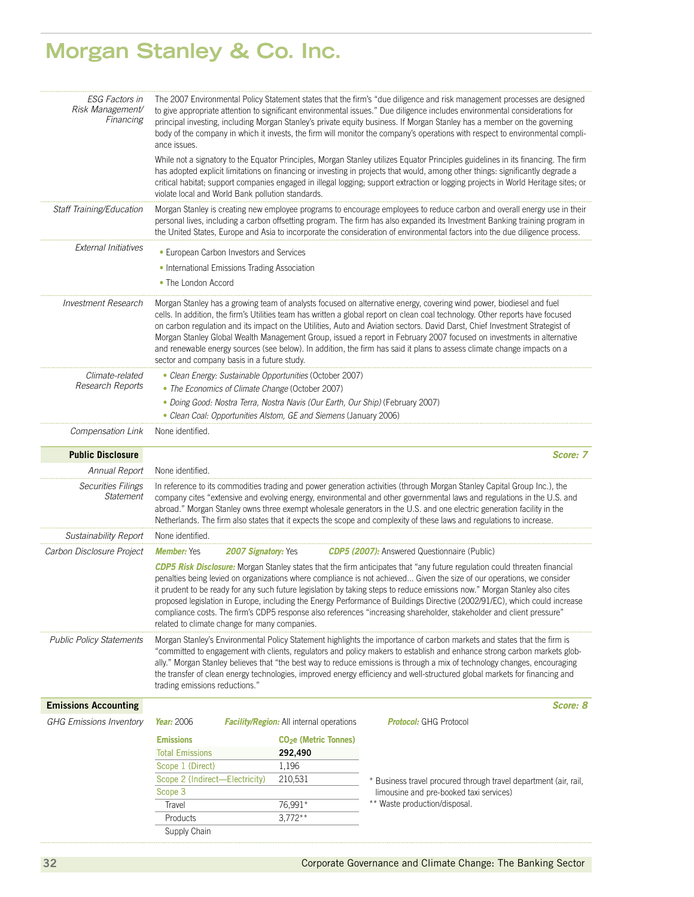# Morgan Stanley & Co. Inc.

*ESG Factors in Risk Management/ Financing*

The 2007 Environmental Policy Statement states that the firm's "due diligence and risk management processes are designed to give appropriate attention to significant environmental issues." Due diligence includes environmental considerations for principal investing, including Morgan Stanley's private equity business. If Morgan Stanley has a member on the governing body of the company in which it invests, the firm will monitor the company's operations with respect to environmental compliance issues.

While not a signatory to the Equator Principles, Morgan Stanley utilizes Equator Principles guidelines in its financing. The firm has adopted explicit limitations on financing or investing in projects that would, among other things: significantly degrade a critical habitat; support companies engaged in illegal logging; support extraction or logging projects in World Heritage sites; or violate local and World Bank pollution standards.

*Staff Training/Education*

Morgan Stanley is creating new employee programs to encourage employees to reduce carbon and overall energy use in their personal lives, including a carbon offsetting program. The firm has also expanded its Investment Banking training program in the United States, Europe and Asia to incorporate the consideration of environmental factors into the due diligence process.

*External Initiatives*

- European Carbon Investors and Services
- International Emissions Trading Association
- The London Accord

*Investment Research*

Morgan Stanley has a growing team of analysts focused on alternative energy, covering wind power, biodiesel and fuel cells. In addition, the firm's Utilities team has written a global report on clean coal technology. Other reports have focused on carbon regulation and its impact on the Utilities, Auto and Aviation sectors. David Darst, Chief Investment Strategist of Morgan Stanley Global Wealth Management Group, issued a report in February 2007 focused on investments in alternative and renewable energy sources (see below). In addition, the firm has said it plans to assess climate change impacts on a sector and company basis in a future study.

*Climate-related Research Reports*

- *Clean Energy: Sustainable Opportunities* (October 2007)
- *The Economics of Climate Change* (October 2007)
- *Doing Good: Nostra Terra, Nostra Navis (Our Earth, Our Ship)* (February 2007)
- *Clean Coal: Opportunities Alstom, GE and Siemens* (January 2006)

*Compensation Link*

None identified.

## Public Disclosure — Score: 7

*Annual Report*

None identified.

*Securities Filings Statement*

In reference to its commodities trading and power generation activities (through Morgan Stanley Capital Group Inc.), the company cites "extensive and evolving energy, environmental and other governmental laws and regulations in the U.S. and abroad." Morgan Stanley owns three exempt wholesale generators in the U.S. and one electric generation facility in the Netherlands. The firm also states that it expects the scope and complexity of these laws and regulations to increase.

*Sustainability Report*

None identified.

*Carbon Disclosure Project*

**Member:** Yes **2007 Signatory:** Yes **CDP5 (2007):** Answered Questionnaire (Public)

**CDP5 Risk Disclosure:** Morgan Stanley states that the firm anticipates that "any future regulation could threaten financial penalties being levied on organizations where compliance is not achieved... Given the size of our operations, we consider it prudent to be ready for any such future legislation by taking steps to reduce emissions now." Morgan Stanley also cites proposed legislation in Europe, including the Energy Performance of Buildings Directive (2002/91/EC), which could increase compliance costs. The firm's CDP5 response also references "increasing shareholder, stakeholder and client pressure" related to climate change for many companies.

*Public Policy Statements*

Morgan Stanley's Environmental Policy Statement highlights the importance of carbon markets and states that the firm is "committed to engagement with clients, regulators and policy makers to establish and enhance strong carbon markets globally." Morgan Stanley believes that "the best way to reduce emissions is through a mix of technology changes, encouraging the transfer of clean energy technologies, improved energy efficiency and well-structured global markets for financing and trading emissions reductions."

## Emissions Accounting — Score: 8

*GHG Emissions Inventory*

**Year:** 2006 **Facility/Region:** All internal operations **Protocol:** GHG Protocol

| Emissions | $CO_2e$ (Metric Tonnes) |
|---|---|
| Total Emissions | **292,490** |
| Scope 1 (Direct) | 1,196 |
| Scope 2 (Indirect—Electricity) | 210,531 |
| Scope 3 | |
| Travel | 76,991* |
| Products | 3,772** |
| Supply Chain | |

\* Business travel procured through travel department (air, rail, limousine and pre-booked taxi services)

\** Waste production/disposal.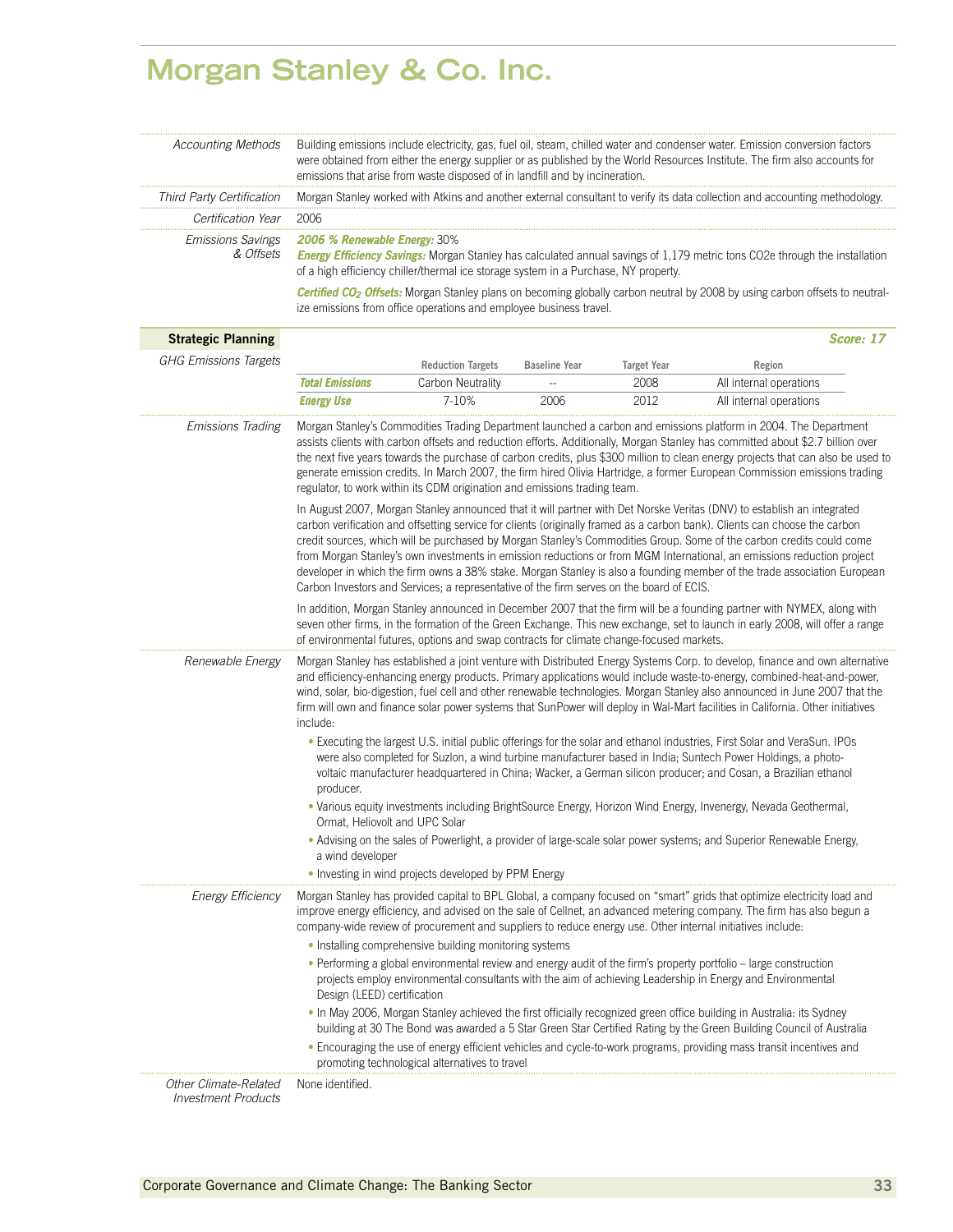# Morgan Stanley & Co. Inc.

*Accounting Methods*

Building emissions include electricity, gas, fuel oil, steam, chilled water and condenser water. Emission conversion factors were obtained from either the energy supplier or as published by the World Resources Institute. The firm also accounts for emissions that arise from waste disposed of in landfill and by incineration.

*Third Party Certification*

Morgan Stanley worked with Atkins and another external consultant to verify its data collection and accounting methodology.

*Certification Year*

2006

*Emissions Savings & Offsets*

***2006 % Renewable Energy:*** 30%

***Energy Efficiency Savings:*** Morgan Stanley has calculated annual savings of 1,179 metric tons CO2e through the installation of a high efficiency chiller/thermal ice storage system in a Purchase, NY property.

***Certified $CO_2$ Offsets:*** Morgan Stanley plans on becoming globally carbon neutral by 2008 by using carbon offsets to neutralize emissions from office operations and employee business travel.

## Strategic Planning

***Score: 17***

*GHG Emissions Targets*

| | Reduction Targets | Baseline Year | Target Year | Region |
|---|---|---|---|---|
| ***Total Emissions*** | Carbon Neutrality | -- | 2008 | All internal operations |
| ***Energy Use*** | 7-10% | 2006 | 2012 | All internal operations |

*Emissions Trading*

Morgan Stanley's Commodities Trading Department launched a carbon and emissions platform in 2004. The Department assists clients with carbon offsets and reduction efforts. Additionally, Morgan Stanley has committed about $2.7 billion over the next five years towards the purchase of carbon credits, plus $300 million to clean energy projects that can also be used to generate emission credits. In March 2007, the firm hired Olivia Hartridge, a former European Commission emissions trading regulator, to work within its CDM origination and emissions trading team.

In August 2007, Morgan Stanley announced that it will partner with Det Norske Veritas (DNV) to establish an integrated carbon verification and offsetting service for clients (originally framed as a carbon bank). Clients can choose the carbon credit sources, which will be purchased by Morgan Stanley's Commodities Group. Some of the carbon credits could come from Morgan Stanley's own investments in emission reductions or from MGM International, an emissions reduction project developer in which the firm owns a 38% stake. Morgan Stanley is also a founding member of the trade association European Carbon Investors and Services; a representative of the firm serves on the board of ECIS.

In addition, Morgan Stanley announced in December 2007 that the firm will be a founding partner with NYMEX, along with seven other firms, in the formation of the Green Exchange. This new exchange, set to launch in early 2008, will offer a range of environmental futures, options and swap contracts for climate change-focused markets.

*Renewable Energy*

Morgan Stanley has established a joint venture with Distributed Energy Systems Corp. to develop, finance and own alternative and efficiency-enhancing energy products. Primary applications would include waste-to-energy, combined-heat-and-power, wind, solar, bio-digestion, fuel cell and other renewable technologies. Morgan Stanley also announced in June 2007 that the firm will own and finance solar power systems that SunPower will deploy in Wal-Mart facilities in California. Other initiatives include:

- Executing the largest U.S. initial public offerings for the solar and ethanol industries, First Solar and VeraSun. IPOs were also completed for Suzlon, a wind turbine manufacturer based in India; Suntech Power Holdings, a photovoltaic manufacturer headquartered in China; Wacker, a German silicon producer; and Cosan, a Brazilian ethanol producer.
- Various equity investments including BrightSource Energy, Horizon Wind Energy, Invenergy, Nevada Geothermal, Ormat, Heliovolt and UPC Solar
- Advising on the sales of Powerlight, a provider of large-scale solar power systems; and Superior Renewable Energy, a wind developer
- Investing in wind projects developed by PPM Energy

*Energy Efficiency*

Morgan Stanley has provided capital to BPL Global, a company focused on "smart" grids that optimize electricity load and improve energy efficiency, and advised on the sale of Cellnet, an advanced metering company. The firm has also begun a company-wide review of procurement and suppliers to reduce energy use. Other internal initiatives include:

- Installing comprehensive building monitoring systems
- Performing a global environmental review and energy audit of the firm's property portfolio – large construction projects employ environmental consultants with the aim of achieving Leadership in Energy and Environmental Design (LEED) certification
- In May 2006, Morgan Stanley achieved the first officially recognized green office building in Australia: its Sydney building at 30 The Bond was awarded a 5 Star Green Star Certified Rating by the Green Building Council of Australia
- Encouraging the use of energy efficient vehicles and cycle-to-work programs, providing mass transit incentives and promoting technological alternatives to travel

*Other Climate-Related Investment Products*

None identified.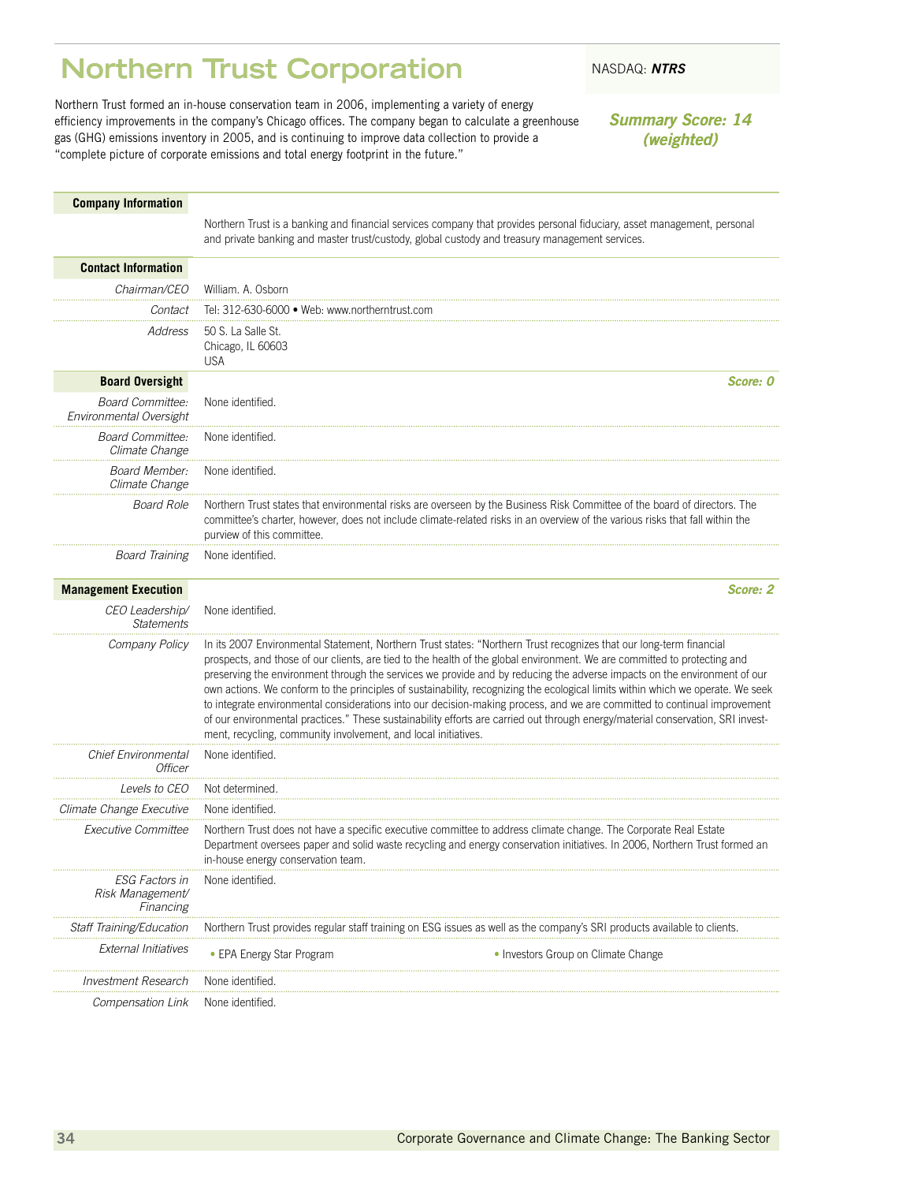# Northern Trust Corporation

NASDAQ: ***NTRS***

Northern Trust formed an in-house conservation team in 2006, implementing a variety of energy efficiency improvements in the company's Chicago offices. The company began to calculate a greenhouse gas (GHG) emissions inventory in 2005, and is continuing to improve data collection to provide a "complete picture of corporate emissions and total energy footprint in the future."

***Summary Score: 14 (weighted)***

## Company Information

Northern Trust is a banking and financial services company that provides personal fiduciary, asset management, personal and private banking and master trust/custody, global custody and treasury management services.

## Contact Information

| | |
|---|---|
| *Chairman/CEO* | William. A. Osborn |
| *Contact* | Tel: 312-630-6000 • Web: www.northerntrust.com |
| *Address* | 50 S. La Salle St.<br>Chicago, IL 60603<br>USA |

## Board Oversight

***Score: 0***

| | |
|---|---|
| *Board Committee: Environmental Oversight* | None identified. |
| *Board Committee: Climate Change* | None identified. |
| *Board Member: Climate Change* | None identified. |
| *Board Role* | Northern Trust states that environmental risks are overseen by the Business Risk Committee of the board of directors. The committee's charter, however, does not include climate-related risks in an overview of the various risks that fall within the purview of this committee. |
| *Board Training* | None identified. |

## Management Execution

***Score: 2***

| | |
|---|---|
| *CEO Leadership/ Statements* | None identified. |
| *Company Policy* | In its 2007 Environmental Statement, Northern Trust states: "Northern Trust recognizes that our long-term financial prospects, and those of our clients, are tied to the health of the global environment. We are committed to protecting and preserving the environment through the services we provide and by reducing the adverse impacts on the environment of our own actions. We conform to the principles of sustainability, recognizing the ecological limits within which we operate. We seek to integrate environmental considerations into our decision-making process, and we are committed to continual improvement of our environmental practices." These sustainability efforts are carried out through energy/material conservation, SRI investment, recycling, community involvement, and local initiatives. |
| *Chief Environmental Officer* | None identified. |
| *Levels to CEO* | Not determined. |
| *Climate Change Executive* | None identified. |
| *Executive Committee* | Northern Trust does not have a specific executive committee to address climate change. The Corporate Real Estate Department oversees paper and solid waste recycling and energy conservation initiatives. In 2006, Northern Trust formed an in-house energy conservation team. |
| *ESG Factors in Risk Management/ Financing* | None identified. |
| *Staff Training/Education* | Northern Trust provides regular staff training on ESG issues as well as the company's SRI products available to clients. |
| *External Initiatives* | • EPA Energy Star Program<br>• Investors Group on Climate Change |
| *Investment Research* | None identified. |
| *Compensation Link* | None identified. |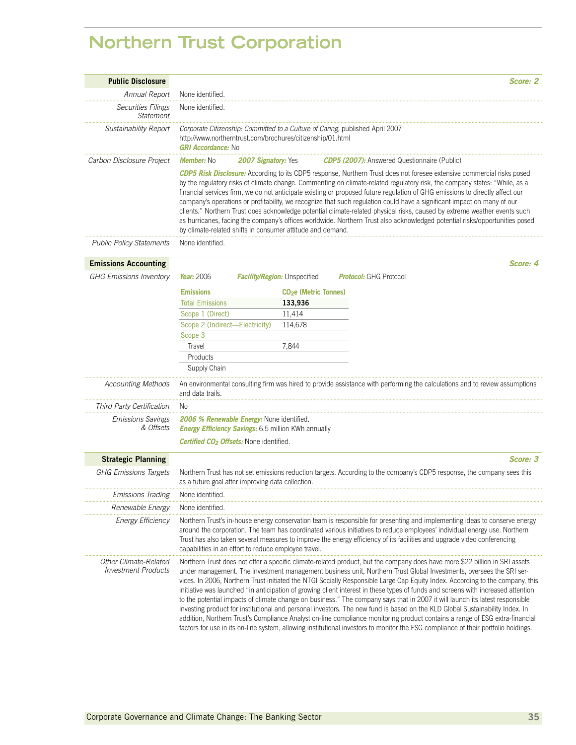# Northern Trust Corporation

## Public Disclosure — *Score: 2*

*Annual Report*
None identified.

*Securities Filings Statement*
None identified.

*Sustainability Report*
*Corporate Citizenship: Committed to a Culture of Caring,* published April 2007
http://www.northerntrust.com/brochures/citizenship/01.html
***GRI Accordance:*** No

*Carbon Disclosure Project*
***Member:*** No ***2007 Signatory:*** Yes ***CDP5 (2007):*** Answered Questionnaire (Public)

***CDP5 Risk Disclosure:*** According to its CDP5 response, Northern Trust does not foresee extensive commercial risks posed by the regulatory risks of climate change. Commenting on climate-related regulatory risk, the company states: "While, as a financial services firm, we do not anticipate existing or proposed future regulation of GHG emissions to directly affect our company's operations or profitability, we recognize that such regulation could have a significant impact on many of our clients." Northern Trust does acknowledge potential climate-related physical risks, caused by extreme weather events such as hurricanes, facing the company's offices worldwide. Northern Trust also acknowledged potential risks/opportunities posed by climate-related shifts in consumer attitude and demand.

*Public Policy Statements*
None identified.

## Emissions Accounting — *Score: 4*

*GHG Emissions Inventory*
***Year:*** 2006 ***Facility/Region:*** Unspecified ***Protocol:*** GHG Protocol

| Emissions | $CO_2e$ (Metric Tonnes) |
|---|---|
| Total Emissions | **133,936** |
| Scope 1 (Direct) | 11,414 |
| Scope 2 (Indirect—Electricity) | 114,678 |
| Scope 3 | |
| Travel | 7,844 |
| Products | |
| Supply Chain | |

*Accounting Methods*
An environmental consulting firm was hired to provide assistance with performing the calculations and to review assumptions and data trails.

*Third Party Certification*
No

*Emissions Savings & Offsets*
***2006 % Renewable Energy:*** None identified.
***Energy Efficiency Savings:*** 6.5 million KWh annually

***Certified $CO_2$ Offsets:*** None identified.

## Strategic Planning — *Score: 3*

*GHG Emissions Targets*
Northern Trust has not set emissions reduction targets. According to the company's CDP5 response, the company sees this as a future goal after improving data collection.

*Emissions Trading*
None identified.

*Renewable Energy*
None identified.

*Energy Efficiency*
Northern Trust's in-house energy conservation team is responsible for presenting and implementing ideas to conserve energy around the corporation. The team has coordinated various initiatives to reduce employees' individual energy use. Northern Trust has also taken several measures to improve the energy efficiency of its facilities and upgrade video conferencing capabilities in an effort to reduce employee travel.

*Other Climate-Related Investment Products*
Northern Trust does not offer a specific climate-related product, but the company does have more $22 billion in SRI assets under management. The investment management business unit, Northern Trust Global Investments, oversees the SRI services. In 2006, Northern Trust initiated the NTGI Socially Responsible Large Cap Equity Index. According to the company, this initiative was launched "in anticipation of growing client interest in these types of funds and screens with increased attention to the potential impacts of climate change on business." The company says that in 2007 it will launch its latest responsible investing product for institutional and personal investors. The new fund is based on the KLD Global Sustainability Index. In addition, Northern Trust's Compliance Analyst on-line compliance monitoring product contains a range of ESG extra-financial factors for use in its on-line system, allowing institutional investors to monitor the ESG compliance of their portfolio holdings.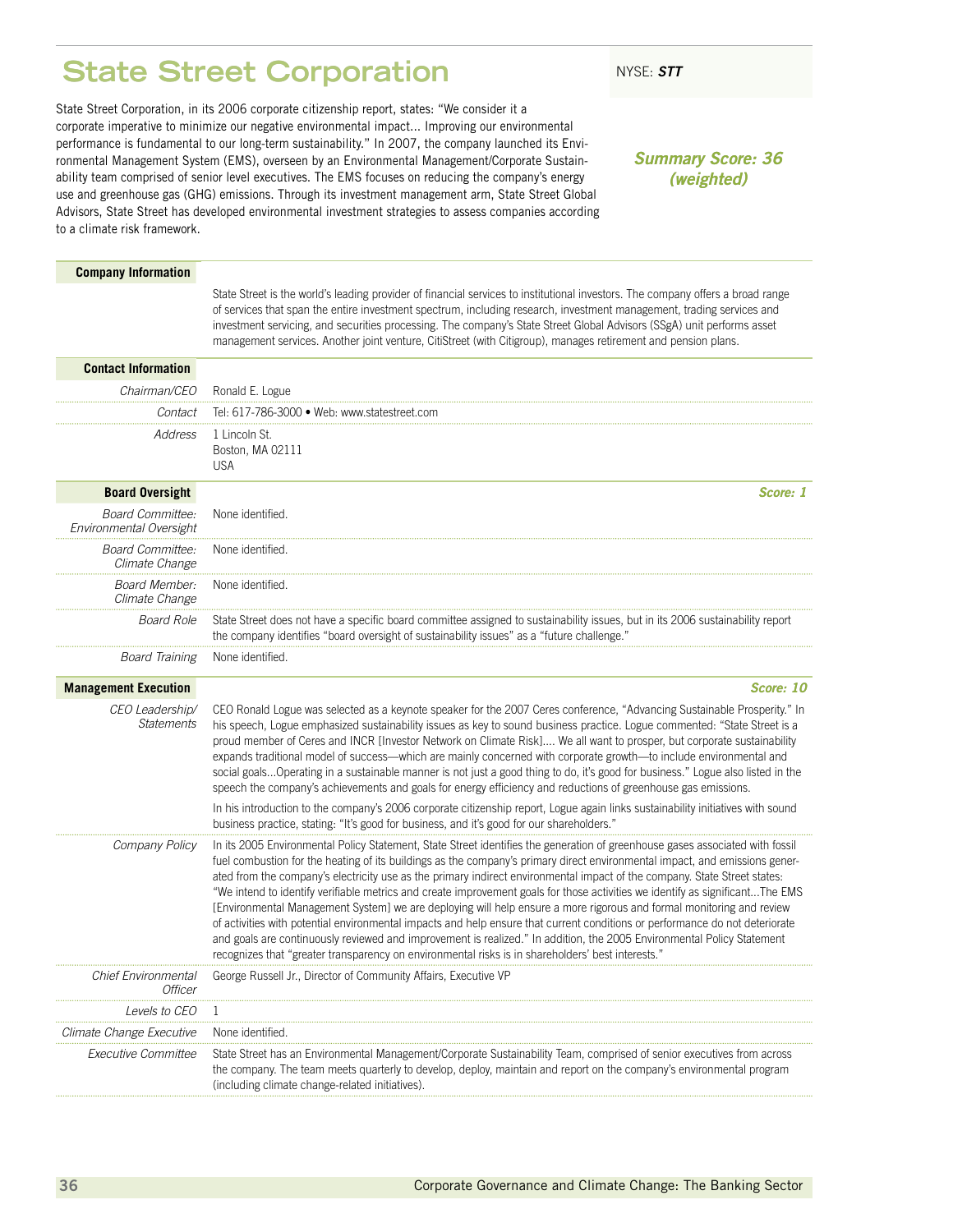# State Street Corporation

NYSE: ***STT***

State Street Corporation, in its 2006 corporate citizenship report, states: "We consider it a corporate imperative to minimize our negative environmental impact... Improving our environmental performance is fundamental to our long-term sustainability." In 2007, the company launched its Environmental Management System (EMS), overseen by an Environmental Management/Corporate Sustainability team comprised of senior level executives. The EMS focuses on reducing the company's energy use and greenhouse gas (GHG) emissions. Through its investment management arm, State Street Global Advisors, State Street has developed environmental investment strategies to assess companies according to a climate risk framework.

***Summary Score: 36 (weighted)***

## Company Information

State Street is the world's leading provider of financial services to institutional investors. The company offers a broad range of services that span the entire investment spectrum, including research, investment management, trading services and investment servicing, and securities processing. The company's State Street Global Advisors (SSgA) unit performs asset management services. Another joint venture, CitiStreet (with Citigroup), manages retirement and pension plans.

## Contact Information

| | |
|---|---|
| *Chairman/CEO* | Ronald E. Logue |
| *Contact* | Tel: 617-786-3000 • Web: www.statestreet.com |
| *Address* | 1 Lincoln St.<br>Boston, MA 02111<br>USA |

## Board Oversight

***Score: 1***

| | |
|---|---|
| *Board Committee: Environmental Oversight* | None identified. |
| *Board Committee: Climate Change* | None identified. |
| *Board Member: Climate Change* | None identified. |
| *Board Role* | State Street does not have a specific board committee assigned to sustainability issues, but in its 2006 sustainability report the company identifies "board oversight of sustainability issues" as a "future challenge." |
| *Board Training* | None identified. |

## Management Execution

***Score: 10***

| | |
|---|---|
| *CEO Leadership/ Statements* | CEO Ronald Logue was selected as a keynote speaker for the 2007 Ceres conference, "Advancing Sustainable Prosperity." In his speech, Logue emphasized sustainability issues as key to sound business practice. Logue commented: "State Street is a proud member of Ceres and INCR [Investor Network on Climate Risk].... We all want to prosper, but corporate sustainability expands traditional model of success—which are mainly concerned with corporate growth—to include environmental and social goals...Operating in a sustainable manner is not just a good thing to do, it's good for business." Logue also listed in the speech the company's achievements and goals for energy efficiency and reductions of greenhouse gas emissions.<br><br>In his introduction to the company's 2006 corporate citizenship report, Logue again links sustainability initiatives with sound business practice, stating: "It's good for business, and it's good for our shareholders." |
| *Company Policy* | In its 2005 Environmental Policy Statement, State Street identifies the generation of greenhouse gases associated with fossil fuel combustion for the heating of its buildings as the company's primary direct environmental impact, and emissions generated from the company's electricity use as the primary indirect environmental impact of the company. State Street states: "We intend to identify verifiable metrics and create improvement goals for those activities we identify as significant...The EMS [Environmental Management System] we are deploying will help ensure a more rigorous and formal monitoring and review of activities with potential environmental impacts and help ensure that current conditions or performance do not deteriorate and goals are continuously reviewed and improvement is realized." In addition, the 2005 Environmental Policy Statement recognizes that "greater transparency on environmental risks is in shareholders' best interests." |
| *Chief Environmental Officer* | George Russell Jr., Director of Community Affairs, Executive VP |
| *Levels to CEO* | 1 |
| *Climate Change Executive* | None identified. |
| *Executive Committee* | State Street has an Environmental Management/Corporate Sustainability Team, comprised of senior executives from across the company. The team meets quarterly to develop, deploy, maintain and report on the company's environmental program (including climate change-related initiatives). |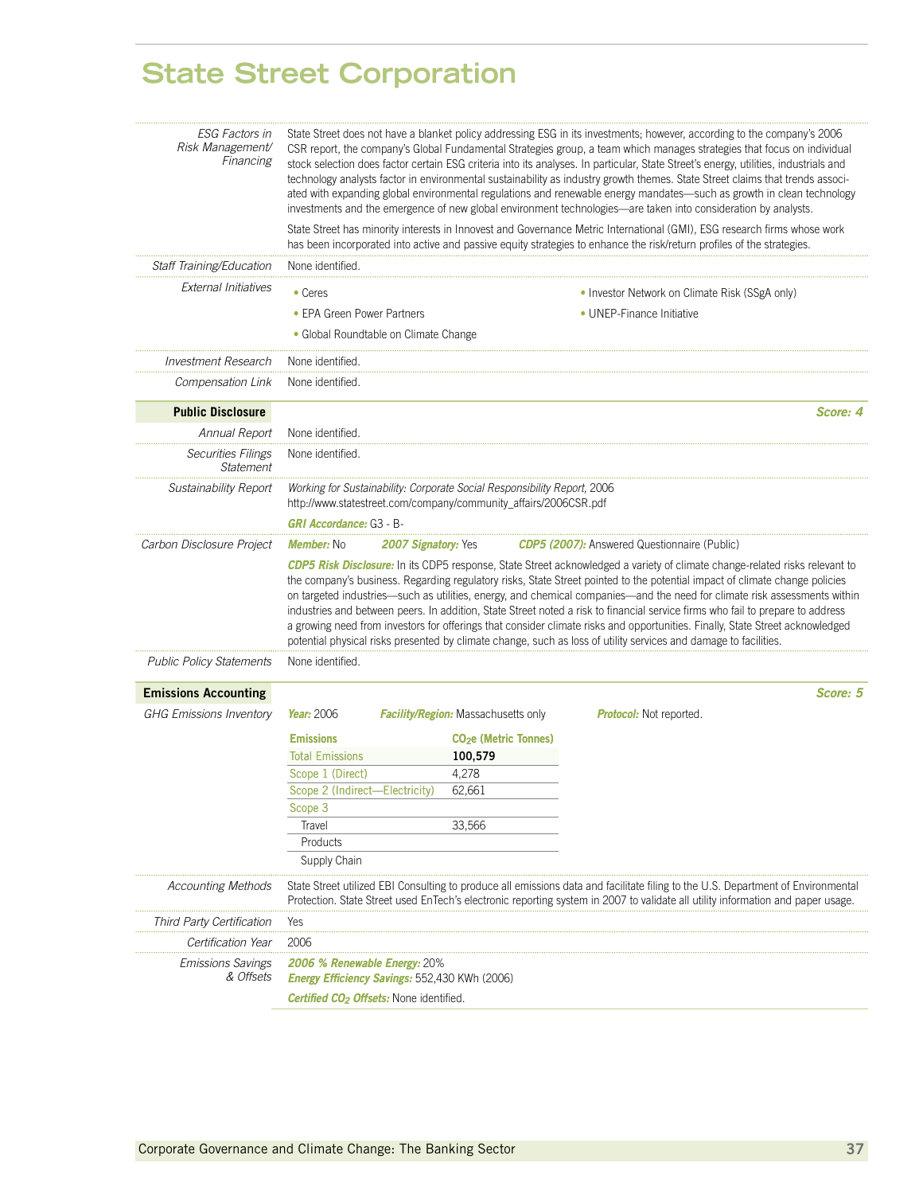# State Street Corporation

*ESG Factors in Risk Management/ Financing*

State Street does not have a blanket policy addressing ESG in its investments; however, according to the company's 2006 CSR report, the company's Global Fundamental Strategies group, a team which manages strategies that focus on individual stock selection does factor certain ESG criteria into its analyses. In particular, State Street's energy, utilities, industrials and technology analysts factor in environmental sustainability as industry growth themes. State Street claims that trends associated with expanding global environmental regulations and renewable energy mandates—such as growth in clean technology investments and the emergence of new global environment technologies—are taken into consideration by analysts.

State Street has minority interests in Innovest and Governance Metric International (GMI), ESG research firms whose work has been incorporated into active and passive equity strategies to enhance the risk/return profiles of the strategies.

*Staff Training/Education*

None identified.

*External Initiatives*

- Ceres
- EPA Green Power Partners
- Global Roundtable on Climate Change
- Investor Network on Climate Risk (SSgA only)
- UNEP-Finance Initiative

*Investment Research*

None identified.

*Compensation Link*

None identified.

## Public Disclosure

***Score: 4***

*Annual Report*

None identified.

*Securities Filings Statement*

None identified.

*Sustainability Report*

*Working for Sustainability: Corporate Social Responsibility Report,* 2006
http://www.statestreet.com/company/community_affairs/2006CSR.pdf

***GRI Accordance:*** G3 - B-

*Carbon Disclosure Project*

***Member:*** No ***2007 Signatory:*** Yes ***CDP5 (2007):*** Answered Questionnaire (Public)

***CDP5 Risk Disclosure:*** In its CDP5 response, State Street acknowledged a variety of climate change-related risks relevant to the company's business. Regarding regulatory risks, State Street pointed to the potential impact of climate change policies on targeted industries—such as utilities, energy, and chemical companies—and the need for climate risk assessments within industries and between peers. In addition, State Street noted a risk to financial service firms who fail to prepare to address a growing need from investors for offerings that consider climate risks and opportunities. Finally, State Street acknowledged potential physical risks presented by climate change, such as loss of utility services and damage to facilities.

*Public Policy Statements*

None identified.

## Emissions Accounting

***Score: 5***

*GHG Emissions Inventory*

***Year:*** 2006 ***Facility/Region:*** Massachusetts only ***Protocol:*** Not reported.

| Emissions | $CO_2e$ (Metric Tonnes) |
|---|---|
| Total Emissions | **100,579** |
| Scope 1 (Direct) | 4,278 |
| Scope 2 (Indirect—Electricity) | 62,661 |
| Scope 3 | |
| Travel | 33,566 |
| Products | |
| Supply Chain | |

*Accounting Methods*

State Street utilized EBI Consulting to produce all emissions data and facilitate filing to the U.S. Department of Environmental Protection. State Street used EnTech's electronic reporting system in 2007 to validate all utility information and paper usage.

*Third Party Certification*

Yes

*Certification Year*

2006

*Emissions Savings & Offsets*

***2006 % Renewable Energy:*** 20%
***Energy Efficiency Savings:*** 552,430 KWh (2006)

***Certified $CO_2$ Offsets:*** None identified.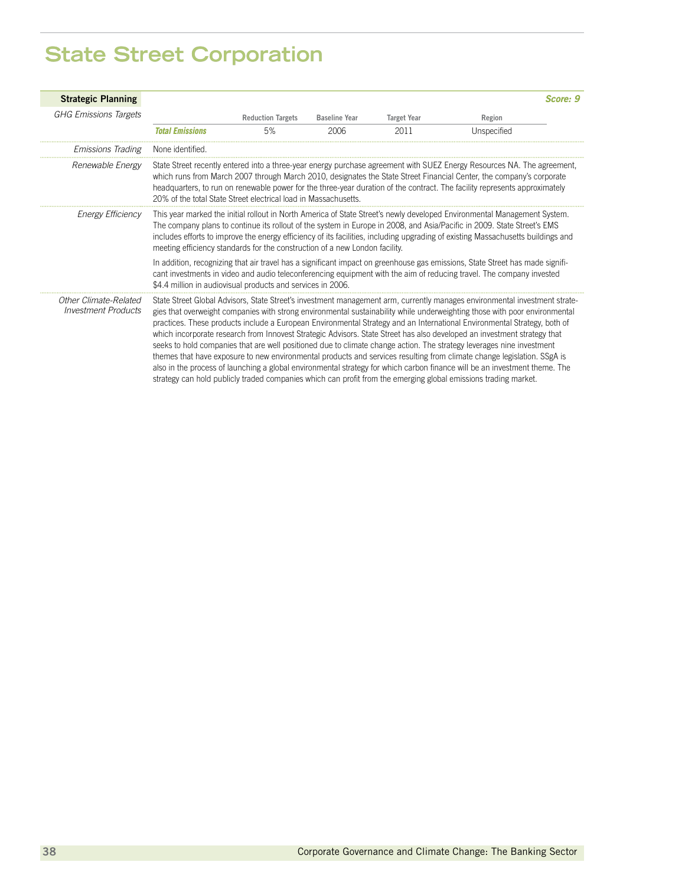# State Street Corporation

## Strategic Planning

*Score: 9*

*GHG Emissions Targets*

| | Reduction Targets | Baseline Year | Target Year | Region |
|---|---|---|---|---|
| ***Total Emissions*** | 5% | 2006 | 2011 | Unspecified |

*Emissions Trading*

None identified.

*Renewable Energy*

State Street recently entered into a three-year energy purchase agreement with SUEZ Energy Resources NA. The agreement, which runs from March 2007 through March 2010, designates the State Street Financial Center, the company's corporate headquarters, to run on renewable power for the three-year duration of the contract. The facility represents approximately 20% of the total State Street electrical load in Massachusetts.

*Energy Efficiency*

This year marked the initial rollout in North America of State Street's newly developed Environmental Management System. The company plans to continue its rollout of the system in Europe in 2008, and Asia/Pacific in 2009. State Street's EMS includes efforts to improve the energy efficiency of its facilities, including upgrading of existing Massachusetts buildings and meeting efficiency standards for the construction of a new London facility.

In addition, recognizing that air travel has a significant impact on greenhouse gas emissions, State Street has made significant investments in video and audio teleconferencing equipment with the aim of reducing travel. The company invested $4.4 million in audiovisual products and services in 2006.

*Other Climate-Related Investment Products*

State Street Global Advisors, State Street's investment management arm, currently manages environmental investment strategies that overweight companies with strong environmental sustainability while underweighting those with poor environmental practices. These products include a European Environmental Strategy and an International Environmental Strategy, both of which incorporate research from Innovest Strategic Advisors. State Street has also developed an investment strategy that seeks to hold companies that are well positioned due to climate change action. The strategy leverages nine investment themes that have exposure to new environmental products and services resulting from climate change legislation. SSgA is also in the process of launching a global environmental strategy for which carbon finance will be an investment theme. The strategy can hold publicly traded companies which can profit from the emerging global emissions trading market.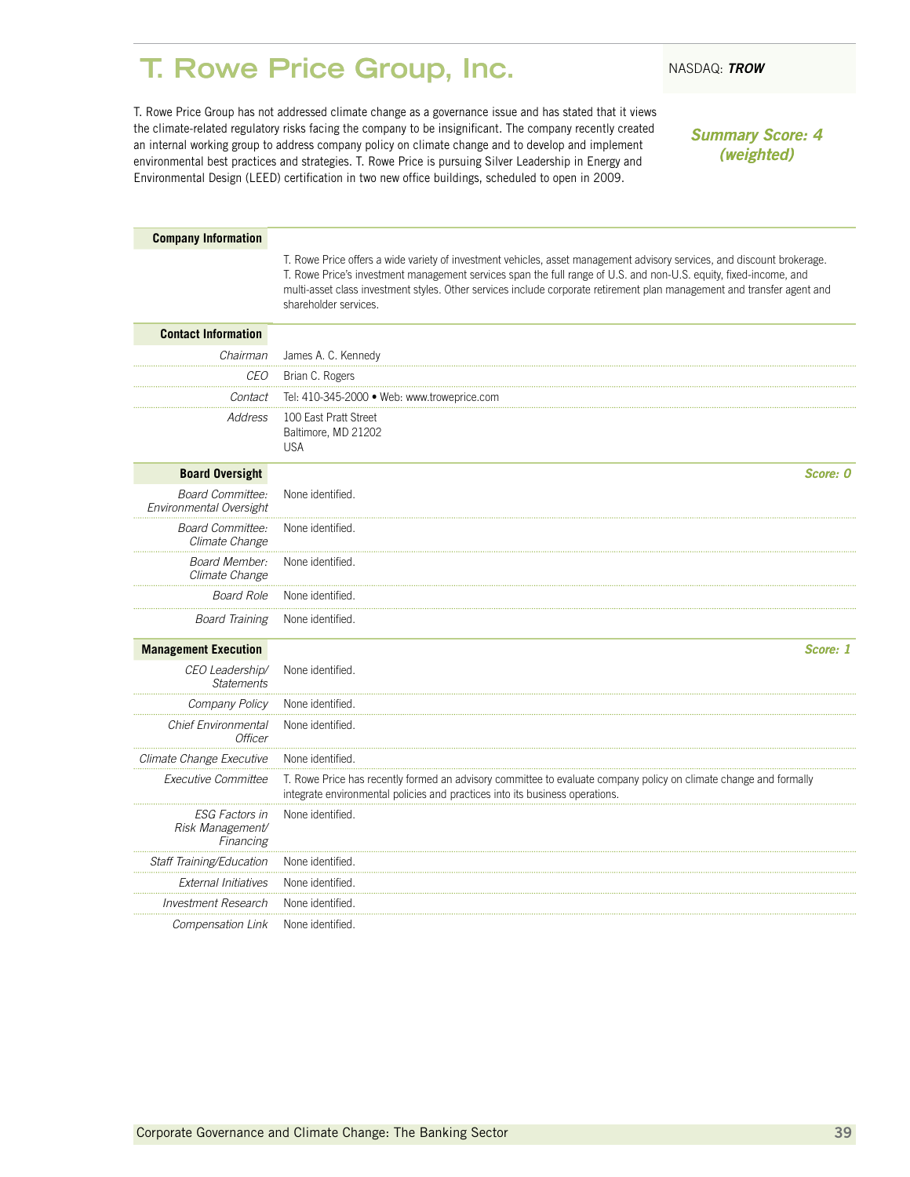# T. Rowe Price Group, Inc.

NASDAQ: ***TROW***

T. Rowe Price Group has not addressed climate change as a governance issue and has stated that it views the climate-related regulatory risks facing the company to be insignificant. The company recently created an internal working group to address company policy on climate change and to develop and implement environmental best practices and strategies. T. Rowe Price is pursuing Silver Leadership in Energy and Environmental Design (LEED) certification in two new office buildings, scheduled to open in 2009.

***Summary Score: 4 (weighted)***

**Company Information**

T. Rowe Price offers a wide variety of investment vehicles, asset management advisory services, and discount brokerage. T. Rowe Price's investment management services span the full range of U.S. and non-U.S. equity, fixed-income, and multi-asset class investment styles. Other services include corporate retirement plan management and transfer agent and shareholder services.

**Contact Information**

| | |
|---|---|
| *Chairman* | James A. C. Kennedy |
| *CEO* | Brian C. Rogers |
| *Contact* | Tel: 410-345-2000 • Web: www.troweprice.com |
| *Address* | 100 East Pratt Street<br>Baltimore, MD 21202<br>USA |

**Board Oversight** — ***Score: 0***

| | |
|---|---|
| *Board Committee: Environmental Oversight* | None identified. |
| *Board Committee: Climate Change* | None identified. |
| *Board Member: Climate Change* | None identified. |
| *Board Role* | None identified. |
| *Board Training* | None identified. |

**Management Execution** — ***Score: 1***

| | |
|---|---|
| *CEO Leadership/ Statements* | None identified. |
| *Company Policy* | None identified. |
| *Chief Environmental Officer* | None identified. |
| *Climate Change Executive* | None identified. |
| *Executive Committee* | T. Rowe Price has recently formed an advisory committee to evaluate company policy on climate change and formally integrate environmental policies and practices into its business operations. |
| *ESG Factors in Risk Management/ Financing* | None identified. |
| *Staff Training/Education* | None identified. |
| *External Initiatives* | None identified. |
| *Investment Research* | None identified. |
| *Compensation Link* | None identified. |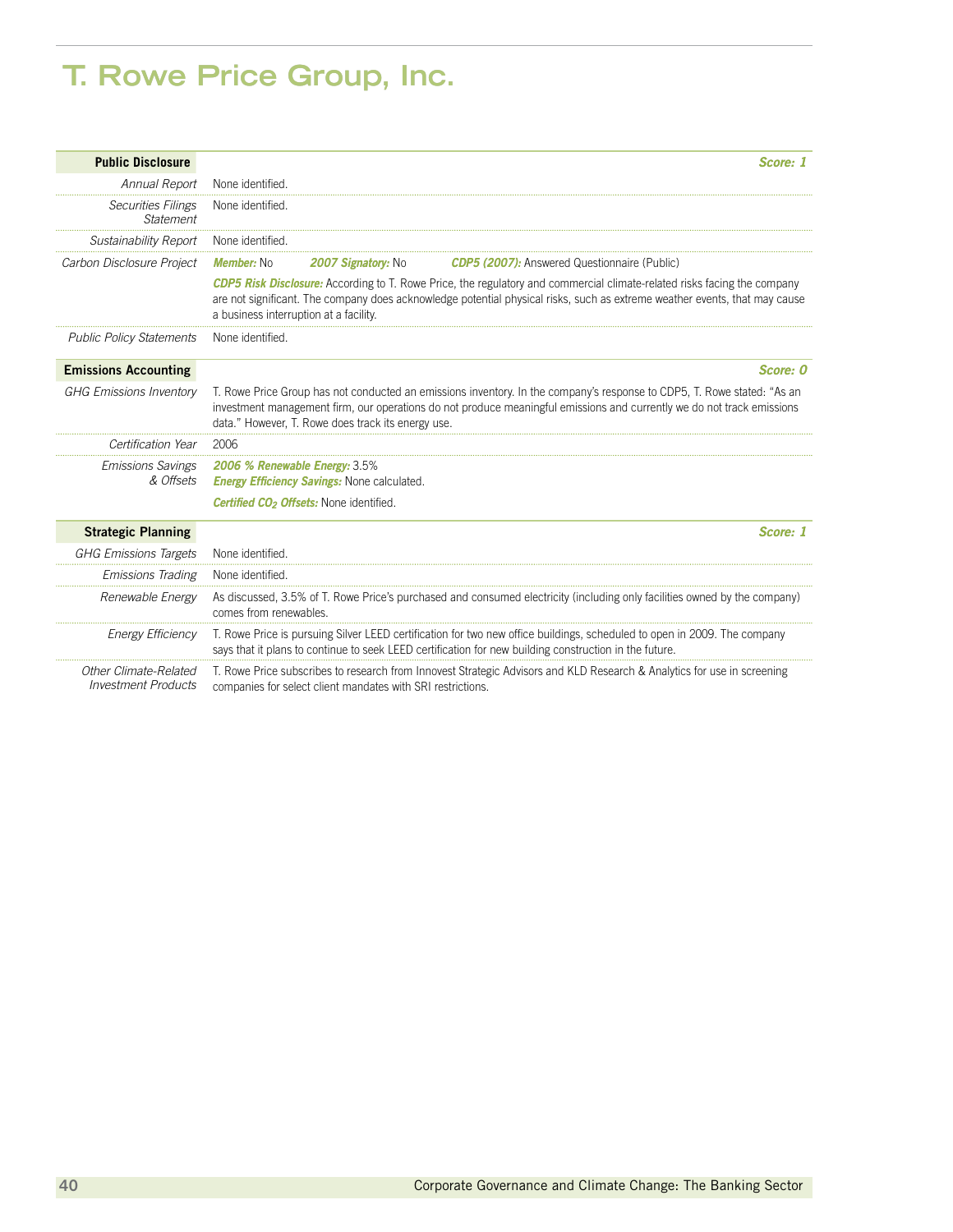# T. Rowe Price Group, Inc.

## Public Disclosure

***Score: 1***

*Annual Report* None identified.

*Securities Filings Statement* None identified.

*Sustainability Report* None identified.

*Carbon Disclosure Project* ***Member:*** No ***2007 Signatory:*** No ***CDP5 (2007):*** Answered Questionnaire (Public)

***CDP5 Risk Disclosure:*** According to T. Rowe Price, the regulatory and commercial climate-related risks facing the company are not significant. The company does acknowledge potential physical risks, such as extreme weather events, that may cause a business interruption at a facility.

*Public Policy Statements* None identified.

## Emissions Accounting

***Score: 0***

*GHG Emissions Inventory* T. Rowe Price Group has not conducted an emissions inventory. In the company's response to CDP5, T. Rowe stated: "As an investment management firm, our operations do not produce meaningful emissions and currently we do not track emissions data." However, T. Rowe does track its energy use.

*Certification Year* 2006

*Emissions Savings & Offsets* ***2006 % Renewable Energy:*** 3.5%
***Energy Efficiency Savings:*** None calculated.

***Certified $CO_2$ Offsets:*** None identified.

## Strategic Planning

***Score: 1***

*GHG Emissions Targets* None identified.

*Emissions Trading* None identified.

*Renewable Energy* As discussed, 3.5% of T. Rowe Price's purchased and consumed electricity (including only facilities owned by the company) comes from renewables.

*Energy Efficiency* T. Rowe Price is pursuing Silver LEED certification for two new office buildings, scheduled to open in 2009. The company says that it plans to continue to seek LEED certification for new building construction in the future.

*Other Climate-Related Investment Products* T. Rowe Price subscribes to research from Innovest Strategic Advisors and KLD Research & Analytics for use in screening companies for select client mandates with SRI restrictions.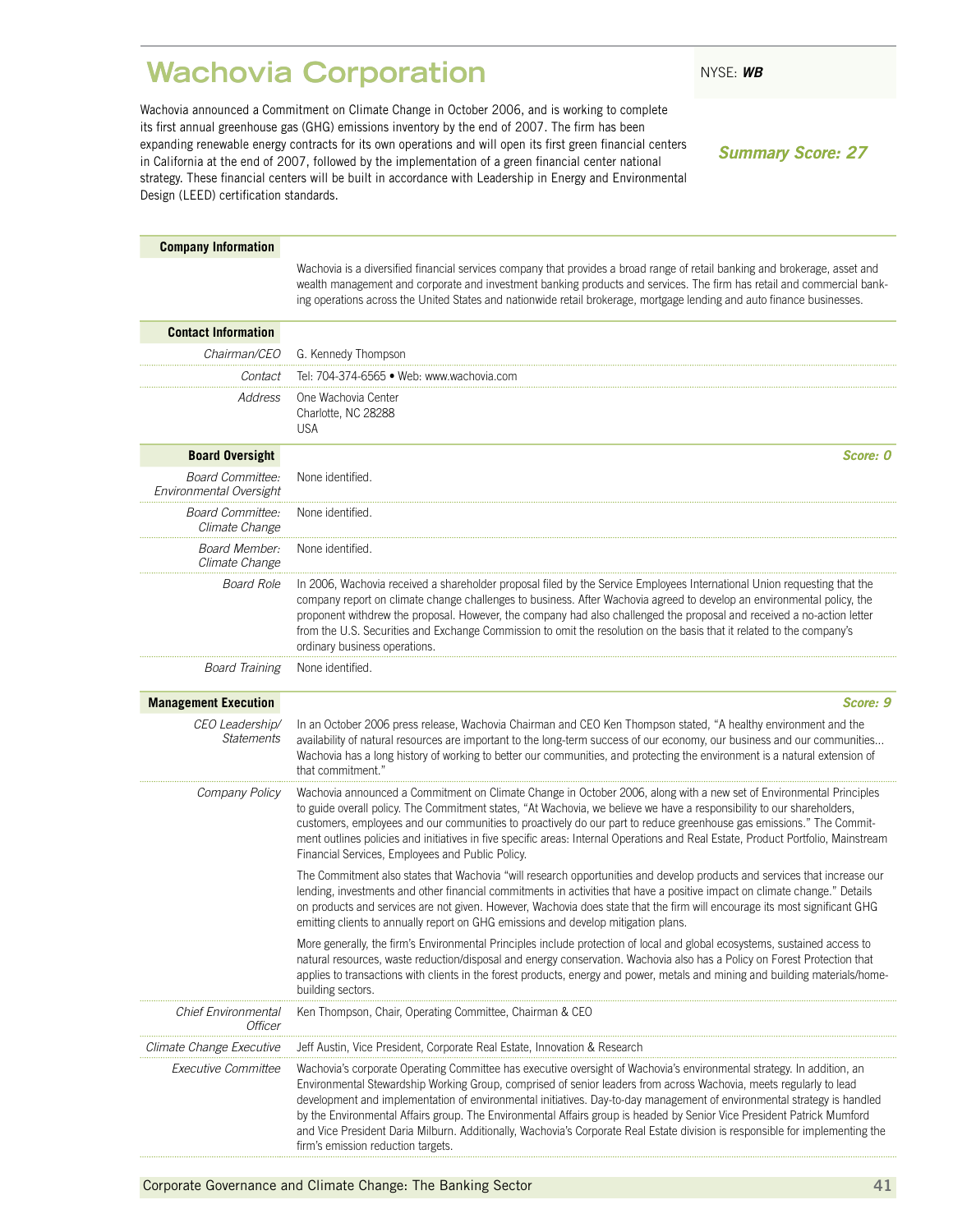# Wachovia Corporation

NYSE: ***WB***

***Summary Score: 27***

Wachovia announced a Commitment on Climate Change in October 2006, and is working to complete its first annual greenhouse gas (GHG) emissions inventory by the end of 2007. The firm has been expanding renewable energy contracts for its own operations and will open its first green financial centers in California at the end of 2007, followed by the implementation of a green financial center national strategy. These financial centers will be built in accordance with Leadership in Energy and Environmental Design (LEED) certification standards.

## Company Information

Wachovia is a diversified financial services company that provides a broad range of retail banking and brokerage, asset and wealth management and corporate and investment banking products and services. The firm has retail and commercial banking operations across the United States and nationwide retail brokerage, mortgage lending and auto finance businesses.

## Contact Information

| | |
|---|---|
| *Chairman/CEO* | G. Kennedy Thompson |
| *Contact* | Tel: 704-374-6565 • Web: www.wachovia.com |
| *Address* | One Wachovia Center<br>Charlotte, NC 28288<br>USA |

## Board Oversight

***Score: 0***

| | |
|---|---|
| *Board Committee: Environmental Oversight* | None identified. |
| *Board Committee: Climate Change* | None identified. |
| *Board Member: Climate Change* | None identified. |
| *Board Role* | In 2006, Wachovia received a shareholder proposal filed by the Service Employees International Union requesting that the company report on climate change challenges to business. After Wachovia agreed to develop an environmental policy, the proponent withdrew the proposal. However, the company had also challenged the proposal and received a no-action letter from the U.S. Securities and Exchange Commission to omit the resolution on the basis that it related to the company's ordinary business operations. |
| *Board Training* | None identified. |

## Management Execution

***Score: 9***

*CEO Leadership/ Statements*

In an October 2006 press release, Wachovia Chairman and CEO Ken Thompson stated, "A healthy environment and the availability of natural resources are important to the long-term success of our economy, our business and our communities... Wachovia has a long history of working to better our communities, and protecting the environment is a natural extension of that commitment."

*Company Policy*

Wachovia announced a Commitment on Climate Change in October 2006, along with a new set of Environmental Principles to guide overall policy. The Commitment states, "At Wachovia, we believe we have a responsibility to our shareholders, customers, employees and our communities to proactively do our part to reduce greenhouse gas emissions." The Commitment outlines policies and initiatives in five specific areas: Internal Operations and Real Estate, Product Portfolio, Mainstream Financial Services, Employees and Public Policy.

The Commitment also states that Wachovia "will research opportunities and develop products and services that increase our lending, investments and other financial commitments in activities that have a positive impact on climate change." Details on products and services are not given. However, Wachovia does state that the firm will encourage its most significant GHG emitting clients to annually report on GHG emissions and develop mitigation plans.

More generally, the firm's Environmental Principles include protection of local and global ecosystems, sustained access to natural resources, waste reduction/disposal and energy conservation. Wachovia also has a Policy on Forest Protection that applies to transactions with clients in the forest products, energy and power, metals and mining and building materials/homebuilding sectors.

*Chief Environmental Officer*

Ken Thompson, Chair, Operating Committee, Chairman & CEO

*Climate Change Executive*

Jeff Austin, Vice President, Corporate Real Estate, Innovation & Research

*Executive Committee*

Wachovia's corporate Operating Committee has executive oversight of Wachovia's environmental strategy. In addition, an Environmental Stewardship Working Group, comprised of senior leaders from across Wachovia, meets regularly to lead development and implementation of environmental initiatives. Day-to-day management of environmental strategy is handled by the Environmental Affairs group. The Environmental Affairs group is headed by Senior Vice President Patrick Mumford and Vice President Daria Milburn. Additionally, Wachovia's Corporate Real Estate division is responsible for implementing the firm's emission reduction targets.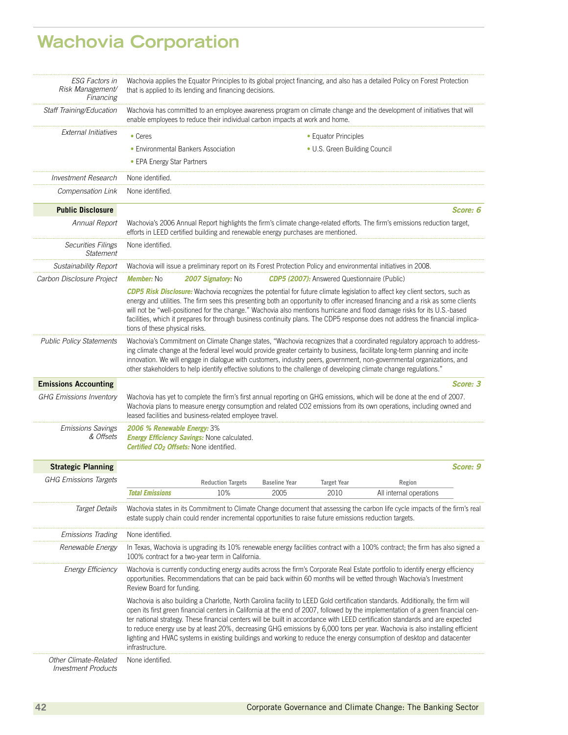# Wachovia Corporation

*ESG Factors in Risk Management/ Financing*
Wachovia applies the Equator Principles to its global project financing, and also has a detailed Policy on Forest Protection that is applied to its lending and financing decisions.

*Staff Training/Education*
Wachovia has committed to an employee awareness program on climate change and the development of initiatives that will enable employees to reduce their individual carbon impacts at work and home.

*External Initiatives*
- Ceres
- Environmental Bankers Association
- EPA Energy Star Partners
- Equator Principles
- U.S. Green Building Council

*Investment Research*
None identified.

*Compensation Link*
None identified.

## Public Disclosure

***Score: 6***

*Annual Report*
Wachovia's 2006 Annual Report highlights the firm's climate change-related efforts. The firm's emissions reduction target, efforts in LEED certified building and renewable energy purchases are mentioned.

*Securities Filings Statement*
None identified.

*Sustainability Report*
Wachovia will issue a preliminary report on its Forest Protection Policy and environmental initiatives in 2008.

*Carbon Disclosure Project*
***Member:*** No ***2007 Signatory:*** No ***CDP5 (2007):*** Answered Questionnaire (Public)

***CDP5 Risk Disclosure:*** Wachovia recognizes the potential for future climate legislation to affect key client sectors, such as energy and utilities. The firm sees this presenting both an opportunity to offer increased financing and a risk as some clients will not be "well-positioned for the change." Wachovia also mentions hurricane and flood damage risks for its U.S.-based facilities, which it prepares for through business continuity plans. The CDP5 response does not address the financial implications of these physical risks.

*Public Policy Statements*
Wachovia's Commitment on Climate Change states, "Wachovia recognizes that a coordinated regulatory approach to addressing climate change at the federal level would provide greater certainty to business, facilitate long-term planning and incite innovation. We will engage in dialogue with customers, industry peers, government, non-governmental organizations, and other stakeholders to help identify effective solutions to the challenge of developing climate change regulations."

## Emissions Accounting

***Score: 3***

*GHG Emissions Inventory*
Wachovia has yet to complete the firm's first annual reporting on GHG emissions, which will be done at the end of 2007. Wachovia plans to measure energy consumption and related CO2 emissions from its own operations, including owned and leased facilities and business-related employee travel.

*Emissions Savings & Offsets*
***2006 % Renewable Energy:*** 3%
***Energy Efficiency Savings:*** None calculated.
***Certified $CO_2$ Offsets:*** None identified.

## Strategic Planning

***Score: 9***

*GHG Emissions Targets*

| | Reduction Targets | Baseline Year | Target Year | Region |
|---|---|---|---|---|
| ***Total Emissions*** | 10% | 2005 | 2010 | All internal operations |

*Target Details*
Wachovia states in its Commitment to Climate Change document that assessing the carbon life cycle impacts of the firm's real estate supply chain could render incremental opportunities to raise future emissions reduction targets.

*Emissions Trading*
None identified.

*Renewable Energy*
In Texas, Wachovia is upgrading its 10% renewable energy facilities contract with a 100% contract; the firm has also signed a 100% contract for a two-year term in California.

*Energy Efficiency*
Wachovia is currently conducting energy audits across the firm's Corporate Real Estate portfolio to identify energy efficiency opportunities. Recommendations that can be paid back within 60 months will be vetted through Wachovia's Investment Review Board for funding.

Wachovia is also building a Charlotte, North Carolina facility to LEED Gold certification standards. Additionally, the firm will open its first green financial centers in California at the end of 2007, followed by the implementation of a green financial center national strategy. These financial centers will be built in accordance with LEED certification standards and are expected to reduce energy use by at least 20%, decreasing GHG emissions by 6,000 tons per year. Wachovia is also installing efficient lighting and HVAC systems in existing buildings and working to reduce the energy consumption of desktop and datacenter infrastructure.

*Other Climate-Related Investment Products*
None identified.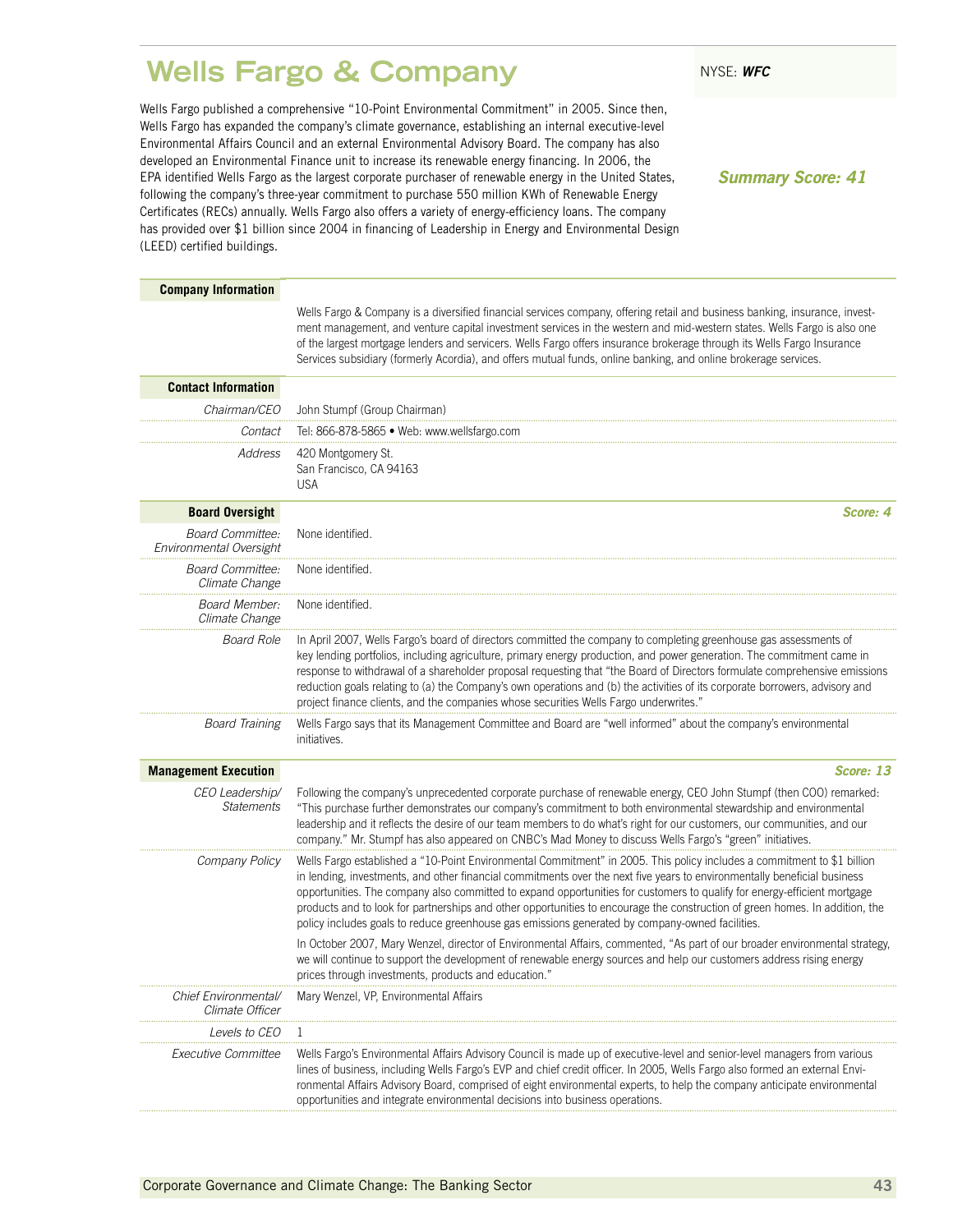# Wells Fargo & Company

NYSE: ***WFC***

Wells Fargo published a comprehensive "10-Point Environmental Commitment" in 2005. Since then, Wells Fargo has expanded the company's climate governance, establishing an internal executive-level Environmental Affairs Council and an external Environmental Advisory Board. The company has also developed an Environmental Finance unit to increase its renewable energy financing. In 2006, the EPA identified Wells Fargo as the largest corporate purchaser of renewable energy in the United States, following the company's three-year commitment to purchase 550 million KWh of Renewable Energy Certificates (RECs) annually. Wells Fargo also offers a variety of energy-efficiency loans. The company has provided over $1 billion since 2004 in financing of Leadership in Energy and Environmental Design (LEED) certified buildings.

***Summary Score: 41***

## Company Information

Wells Fargo & Company is a diversified financial services company, offering retail and business banking, insurance, investment management, and venture capital investment services in the western and mid-western states. Wells Fargo is also one of the largest mortgage lenders and servicers. Wells Fargo offers insurance brokerage through its Wells Fargo Insurance Services subsidiary (formerly Acordia), and offers mutual funds, online banking, and online brokerage services.

## Contact Information

| | |
|---|---|
| *Chairman/CEO* | John Stumpf (Group Chairman) |
| *Contact* | Tel: 866-878-5865 • Web: www.wellsfargo.com |
| *Address* | 420 Montgomery St.<br>San Francisco, CA 94163<br>USA |

## Board Oversight

***Score: 4***

| | |
|---|---|
| *Board Committee: Environmental Oversight* | None identified. |
| *Board Committee: Climate Change* | None identified. |
| *Board Member: Climate Change* | None identified. |
| *Board Role* | In April 2007, Wells Fargo's board of directors committed the company to completing greenhouse gas assessments of key lending portfolios, including agriculture, primary energy production, and power generation. The commitment came in response to withdrawal of a shareholder proposal requesting that "the Board of Directors formulate comprehensive emissions reduction goals relating to (a) the Company's own operations and (b) the activities of its corporate borrowers, advisory and project finance clients, and the companies whose securities Wells Fargo underwrites." |
| *Board Training* | Wells Fargo says that its Management Committee and Board are "well informed" about the company's environmental initiatives. |

## Management Execution

***Score: 13***

| | |
|---|---|
| *CEO Leadership/ Statements* | Following the company's unprecedented corporate purchase of renewable energy, CEO John Stumpf (then COO) remarked: "This purchase further demonstrates our company's commitment to both environmental stewardship and environmental leadership and it reflects the desire of our team members to do what's right for our customers, our communities, and our company." Mr. Stumpf has also appeared on CNBC's Mad Money to discuss Wells Fargo's "green" initiatives. |
| *Company Policy* | Wells Fargo established a "10-Point Environmental Commitment" in 2005. This policy includes a commitment to $1 billion in lending, investments, and other financial commitments over the next five years to environmentally beneficial business opportunities. The company also committed to expand opportunities for customers to qualify for energy-efficient mortgage products and to look for partnerships and other opportunities to encourage the construction of green homes. In addition, the policy includes goals to reduce greenhouse gas emissions generated by company-owned facilities.<br><br>In October 2007, Mary Wenzel, director of Environmental Affairs, commented, "As part of our broader environmental strategy, we will continue to support the development of renewable energy sources and help our customers address rising energy prices through investments, products and education." |
| *Chief Environmental/ Climate Officer* | Mary Wenzel, VP, Environmental Affairs |
| *Levels to CEO* | 1 |
| *Executive Committee* | Wells Fargo's Environmental Affairs Advisory Council is made up of executive-level and senior-level managers from various lines of business, including Wells Fargo's EVP and chief credit officer. In 2005, Wells Fargo also formed an external Environmental Affairs Advisory Board, comprised of eight environmental experts, to help the company anticipate environmental opportunities and integrate environmental decisions into business operations. |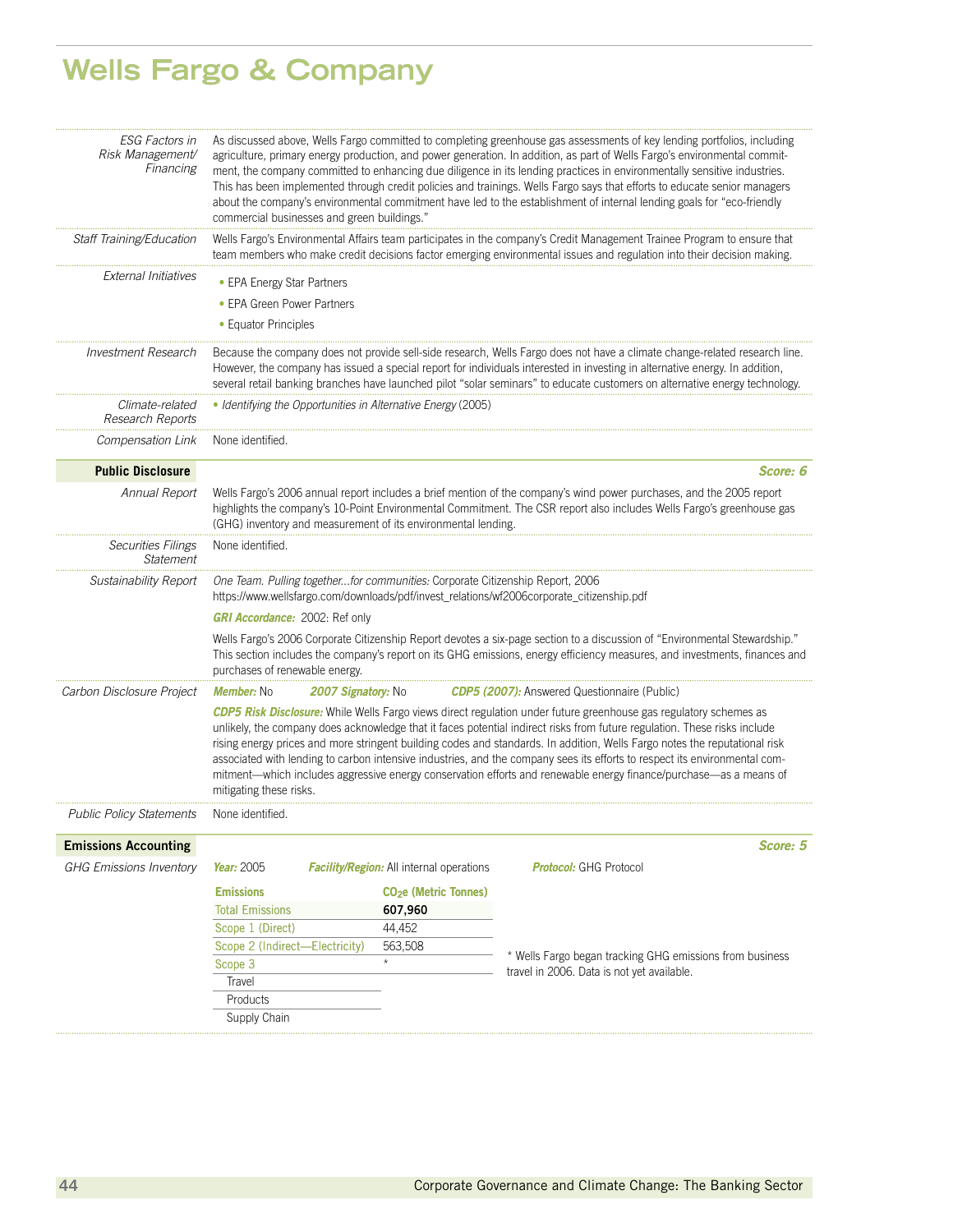# Wells Fargo & Company

| | |
|---|---|
| *ESG Factors in Risk Management/ Financing* | As discussed above, Wells Fargo committed to completing greenhouse gas assessments of key lending portfolios, including agriculture, primary energy production, and power generation. In addition, as part of Wells Fargo's environmental commitment, the company committed to enhancing due diligence in its lending practices in environmentally sensitive industries. This has been implemented through credit policies and trainings. Wells Fargo says that efforts to educate senior managers about the company's environmental commitment have led to the establishment of internal lending goals for "eco-friendly commercial businesses and green buildings." |
| *Staff Training/Education* | Wells Fargo's Environmental Affairs team participates in the company's Credit Management Trainee Program to ensure that team members who make credit decisions factor emerging environmental issues and regulation into their decision making. |
| *External Initiatives* | • EPA Energy Star Partners<br>• EPA Green Power Partners<br>• Equator Principles |
| *Investment Research* | Because the company does not provide sell-side research, Wells Fargo does not have a climate change-related research line. However, the company has issued a special report for individuals interested in investing in alternative energy. In addition, several retail banking branches have launched pilot "solar seminars" to educate customers on alternative energy technology. |
| *Climate-related Research Reports* | • *Identifying the Opportunities in Alternative Energy* (2005) |
| *Compensation Link* | None identified. |

## Public Disclosure — *Score: 6*

| | |
|---|---|
| *Annual Report* | Wells Fargo's 2006 annual report includes a brief mention of the company's wind power purchases, and the 2005 report highlights the company's 10-Point Environmental Commitment. The CSR report also includes Wells Fargo's greenhouse gas (GHG) inventory and measurement of its environmental lending. |
| *Securities Filings Statement* | None identified. |
| *Sustainability Report* | *One Team. Pulling together...for communities:* Corporate Citizenship Report, 2006<br>https://www.wellsfargo.com/downloads/pdf/invest_relations/wf2006corporate_citizenship.pdf<br><br>***GRI Accordance:*** 2002: Ref only<br><br>Wells Fargo's 2006 Corporate Citizenship Report devotes a six-page section to a discussion of "Environmental Stewardship." This section includes the company's report on its GHG emissions, energy efficiency measures, and investments, finances and purchases of renewable energy. |
| *Carbon Disclosure Project* | ***Member:*** No ***2007 Signatory:*** No ***CDP5 (2007):*** Answered Questionnaire (Public)<br><br>***CDP5 Risk Disclosure:*** While Wells Fargo views direct regulation under future greenhouse gas regulatory schemes as unlikely, the company does acknowledge that it faces potential indirect risks from future regulation. These risks include rising energy prices and more stringent building codes and standards. In addition, Wells Fargo notes the reputational risk associated with lending to carbon intensive industries, and the company sees its efforts to respect its environmental commitment—which includes aggressive energy conservation efforts and renewable energy finance/purchase—as a means of mitigating these risks. |
| *Public Policy Statements* | None identified. |

## Emissions Accounting — *Score: 5*

*GHG Emissions Inventory*

***Year:*** 2005 ***Facility/Region:*** All internal operations ***Protocol:*** GHG Protocol

| Emissions | $CO_2e$ (Metric Tonnes) |
|---|---|
| Total Emissions | **607,960** |
| Scope 1 (Direct) | 44,452 |
| Scope 2 (Indirect—Electricity) | 563,508 |
| Scope 3 | * |
| Travel | |
| Products | |
| Supply Chain | |

\* Wells Fargo began tracking GHG emissions from business travel in 2006. Data is not yet available.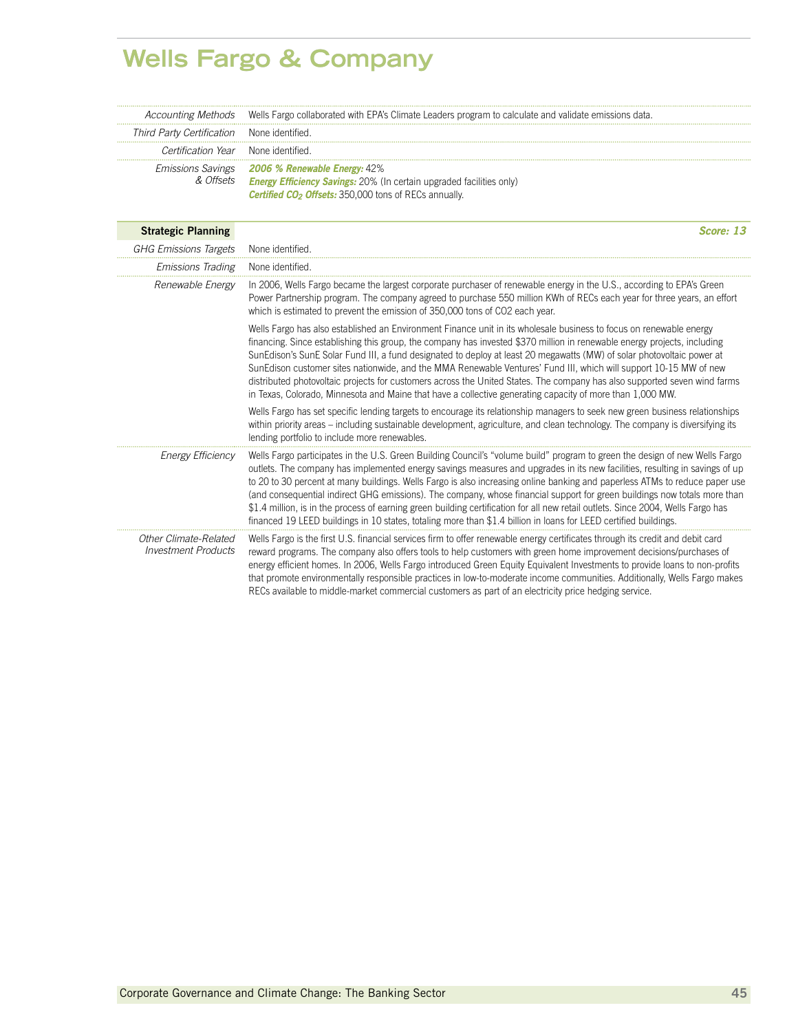# Wells Fargo & Company

| | |
|---|---|
| *Accounting Methods* | Wells Fargo collaborated with EPA's Climate Leaders program to calculate and validate emissions data. |
| *Third Party Certification* | None identified. |
| *Certification Year* | None identified. |
| *Emissions Savings & Offsets* | ***2006 % Renewable Energy:*** 42%<br>***Energy Efficiency Savings:*** 20% (In certain upgraded facilities only)<br>***Certified $CO_2$ Offsets:*** 350,000 tons of RECs annually. |

| **Strategic Planning** | ***Score: 13*** |
|---|---|
| *GHG Emissions Targets* | None identified. |
| *Emissions Trading* | None identified. |
| *Renewable Energy* | In 2006, Wells Fargo became the largest corporate purchaser of renewable energy in the U.S., according to EPA's Green Power Partnership program. The company agreed to purchase 550 million KWh of RECs each year for three years, an effort which is estimated to prevent the emission of 350,000 tons of CO2 each year.<br><br>Wells Fargo has also established an Environment Finance unit in its wholesale business to focus on renewable energy financing. Since establishing this group, the company has invested $370 million in renewable energy projects, including SunEdison's SunE Solar Fund III, a fund designated to deploy at least 20 megawatts (MW) of solar photovoltaic power at SunEdison customer sites nationwide, and the MMA Renewable Ventures' Fund III, which will support 10-15 MW of new distributed photovoltaic projects for customers across the United States. The company has also supported seven wind farms in Texas, Colorado, Minnesota and Maine that have a collective generating capacity of more than 1,000 MW.<br><br>Wells Fargo has set specific lending targets to encourage its relationship managers to seek new green business relationships within priority areas – including sustainable development, agriculture, and clean technology. The company is diversifying its lending portfolio to include more renewables. |
| *Energy Efficiency* | Wells Fargo participates in the U.S. Green Building Council's "volume build" program to green the design of new Wells Fargo outlets. The company has implemented energy savings measures and upgrades in its new facilities, resulting in savings of up to 20 to 30 percent at many buildings. Wells Fargo is also increasing online banking and paperless ATMs to reduce paper use (and consequential indirect GHG emissions). The company, whose financial support for green buildings now totals more than $1.4 million, is in the process of earning green building certification for all new retail outlets. Since 2004, Wells Fargo has financed 19 LEED buildings in 10 states, totaling more than $1.4 billion in loans for LEED certified buildings. |
| *Other Climate-Related Investment Products* | Wells Fargo is the first U.S. financial services firm to offer renewable energy certificates through its credit and debit card reward programs. The company also offers tools to help customers with green home improvement decisions/purchases of energy efficient homes. In 2006, Wells Fargo introduced Green Equity Equivalent Investments to provide loans to non-profits that promote environmentally responsible practices in low-to-moderate income communities. Additionally, Wells Fargo makes RECs available to middle-market commercial customers as part of an electricity price hedging service. |